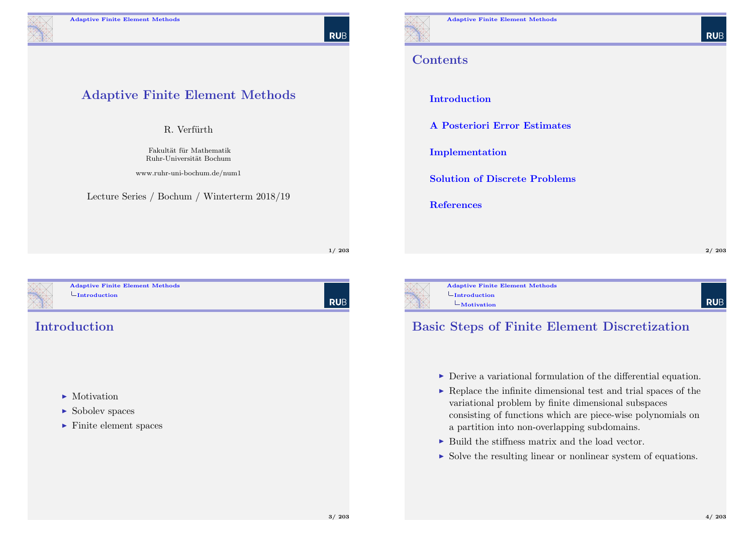# Adaptive Finite Element Methods

R. Verfürth

Fakultät für Mathematik
Ruhr-Universität Bochum

www.ruhr-uni-bochum.de/num1

Lecture Series / Bochum / Winterterm 2018/19

## Contents

- Introduction
- A Posteriori Error Estimates
- Implementation
- Solution of Discrete Problems
- References

## Introduction

- Motivation
- Sobolev spaces
- Finite element spaces

## Basic Steps of Finite Element Discretization

- Derive a variational formulation of the differential equation.
- Replace the infinite dimensional test and trial spaces of the variational problem by finite dimensional subspaces consisting of functions which are piece-wise polynomials on a partition into non-overlapping subdomains.
- Build the stiffness matrix and the load vector.
- Solve the resulting linear or nonlinear system of equations.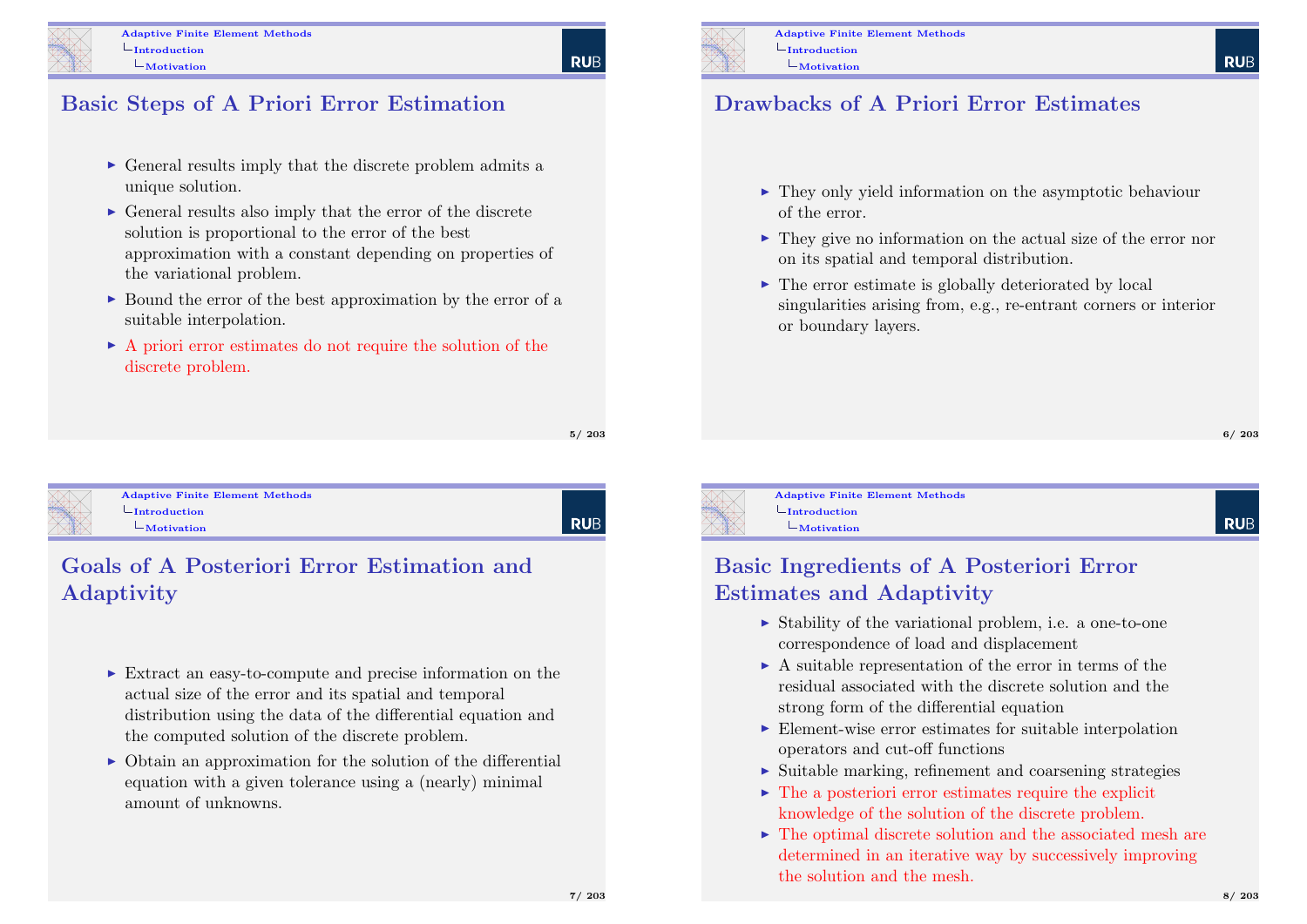## Basic Steps of A Priori Error Estimation

- General results imply that the discrete problem admits a unique solution.
- General results also imply that the error of the discrete solution is proportional to the error of the best approximation with a constant depending on properties of the variational problem.
- Bound the error of the best approximation by the error of a suitable interpolation.
- A priori error estimates do not require the solution of the discrete problem.

## Drawbacks of A Priori Error Estimates

- They only yield information on the asymptotic behaviour of the error.
- They give no information on the actual size of the error nor on its spatial and temporal distribution.
- The error estimate is globally deteriorated by local singularities arising from, e.g., re-entrant corners or interior or boundary layers.

## Goals of A Posteriori Error Estimation and Adaptivity

- Extract an easy-to-compute and precise information on the actual size of the error and its spatial and temporal distribution using the data of the differential equation and the computed solution of the discrete problem.
- Obtain an approximation for the solution of the differential equation with a given tolerance using a (nearly) minimal amount of unknowns.

## Basic Ingredients of A Posteriori Error Estimates and Adaptivity

- Stability of the variational problem, i.e. a one-to-one correspondence of load and displacement
- A suitable representation of the error in terms of the residual associated with the discrete solution and the strong form of the differential equation
- Element-wise error estimates for suitable interpolation operators and cut-off functions
- Suitable marking, refinement and coarsening strategies
- The a posteriori error estimates require the explicit knowledge of the solution of the discrete problem.
- The optimal discrete solution and the associated mesh are determined in an iterative way by successively improving the solution and the mesh.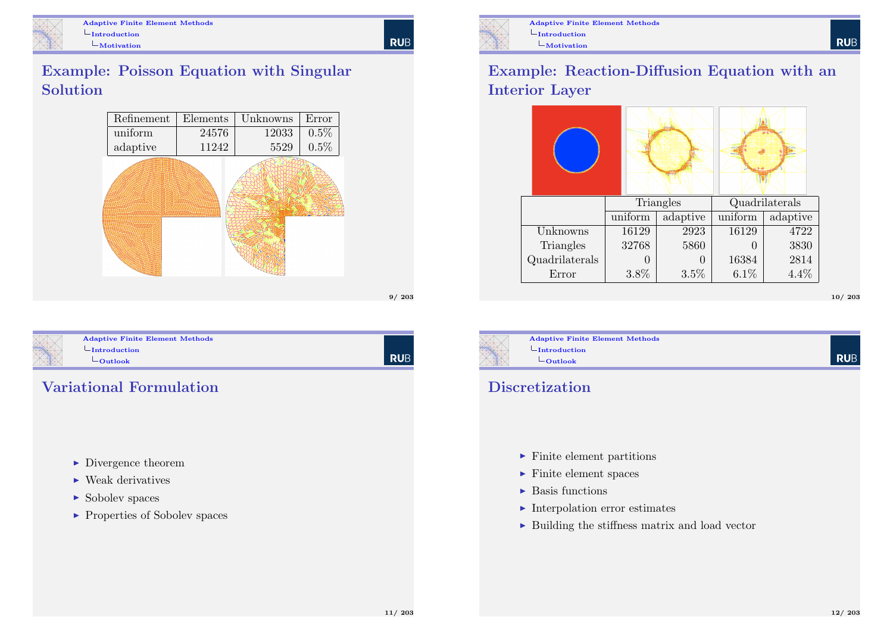## Example: Poisson Equation with Singular Solution

| Refinement | Elements | Unknowns | Error |
|---|---|---|---|
| uniform | 24576 | 12033 | 0.5% |
| adaptive | 11242 | 5529 | 0.5% |

## Example: Reaction-Diffusion Equation with an Interior Layer

| | Triangles | | Quadrilaterals | |
|---|---|---|---|---|
| | uniform | adaptive | uniform | adaptive |
| Unknowns | 16129 | 2923 | 16129 | 4722 |
| Triangles | 32768 | 5860 | 0 | 3830 |
| Quadrilaterals | 0 | 0 | 16384 | 2814 |
| Error | 3.8% | 3.5% | 6.1% | 4.4% |

## Variational Formulation

- Divergence theorem
- Weak derivatives
- Sobolev spaces
- Properties of Sobolev spaces

## Discretization

- Finite element partitions
- Finite element spaces
- Basis functions
- Interpolation error estimates
- Building the stiffness matrix and load vector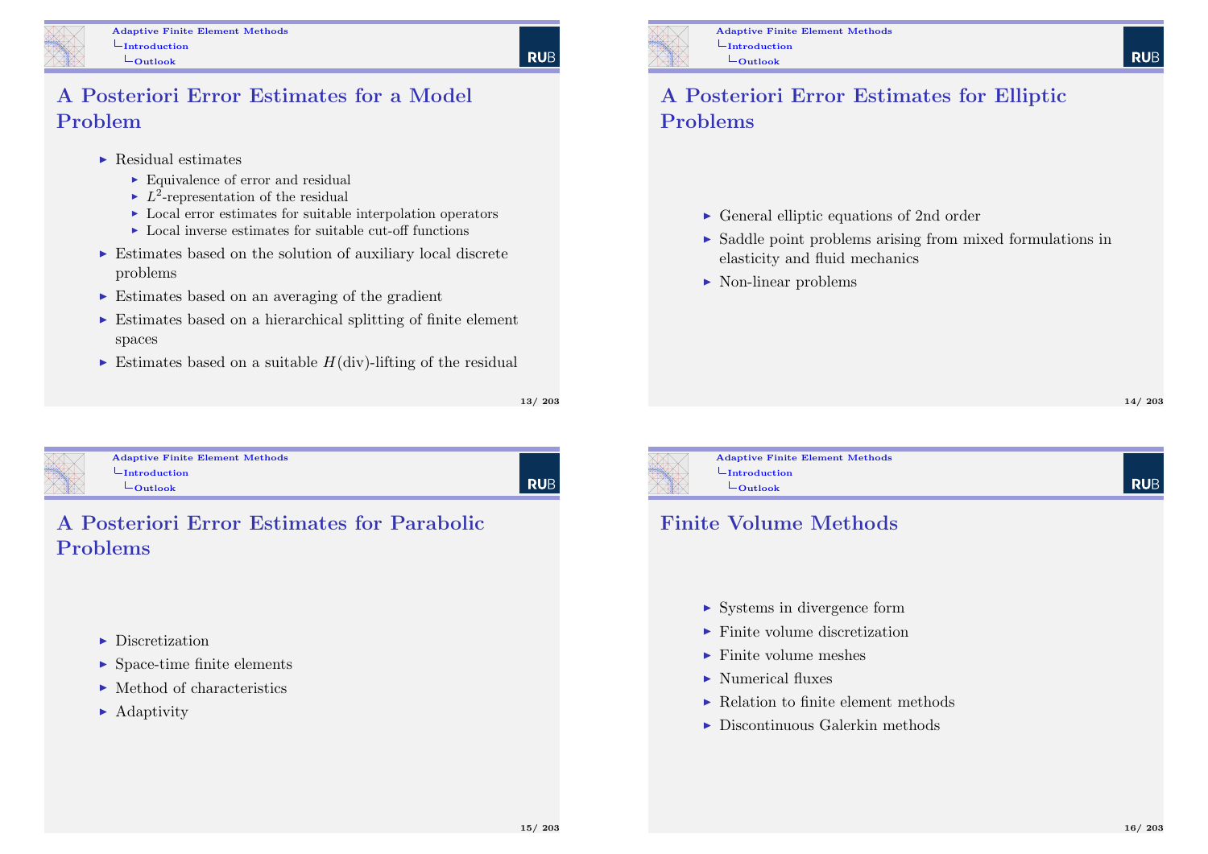## A Posteriori Error Estimates for a Model Problem

- Residual estimates
  - Equivalence of error and residual
  - $L^2$-representation of the residual
  - Local error estimates for suitable interpolation operators
  - Local inverse estimates for suitable cut-off functions
- Estimates based on the solution of auxiliary local discrete problems
- Estimates based on an averaging of the gradient
- Estimates based on a hierarchical splitting of finite element spaces
- Estimates based on a suitable $H(\mathrm{div})$-lifting of the residual

## A Posteriori Error Estimates for Elliptic Problems

- General elliptic equations of 2nd order
- Saddle point problems arising from mixed formulations in elasticity and fluid mechanics
- Non-linear problems

## A Posteriori Error Estimates for Parabolic Problems

- Discretization
- Space-time finite elements
- Method of characteristics
- Adaptivity

## Finite Volume Methods

- Systems in divergence form
- Finite volume discretization
- Finite volume meshes
- Numerical fluxes
- Relation to finite element methods
- Discontinuous Galerkin methods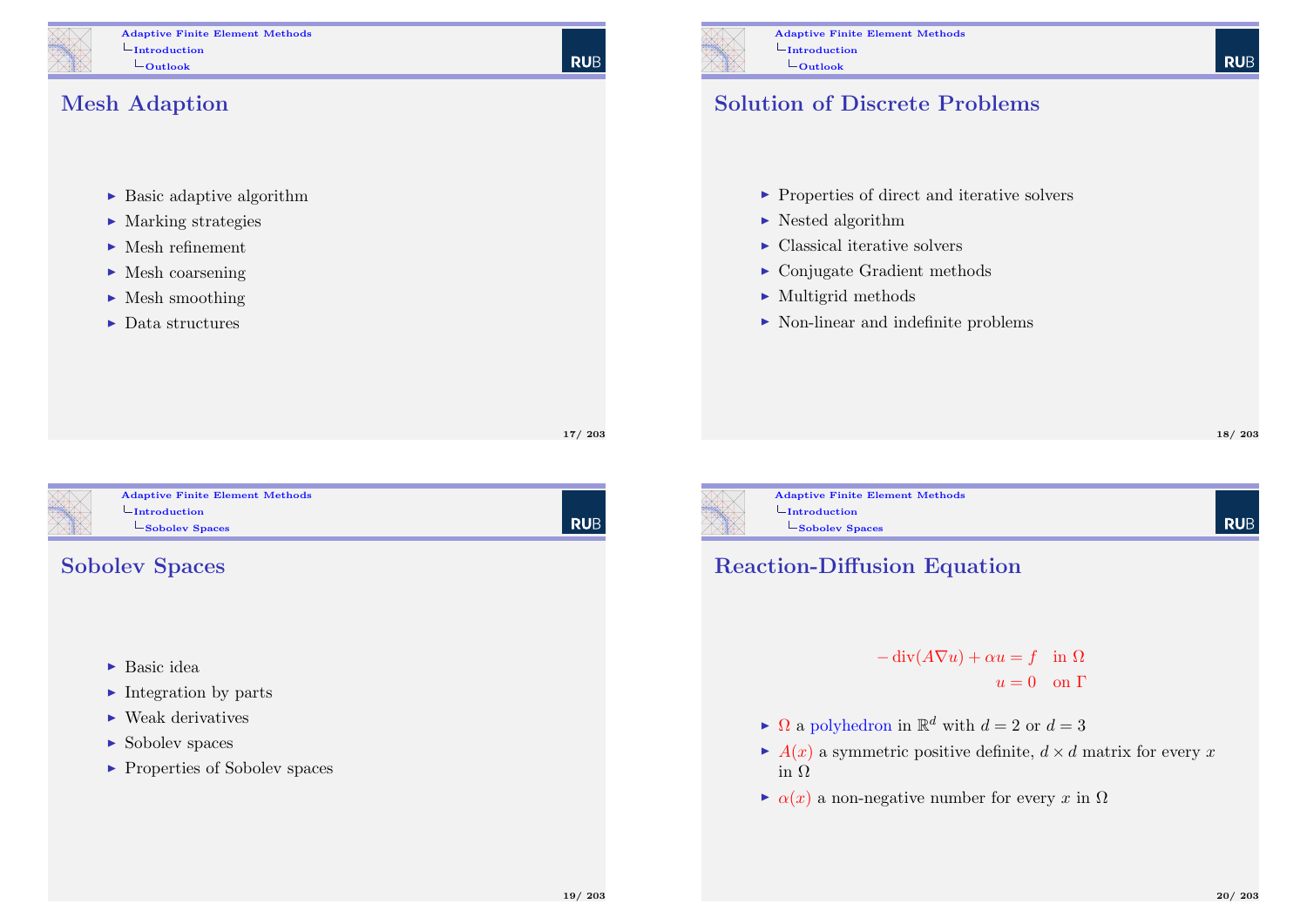## Mesh Adaption

- Basic adaptive algorithm
- Marking strategies
- Mesh refinement
- Mesh coarsening
- Mesh smoothing
- Data structures

## Solution of Discrete Problems

- Properties of direct and iterative solvers
- Nested algorithm
- Classical iterative solvers
- Conjugate Gradient methods
- Multigrid methods
- Non-linear and indefinite problems

## Sobolev Spaces

- Basic idea
- Integration by parts
- Weak derivatives
- Sobolev spaces
- Properties of Sobolev spaces

## Reaction-Diffusion Equation

$$
\begin{aligned}
-\operatorname{div}(A\nabla u) + \alpha u &= f \quad \text{in } \Omega \\
u &= 0 \quad \text{on } \Gamma
\end{aligned}
$$

- $\Omega$ a polyhedron in $\mathbb{R}^d$ with $d = 2$ or $d = 3$
- $A(x)$ a symmetric positive definite, $d \times d$ matrix for every $x$ in $\Omega$
- $\alpha(x)$ a non-negative number for every $x$ in $\Omega$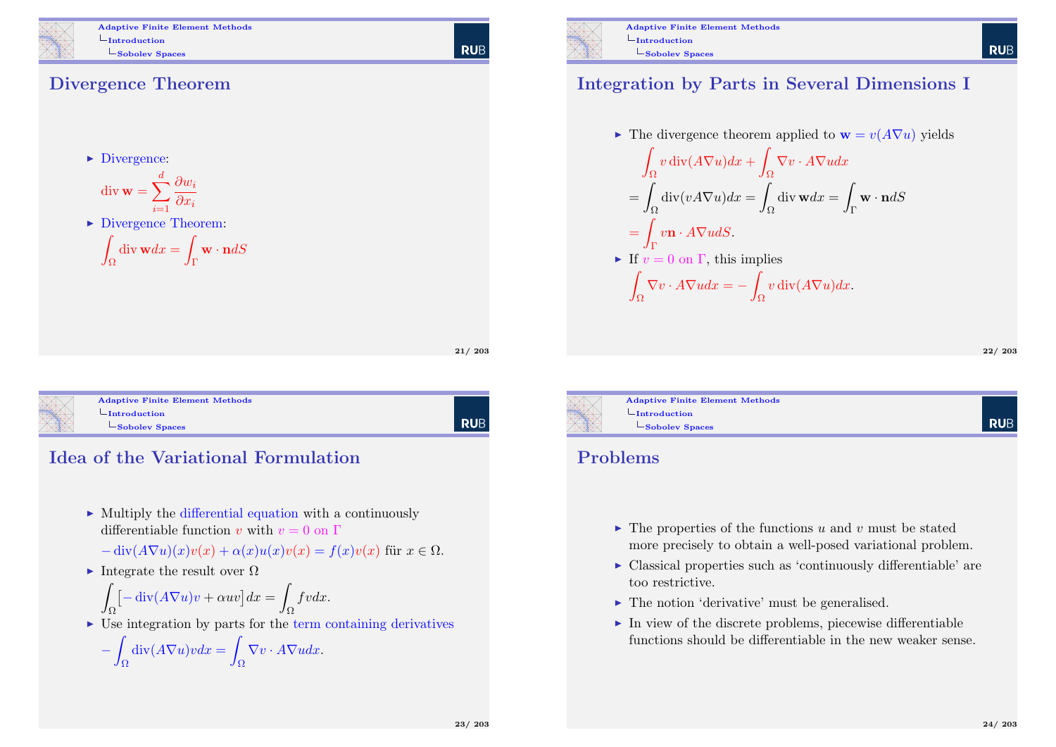## Divergence Theorem

- Divergence:

  $$\operatorname{div} \mathbf{w} = \sum_{i=1}^{d} \frac{\partial w_i}{\partial x_i}$$

- Divergence Theorem:

  $$\int_\Omega \operatorname{div} \mathbf{w} dx = \int_\Gamma \mathbf{w} \cdot \mathbf{n} dS$$

## Integration by Parts in Several Dimensions I

- The divergence theorem applied to $\mathbf{w} = v(A\nabla u)$ yields

  $$\int_\Omega v \operatorname{div}(A\nabla u) dx + \int_\Omega \nabla v \cdot A\nabla u dx$$

  $$= \int_\Omega \operatorname{div}(vA\nabla u) dx = \int_\Omega \operatorname{div} \mathbf{w} dx = \int_\Gamma \mathbf{w} \cdot \mathbf{n} dS$$

  $$= \int_\Gamma v\mathbf{n} \cdot A\nabla u dS.$$

- If $v = 0$ on $\Gamma$, this implies

  $$\int_\Omega \nabla v \cdot A\nabla u dx = -\int_\Omega v \operatorname{div}(A\nabla u) dx.$$

## Idea of the Variational Formulation

- Multiply the differential equation with a continuously differentiable function $v$ with $v = 0$ on $\Gamma$

  $$-\operatorname{div}(A\nabla u)(x)v(x) + \alpha(x)u(x)v(x) = f(x)v(x) \text{ für } x \in \Omega.$$

- Integrate the result over $\Omega$

  $$\int_\Omega \big[-\operatorname{div}(A\nabla u)v + \alpha uv\big] dx = \int_\Omega fv dx.$$

- Use integration by parts for the term containing derivatives

  $$-\int_\Omega \operatorname{div}(A\nabla u)v dx = \int_\Omega \nabla v \cdot A\nabla u dx.$$

## Problems

- The properties of the functions $u$ and $v$ must be stated more precisely to obtain a well-posed variational problem.
- Classical properties such as 'continuously differentiable' are too restrictive.
- The notion 'derivative' must be generalised.
- In view of the discrete problems, piecewise differentiable functions should be differentiable in the new weaker sense.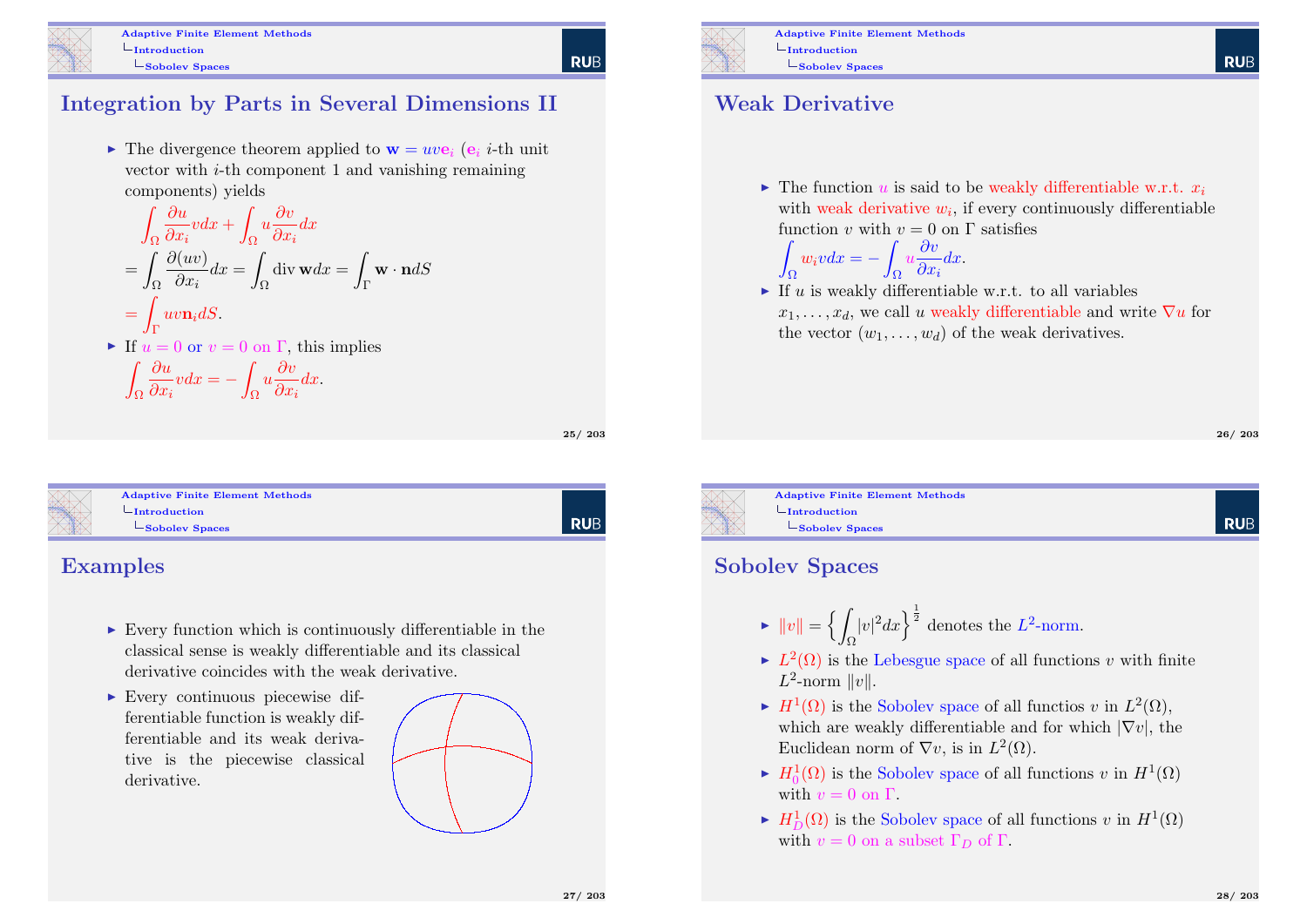## Integration by Parts in Several Dimensions II

- The divergence theorem applied to $\mathbf{w} = uv\mathbf{e}_i$ ($\mathbf{e}_i$ $i$-th unit vector with $i$-th component 1 and vanishing remaining components) yields

$$\int_\Omega \frac{\partial u}{\partial x_i} v dx + \int_\Omega u \frac{\partial v}{\partial x_i} dx$$

$$= \int_\Omega \frac{\partial (uv)}{\partial x_i} dx = \int_\Omega \operatorname{div} \mathbf{w} dx = \int_\Gamma \mathbf{w} \cdot \mathbf{n} dS$$

$$= \int_\Gamma uv\mathbf{n}_i dS.$$

- If $u = 0$ or $v = 0$ on $\Gamma$, this implies

$$\int_\Omega \frac{\partial u}{\partial x_i} v dx = -\int_\Omega u \frac{\partial v}{\partial x_i} dx.$$

## Weak Derivative

- The function $u$ is said to be weakly differentiable w.r.t. $x_i$ with weak derivative $w_i$, if every continuously differentiable function $v$ with $v = 0$ on $\Gamma$ satisfies

$$\int_\Omega w_i v dx = -\int_\Omega u \frac{\partial v}{\partial x_i} dx.$$

- If $u$ is weakly differentiable w.r.t. to all variables $x_1, \ldots, x_d$, we call $u$ weakly differentiable and write $\nabla u$ for the vector $(w_1, \ldots, w_d)$ of the weak derivatives.

## Examples

- Every function which is continuously differentiable in the classical sense is weakly differentiable and its classical derivative coincides with the weak derivative.
- Every continuous piecewise differentiable function is weakly differentiable and its weak derivative is the piecewise classical derivative.

## Sobolev Spaces

- $\|v\| = \left\{ \int_\Omega |v|^2 dx \right\}^{\frac{1}{2}}$ denotes the $L^2$-norm.
- $L^2(\Omega)$ is the Lebesgue space of all functions $v$ with finite $L^2$-norm $\|v\|$.
- $H^1(\Omega)$ is the Sobolev space of all functios $v$ in $L^2(\Omega)$, which are weakly differentiable and for which $|\nabla v|$, the Euclidean norm of $\nabla v$, is in $L^2(\Omega)$.
- $H^1_0(\Omega)$ is the Sobolev space of all functions $v$ in $H^1(\Omega)$ with $v = 0$ on $\Gamma$.
- $H^1_D(\Omega)$ is the Sobolev space of all functions $v$ in $H^1(\Omega)$ with $v = 0$ on a subset $\Gamma_D$ of $\Gamma$.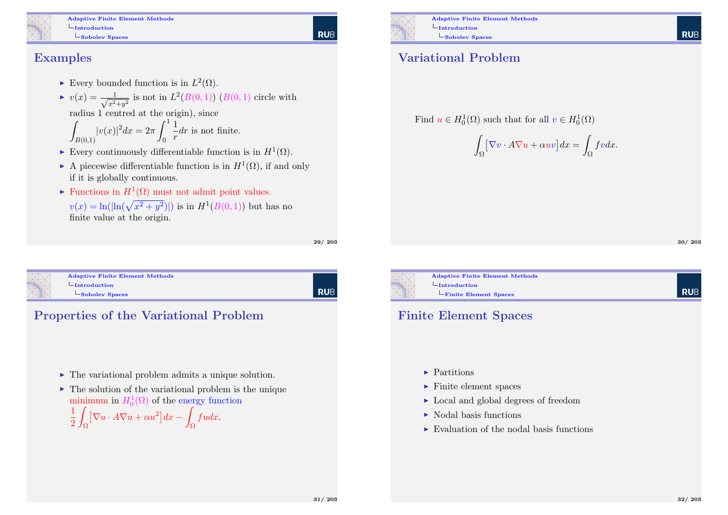## Examples

- Every bounded function is in $L^2(\Omega)$.
- $v(x) = \frac{1}{\sqrt{x^2+y^2}}$ is not in $L^2(B(0,1))$ ($B(0,1)$ circle with radius 1 centred at the origin), since $\int_{B(0,1)} |v(x)|^2 dx = 2\pi \int_0^1 \frac{1}{r} dr$ is not finite.
- Every continuously differentiable function is in $H^1(\Omega)$.
- A piecewise differentiable function is in $H^1(\Omega)$, if and only if it is globally continuous.
- Functions in $H^1(\Omega)$ must not admit point values. $v(x) = \ln(|\ln(\sqrt{x^2+y^2})|)$ is in $H^1(B(0,1))$ but has no finite value at the origin.

## Variational Problem

Find $u \in H_0^1(\Omega)$ such that for all $v \in H_0^1(\Omega)$

$$\int_\Omega \big[\nabla v \cdot A \nabla u + \alpha u v\big] dx = \int_\Omega f v dx.$$

## Properties of the Variational Problem

- The variational problem admits a unique solution.
- The solution of the variational problem is the unique minimum in $H_0^1(\Omega)$ of the energy function $\frac{1}{2}\int_\Omega \big[\nabla u \cdot A \nabla u + \alpha u^2\big] dx - \int_\Omega f u dx$.

## Finite Element Spaces

- Partitions
- Finite element spaces
- Local and global degrees of freedom
- Nodal basis functions
- Evaluation of the nodal basis functions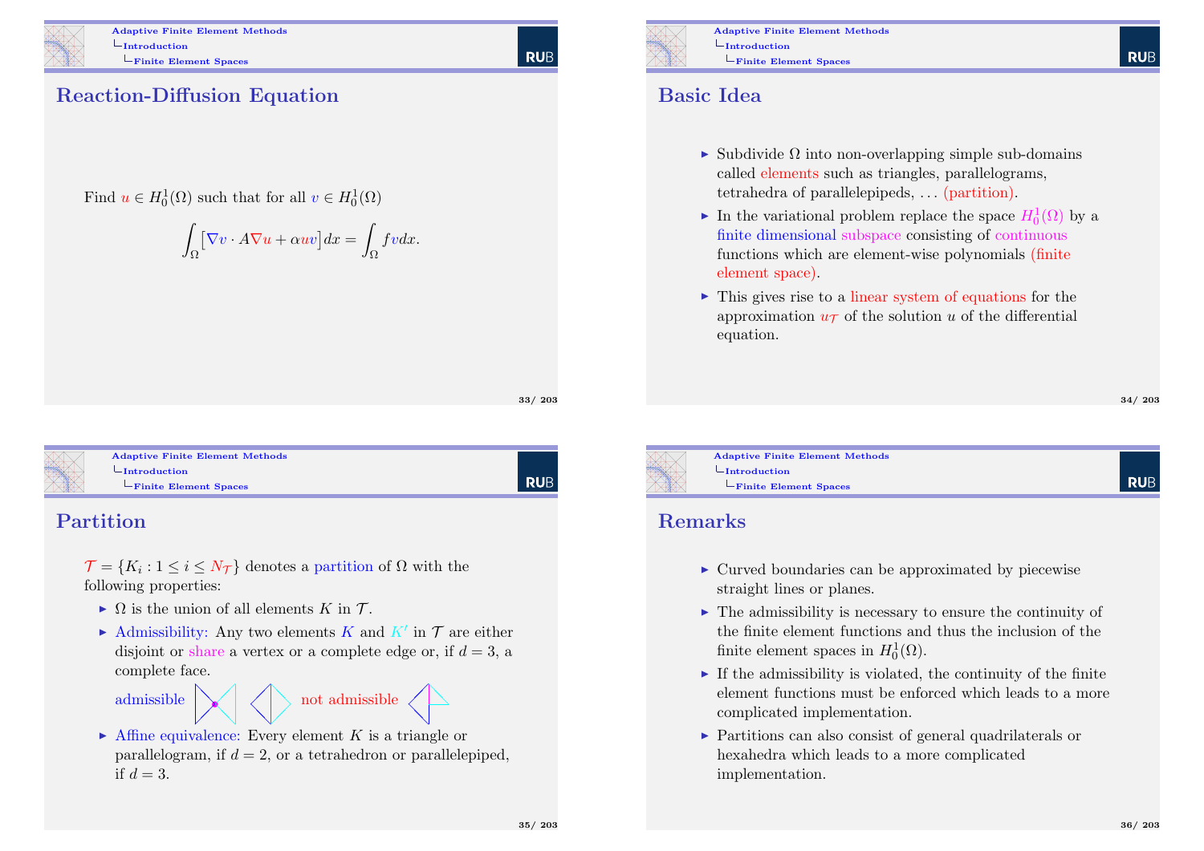## Reaction-Diffusion Equation

Find $u \in H_0^1(\Omega)$ such that for all $v \in H_0^1(\Omega)$

$$\int_\Omega \left[ \nabla v \cdot A \nabla u + \alpha u v \right] dx = \int_\Omega f v dx.$$

## Basic Idea

- Subdivide $\Omega$ into non-overlapping simple sub-domains called elements such as triangles, parallelograms, tetrahedra of parallelepipeds, … (partition).
- In the variational problem replace the space $H_0^1(\Omega)$ by a finite dimensional subspace consisting of continuous functions which are element-wise polynomials (finite element space).
- This gives rise to a linear system of equations for the approximation $u_\mathcal{T}$ of the solution $u$ of the differential equation.

## Partition

$\mathcal{T} = \{K_i : 1 \le i \le N_\mathcal{T}\}$ denotes a partition of $\Omega$ with the following properties:

- $\Omega$ is the union of all elements $K$ in $\mathcal{T}$.
- Admissibility: Any two elements $K$ and $K'$ in $\mathcal{T}$ are either disjoint or share a vertex or a complete edge or, if $d = 3$, a complete face.

  admissible    not admissible
- Affine equivalence: Every element $K$ is a triangle or parallelogram, if $d = 2$, or a tetrahedron or parallelepiped, if $d = 3$.

## Remarks

- Curved boundaries can be approximated by piecewise straight lines or planes.
- The admissibility is necessary to ensure the continuity of the finite element functions and thus the inclusion of the finite element spaces in $H_0^1(\Omega)$.
- If the admissibility is violated, the continuity of the finite element functions must be enforced which leads to a more complicated implementation.
- Partitions can also consist of general quadrilaterals or hexahedra which leads to a more complicated implementation.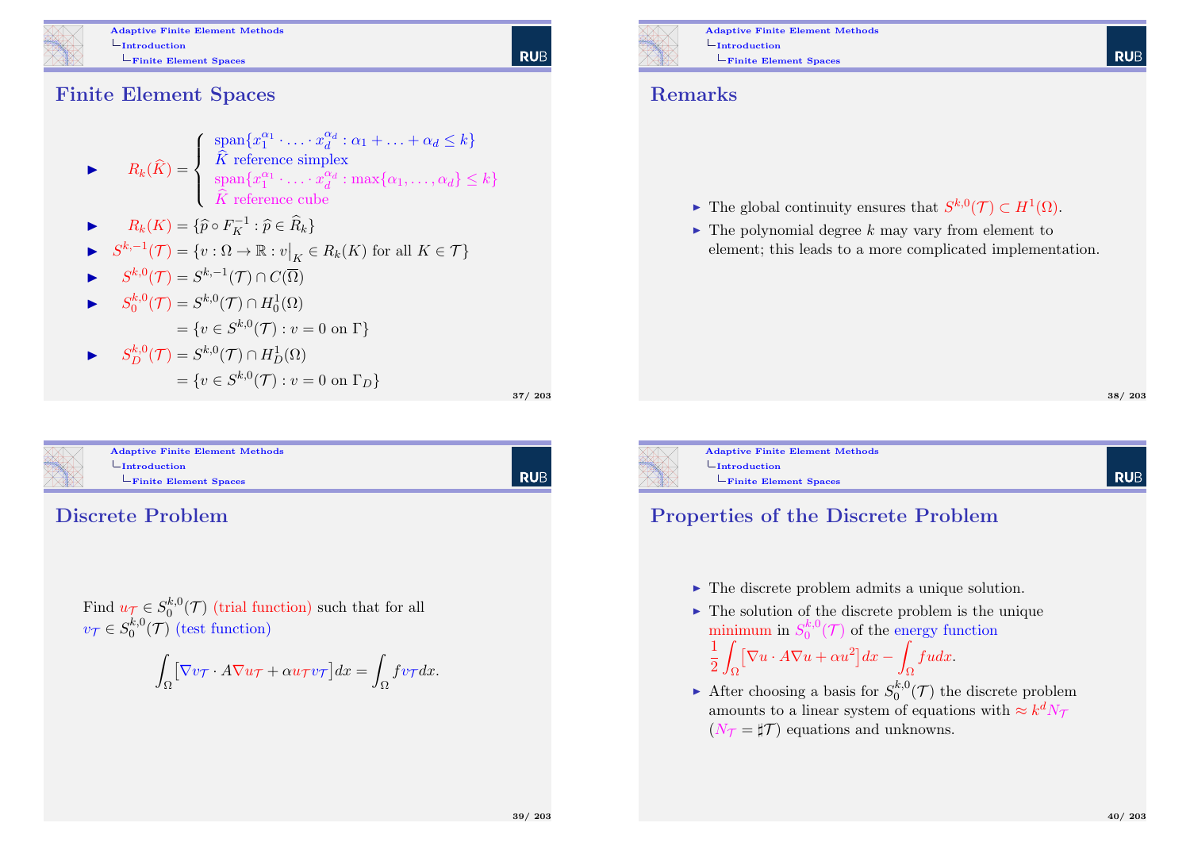## Finite Element Spaces

- $R_k(\widehat{K}) = \begin{cases} \operatorname{span}\{x_1^{\alpha_1} \cdot \ldots \cdot x_d^{\alpha_d} : \alpha_1 + \ldots + \alpha_d \le k\} \\ \widehat{K} \text{ reference simplex} \\ \operatorname{span}\{x_1^{\alpha_1} \cdot \ldots \cdot x_d^{\alpha_d} : \max\{\alpha_1, \ldots, \alpha_d\} \le k\} \\ \widehat{K} \text{ reference cube} \end{cases}$
- $R_k(K) = \{\widehat{p} \circ F_K^{-1} : \widehat{p} \in \widehat{R}_k\}$
- $S^{k,-1}(\mathcal{T}) = \{v : \Omega \to \mathbb{R} : v\big|_K \in R_k(K) \text{ for all } K \in \mathcal{T}\}$
- $S^{k,0}(\mathcal{T}) = S^{k,-1}(\mathcal{T}) \cap C(\overline{\Omega})$
- $S_0^{k,0}(\mathcal{T}) = S^{k,0}(\mathcal{T}) \cap H_0^1(\Omega)$
  $= \{v \in S^{k,0}(\mathcal{T}) : v = 0 \text{ on } \Gamma\}$
- $S_D^{k,0}(\mathcal{T}) = S^{k,0}(\mathcal{T}) \cap H_D^1(\Omega)$
  $= \{v \in S^{k,0}(\mathcal{T}) : v = 0 \text{ on } \Gamma_D\}$

## Remarks

- The global continuity ensures that $S^{k,0}(\mathcal{T}) \subset H^1(\Omega)$.
- The polynomial degree $k$ may vary from element to element; this leads to a more complicated implementation.

## Discrete Problem

Find $u_{\mathcal{T}} \in S_0^{k,0}(\mathcal{T})$ (trial function) such that for all $v_{\mathcal{T}} \in S_0^{k,0}(\mathcal{T})$ (test function)

$$\int_\Omega \big[\nabla v_{\mathcal{T}} \cdot A \nabla u_{\mathcal{T}} + \alpha u_{\mathcal{T}} v_{\mathcal{T}}\big] dx = \int_\Omega f v_{\mathcal{T}} dx.$$

## Properties of the Discrete Problem

- The discrete problem admits a unique solution.
- The solution of the discrete problem is the unique minimum in $S_0^{k,0}(\mathcal{T})$ of the energy function $\dfrac{1}{2}\displaystyle\int_\Omega \big[\nabla u \cdot A \nabla u + \alpha u^2\big] dx - \int_\Omega f u dx$.
- After choosing a basis for $S_0^{k,0}(\mathcal{T})$ the discrete problem amounts to a linear system of equations with $\approx k^d N_{\mathcal{T}}$ ($N_{\mathcal{T}} = \sharp\mathcal{T}$) equations and unknowns.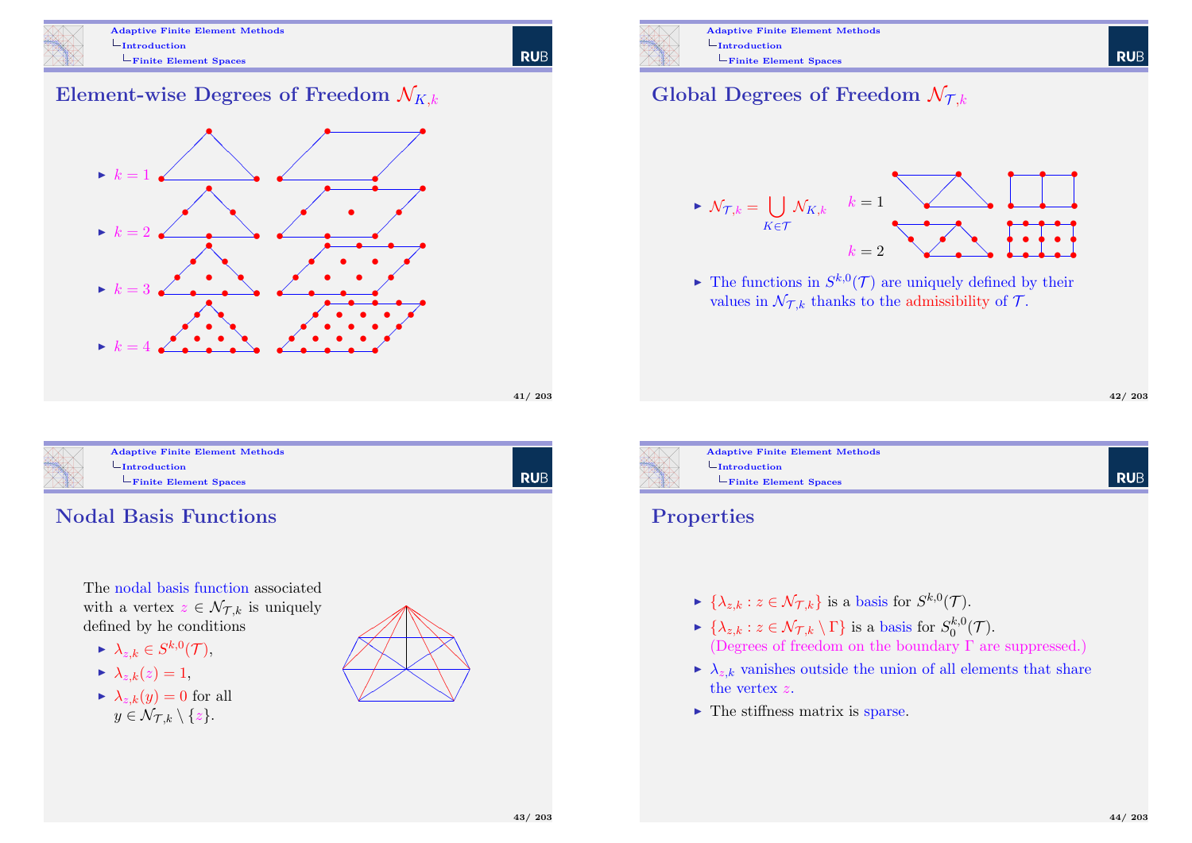## Element-wise Degrees of Freedom $\mathcal{N}_{K,k}$

- $k = 1$
- $k = 2$
- $k = 3$
- $k = 4$

## Global Degrees of Freedom $\mathcal{N}_{\mathcal{T},k}$

- $\mathcal{N}_{\mathcal{T},k} = \bigcup_{K \in \mathcal{T}} \mathcal{N}_{K,k}$

$k = 1$

$k = 2$

- The functions in $S^{k,0}(\mathcal{T})$ are uniquely defined by their values in $\mathcal{N}_{\mathcal{T},k}$ thanks to the admissibility of $\mathcal{T}$.

## Nodal Basis Functions

The nodal basis function associated with a vertex $z \in \mathcal{N}_{\mathcal{T},k}$ is uniquely defined by he conditions

- $\lambda_{z,k} \in S^{k,0}(\mathcal{T})$,
- $\lambda_{z,k}(z) = 1$,
- $\lambda_{z,k}(y) = 0$ for all $y \in \mathcal{N}_{\mathcal{T},k} \setminus \{z\}$.

## Properties

- $\{\lambda_{z,k} : z \in \mathcal{N}_{\mathcal{T},k}\}$ is a basis for $S^{k,0}(\mathcal{T})$.
- $\{\lambda_{z,k} : z \in \mathcal{N}_{\mathcal{T},k} \setminus \Gamma\}$ is a basis for $S_0^{k,0}(\mathcal{T})$. (Degrees of freedom on the boundary $\Gamma$ are suppressed.)
- $\lambda_{z,k}$ vanishes outside the union of all elements that share the vertex $z$.
- The stiffness matrix is sparse.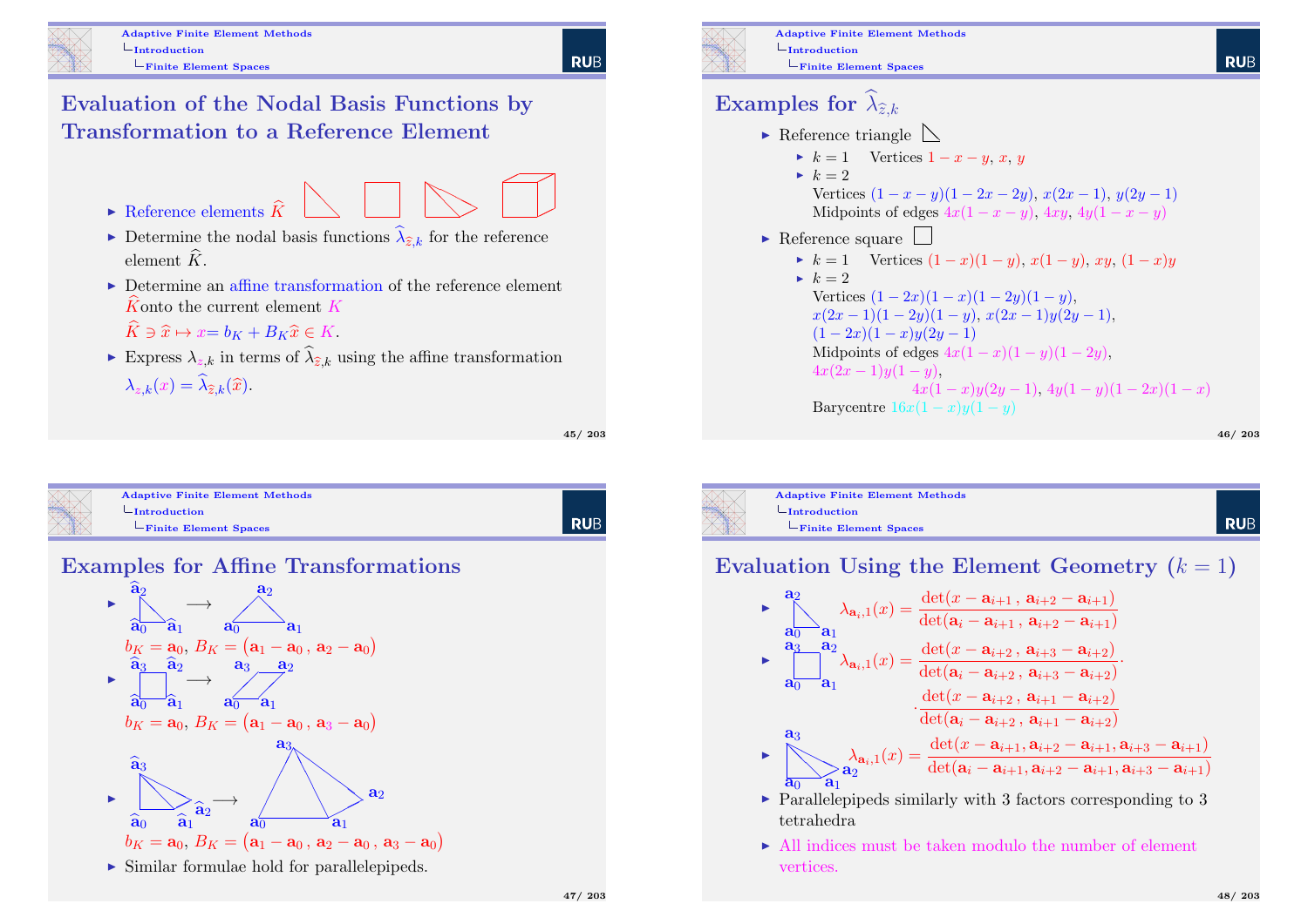## Evaluation of the Nodal Basis Functions by Transformation to a Reference Element

- Reference elements $\widehat{K}$
- Determine the nodal basis functions $\widehat{\lambda}_{\widehat{z},k}$ for the reference element $\widehat{K}$.
- Determine an affine transformation of the reference element $\widehat{K}$ onto the current element $K$

  $\widehat{K} \ni \widehat{x} \mapsto x = b_K + B_K \widehat{x} \in K$.
- Express $\lambda_{z,k}$ in terms of $\widehat{\lambda}_{\widehat{z},k}$ using the affine transformation

  $\lambda_{z,k}(x) = \widehat{\lambda}_{\widehat{z},k}(\widehat{x})$.

## Examples for $\widehat{\lambda}_{\widehat{z},k}$

- Reference triangle
  - $k = 1$ Vertices $1 - x - y$, $x$, $y$
  - $k = 2$

    Vertices $(1 - x - y)(1 - 2x - 2y)$, $x(2x - 1)$, $y(2y - 1)$

    Midpoints of edges $4x(1 - x - y)$, $4xy$, $4y(1 - x - y)$
- Reference square
  - $k = 1$ Vertices $(1 - x)(1 - y)$, $x(1 - y)$, $xy$, $(1 - x)y$
  - $k = 2$

    Vertices $(1 - 2x)(1 - x)(1 - 2y)(1 - y)$, $x(2x - 1)(1 - 2y)(1 - y)$, $x(2x - 1)y(2y - 1)$, $(1 - 2x)(1 - x)y(2y - 1)$

    Midpoints of edges $4x(1 - x)(1 - y)(1 - 2y)$, $4x(2x - 1)y(1 - y)$, $4x(1 - x)y(2y - 1)$, $4y(1 - y)(1 - 2x)(1 - x)$

    Barycentre $16x(1 - x)y(1 - y)$

## Examples for Affine Transformations

- $\widehat{\mathbf{a}}_0, \widehat{\mathbf{a}}_1, \widehat{\mathbf{a}}_2 \longrightarrow \mathbf{a}_0, \mathbf{a}_1, \mathbf{a}_2$

  $b_K = \mathbf{a}_0$, $B_K = \left(\mathbf{a}_1 - \mathbf{a}_0 \,,\, \mathbf{a}_2 - \mathbf{a}_0\right)$
- $\widehat{\mathbf{a}}_0, \widehat{\mathbf{a}}_1, \widehat{\mathbf{a}}_2, \widehat{\mathbf{a}}_3 \longrightarrow \mathbf{a}_0, \mathbf{a}_1, \mathbf{a}_2, \mathbf{a}_3$

  $b_K = \mathbf{a}_0$, $B_K = \left(\mathbf{a}_1 - \mathbf{a}_0 \,,\, \mathbf{a}_3 - \mathbf{a}_0\right)$
- $\widehat{\mathbf{a}}_0, \widehat{\mathbf{a}}_1, \widehat{\mathbf{a}}_2, \widehat{\mathbf{a}}_3 \longrightarrow \mathbf{a}_0, \mathbf{a}_1, \mathbf{a}_2, \mathbf{a}_3$

  $b_K = \mathbf{a}_0$, $B_K = \left(\mathbf{a}_1 - \mathbf{a}_0 \,,\, \mathbf{a}_2 - \mathbf{a}_0 \,,\, \mathbf{a}_3 - \mathbf{a}_0\right)$
- Similar formulae hold for parallelepipeds.

## Evaluation Using the Element Geometry ($k = 1$)

- Triangle ($\mathbf{a}_0, \mathbf{a}_1, \mathbf{a}_2$):
$$\lambda_{\mathbf{a}_i,1}(x) = \frac{\det(x - \mathbf{a}_{i+1} \,,\, \mathbf{a}_{i+2} - \mathbf{a}_{i+1})}{\det(\mathbf{a}_i - \mathbf{a}_{i+1} \,,\, \mathbf{a}_{i+2} - \mathbf{a}_{i+1})}$$
- Square ($\mathbf{a}_0, \mathbf{a}_1, \mathbf{a}_2, \mathbf{a}_3$):
$$\lambda_{\mathbf{a}_i,1}(x) = \frac{\det(x - \mathbf{a}_{i+2} \,,\, \mathbf{a}_{i+3} - \mathbf{a}_{i+2})}{\det(\mathbf{a}_i - \mathbf{a}_{i+2} \,,\, \mathbf{a}_{i+3} - \mathbf{a}_{i+2})} \cdot \frac{\det(x - \mathbf{a}_{i+2} \,,\, \mathbf{a}_{i+1} - \mathbf{a}_{i+2})}{\det(\mathbf{a}_i - \mathbf{a}_{i+2} \,,\, \mathbf{a}_{i+1} - \mathbf{a}_{i+2})}$$
- Tetrahedron ($\mathbf{a}_0, \mathbf{a}_1, \mathbf{a}_2, \mathbf{a}_3$):
$$\lambda_{\mathbf{a}_i,1}(x) = \frac{\det(x - \mathbf{a}_{i+1}, \mathbf{a}_{i+2} - \mathbf{a}_{i+1}, \mathbf{a}_{i+3} - \mathbf{a}_{i+1})}{\det(\mathbf{a}_i - \mathbf{a}_{i+1}, \mathbf{a}_{i+2} - \mathbf{a}_{i+1}, \mathbf{a}_{i+3} - \mathbf{a}_{i+1})}$$
- Parallelepipeds similarly with 3 factors corresponding to 3 tetrahedra
- All indices must be taken modulo the number of element vertices.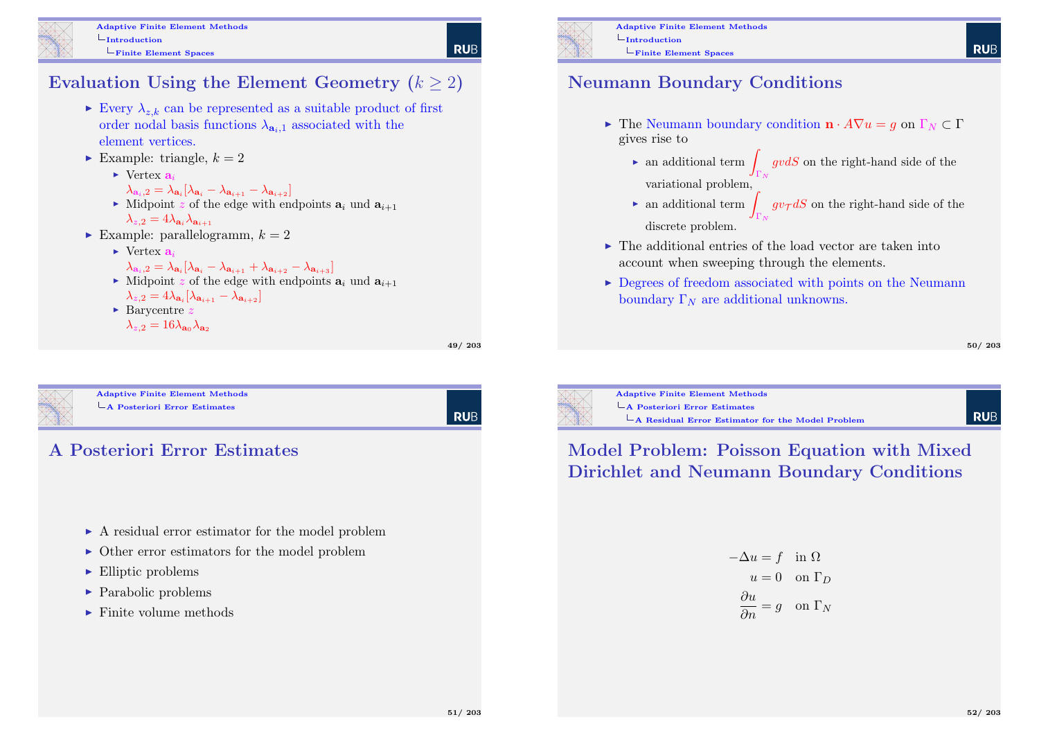## Evaluation Using the Element Geometry ($k \geq 2$)

- Every $\lambda_{z,k}$ can be represented as a suitable product of first order nodal basis functions $\lambda_{\mathbf{a}_i,1}$ associated with the element vertices.
- Example: triangle, $k = 2$
  - Vertex $\mathbf{a}_i$
    $\lambda_{\mathbf{a}_i,2} = \lambda_{\mathbf{a}_i}[\lambda_{\mathbf{a}_i} - \lambda_{\mathbf{a}_{i+1}} - \lambda_{\mathbf{a}_{i+2}}]$
  - Midpoint $z$ of the edge with endpoints $\mathbf{a}_i$ und $\mathbf{a}_{i+1}$
    $\lambda_{z,2} = 4\lambda_{\mathbf{a}_i}\lambda_{\mathbf{a}_{i+1}}$
- Example: parallelogramm, $k = 2$
  - Vertex $\mathbf{a}_i$
    $\lambda_{\mathbf{a}_i,2} = \lambda_{\mathbf{a}_i}[\lambda_{\mathbf{a}_i} - \lambda_{\mathbf{a}_{i+1}} + \lambda_{\mathbf{a}_{i+2}} - \lambda_{\mathbf{a}_{i+3}}]$
  - Midpoint $z$ of the edge with endpoints $\mathbf{a}_i$ und $\mathbf{a}_{i+1}$
    $\lambda_{z,2} = 4\lambda_{\mathbf{a}_i}[\lambda_{\mathbf{a}_{i+1}} - \lambda_{\mathbf{a}_{i+2}}]$
  - Barycentre $z$
    $\lambda_{z,2} = 16\lambda_{\mathbf{a}_0}\lambda_{\mathbf{a}_2}$

## Neumann Boundary Conditions

- The Neumann boundary condition $\mathbf{n} \cdot A\nabla u = g$ on $\Gamma_N \subset \Gamma$ gives rise to
  - an additional term $\int_{\Gamma_N} gv dS$ on the right-hand side of the variational problem,
  - an additional term $\int_{\Gamma_N} gv_{\mathcal{T}} dS$ on the right-hand side of the discrete problem.
- The additional entries of the load vector are taken into account when sweeping through the elements.
- Degrees of freedom associated with points on the Neumann boundary $\Gamma_N$ are additional unknowns.

## A Posteriori Error Estimates

- A residual error estimator for the model problem
- Other error estimators for the model problem
- Elliptic problems
- Parabolic problems
- Finite volume methods

## Model Problem: Poisson Equation with Mixed Dirichlet and Neumann Boundary Conditions

$$
\begin{aligned}
-\Delta u &= f \quad \text{in } \Omega \\
u &= 0 \quad \text{on } \Gamma_D \\
\frac{\partial u}{\partial n} &= g \quad \text{on } \Gamma_N
\end{aligned}
$$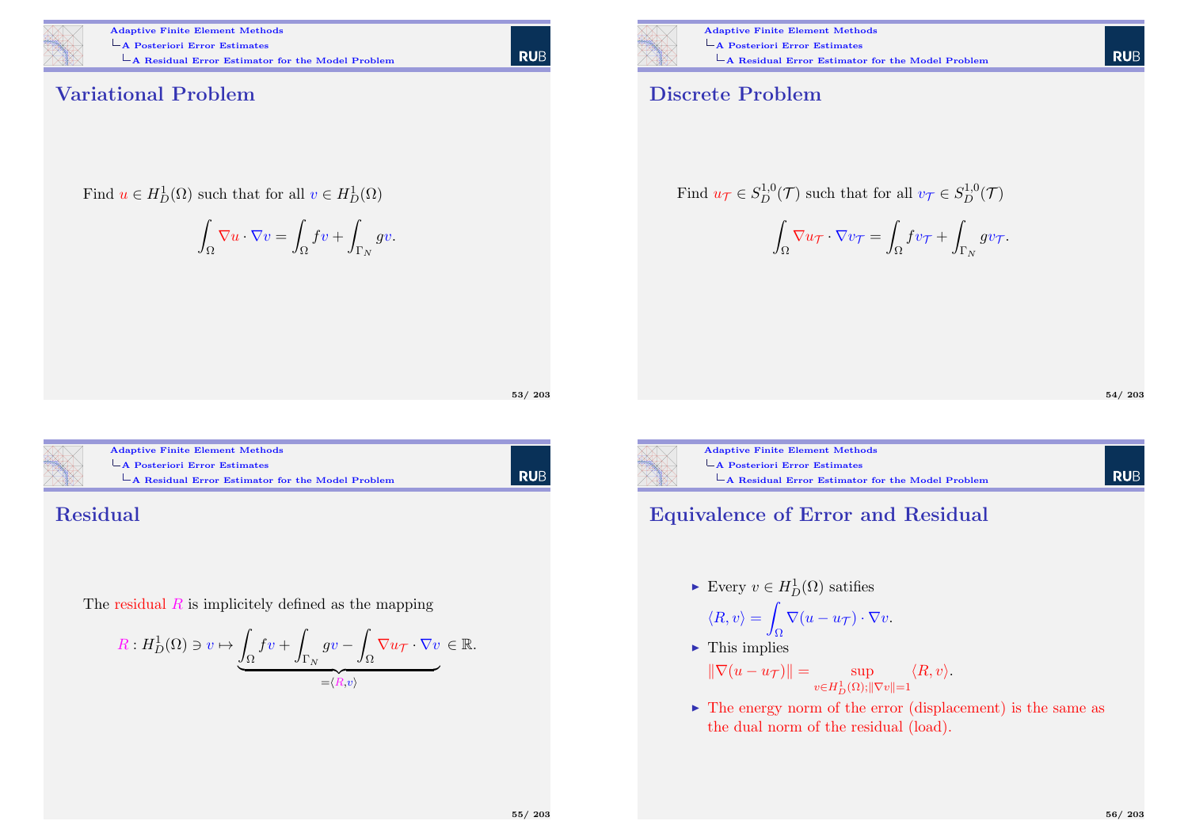## Variational Problem

Find $u \in H^1_D(\Omega)$ such that for all $v \in H^1_D(\Omega)$

$$\int_\Omega \nabla u \cdot \nabla v = \int_\Omega f v + \int_{\Gamma_N} g v.$$

## Discrete Problem

Find $u_\mathcal{T} \in S^{1,0}_D(\mathcal{T})$ such that for all $v_\mathcal{T} \in S^{1,0}_D(\mathcal{T})$

$$\int_\Omega \nabla u_\mathcal{T} \cdot \nabla v_\mathcal{T} = \int_\Omega f v_\mathcal{T} + \int_{\Gamma_N} g v_\mathcal{T}.$$

## Residual

The residual $R$ is implicitely defined as the mapping

$$R : H^1_D(\Omega) \ni v \mapsto \underbrace{\int_\Omega f v + \int_{\Gamma_N} g v - \int_\Omega \nabla u_\mathcal{T} \cdot \nabla v}_{=\langle R, v\rangle} \in \mathbb{R}.$$

## Equivalence of Error and Residual

- Every $v \in H^1_D(\Omega)$ satifies
  $\langle R, v\rangle = \int_\Omega \nabla(u - u_\mathcal{T}) \cdot \nabla v.$
- This implies
  $\|\nabla(u - u_\mathcal{T})\| = \sup_{v \in H^1_D(\Omega); \|\nabla v\| = 1} \langle R, v\rangle.$
- The energy norm of the error (displacement) is the same as the dual norm of the residual (load).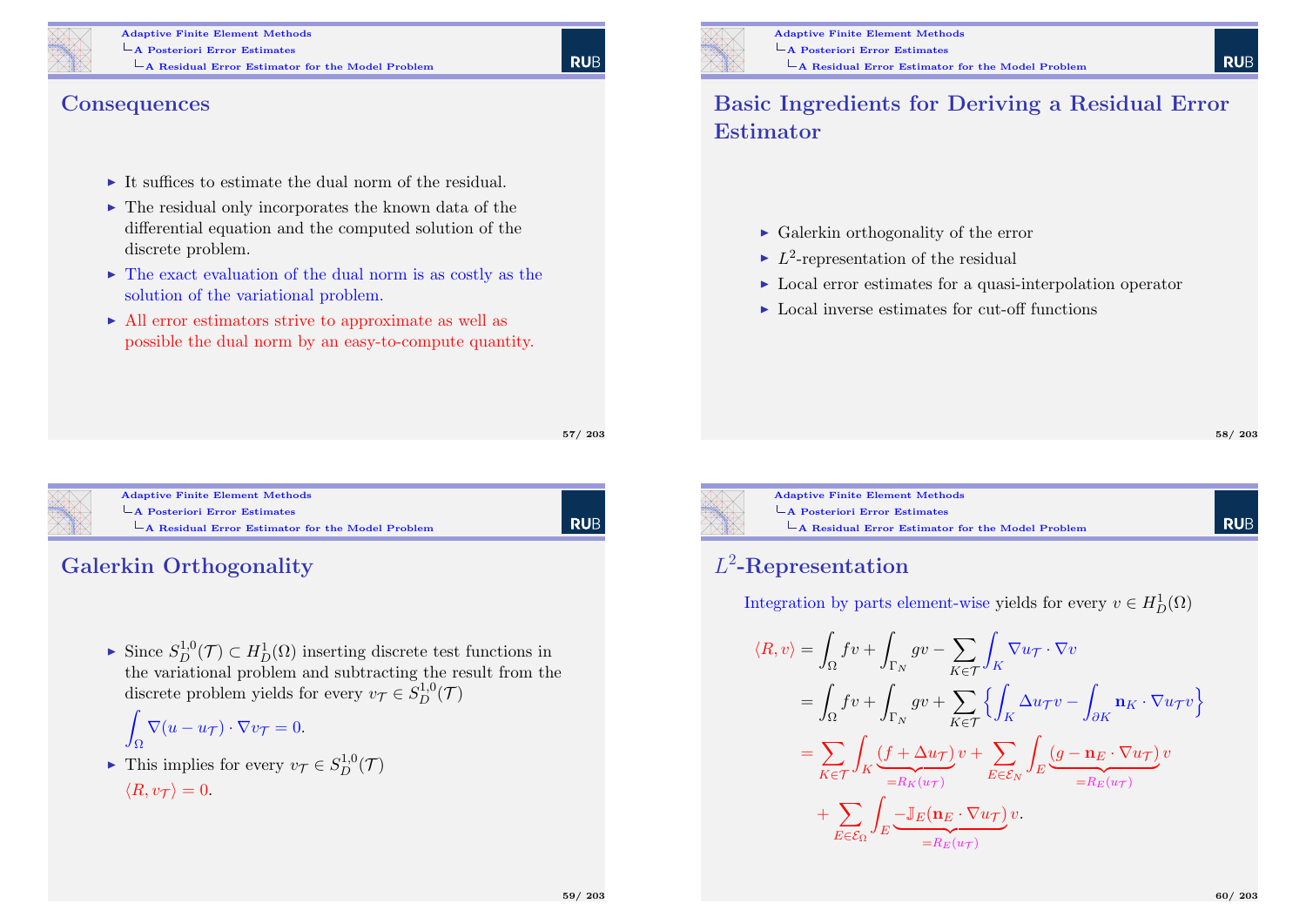## Consequences

- It suffices to estimate the dual norm of the residual.
- The residual only incorporates the known data of the differential equation and the computed solution of the discrete problem.
- The exact evaluation of the dual norm is as costly as the solution of the variational problem.
- All error estimators strive to approximate as well as possible the dual norm by an easy-to-compute quantity.

## Basic Ingredients for Deriving a Residual Error Estimator

- Galerkin orthogonality of the error
- $L^2$-representation of the residual
- Local error estimates for a quasi-interpolation operator
- Local inverse estimates for cut-off functions

## Galerkin Orthogonality

- Since $S_D^{1,0}(\mathcal{T}) \subset H_D^1(\Omega)$ inserting discrete test functions in the variational problem and subtracting the result from the discrete problem yields for every $v_\mathcal{T} \in S_D^{1,0}(\mathcal{T})$

  $$\int_\Omega \nabla(u - u_\mathcal{T}) \cdot \nabla v_\mathcal{T} = 0.$$

- This implies for every $v_\mathcal{T} \in S_D^{1,0}(\mathcal{T})$

  $$\langle R, v_\mathcal{T} \rangle = 0.$$

## $L^2$-Representation

Integration by parts element-wise yields for every $v \in H_D^1(\Omega)$

$$
\begin{aligned}
\langle R, v \rangle &= \int_\Omega f v + \int_{\Gamma_N} g v - \sum_{K \in \mathcal{T}} \int_K \nabla u_\mathcal{T} \cdot \nabla v \\
&= \int_\Omega f v + \int_{\Gamma_N} g v + \sum_{K \in \mathcal{T}} \left\{ \int_K \Delta u_\mathcal{T} v - \int_{\partial K} \mathbf{n}_K \cdot \nabla u_\mathcal{T} v \right\} \\
&= \sum_{K \in \mathcal{T}} \int_K \underbrace{(f + \Delta u_\mathcal{T})}_{=R_K(u_\mathcal{T})} v + \sum_{E \in \mathcal{E}_N} \int_E \underbrace{(g - \mathbf{n}_E \cdot \nabla u_\mathcal{T})}_{=R_E(u_\mathcal{T})} v \\
&\quad + \sum_{E \in \mathcal{E}_\Omega} \int_E \underbrace{-\mathbb{J}_E(\mathbf{n}_E \cdot \nabla u_\mathcal{T})}_{=R_E(u_\mathcal{T})} v.
\end{aligned}
$$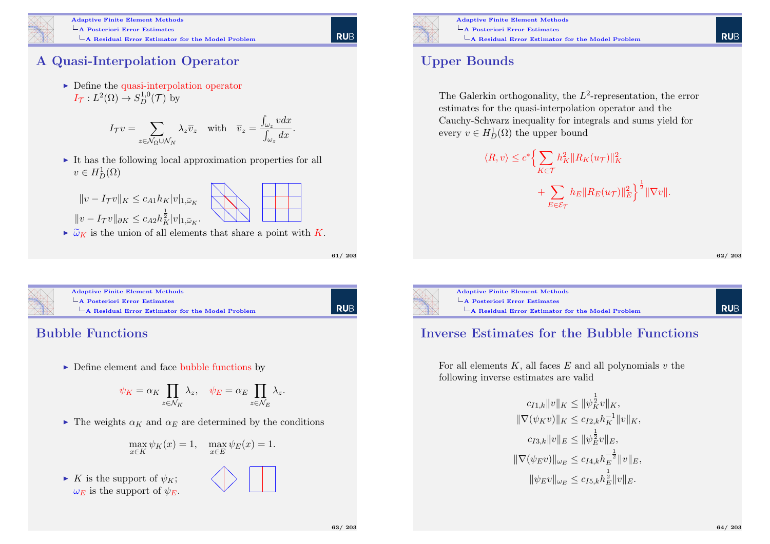## A Quasi-Interpolation Operator

- Define the quasi-interpolation operator $I_{\mathcal{T}} : L^2(\Omega) \to S_D^{1,0}(\mathcal{T})$ by

$$I_{\mathcal{T}} v = \sum_{z \in \mathcal{N}_\Omega \cup \mathcal{N}_N} \lambda_z \overline{v}_z \quad \text{with} \quad \overline{v}_z = \frac{\int_{\omega_z} v dx}{\int_{\omega_z} dx}.$$

- It has the following local approximation properties for all $v \in H_D^1(\Omega)$

$$\|v - I_{\mathcal{T}} v\|_K \leq c_{A1} h_K |v|_{1,\widetilde{\omega}_K}$$

$$\|v - I_{\mathcal{T}} v\|_{\partial K} \leq c_{A2} h_K^{\frac{1}{2}} |v|_{1,\widetilde{\omega}_K}.$$

- $\widetilde{\omega}_K$ is the union of all elements that share a point with $K$.

## Upper Bounds

The Galerkin orthogonality, the $L^2$-representation, the error estimates for the quasi-interpolation operator and the Cauchy-Schwarz inequality for integrals and sums yield for every $v \in H_D^1(\Omega)$ the upper bound

$$\langle R, v \rangle \leq c^* \Big\{ \sum_{K \in \mathcal{T}} h_K^2 \|R_K(u_{\mathcal{T}})\|_K^2 + \sum_{E \in \mathcal{E}_{\mathcal{T}}} h_E \|R_E(u_{\mathcal{T}})\|_E^2 \Big\}^{\frac{1}{2}} \|\nabla v\|.$$

## Bubble Functions

- Define element and face bubble functions by

$$\psi_K = \alpha_K \prod_{z \in \mathcal{N}_K} \lambda_z, \quad \psi_E = \alpha_E \prod_{z \in \mathcal{N}_E} \lambda_z.$$

- The weights $\alpha_K$ and $\alpha_E$ are determined by the conditions

$$\max_{x \in K} \psi_K(x) = 1, \quad \max_{x \in E} \psi_E(x) = 1.$$

- $K$ is the support of $\psi_K$; $\omega_E$ is the support of $\psi_E$.

## Inverse Estimates for the Bubble Functions

For all elements $K$, all faces $E$ and all polynomials $v$ the following inverse estimates are valid

$$c_{I1,k} \|v\|_K \leq \|\psi_K^{\frac{1}{2}} v\|_K,$$

$$\|\nabla(\psi_K v)\|_K \leq c_{I2,k} h_K^{-1} \|v\|_K,$$

$$c_{I3,k} \|v\|_E \leq \|\psi_E^{\frac{1}{2}} v\|_E,$$

$$\|\nabla(\psi_E v)\|_{\omega_E} \leq c_{I4,k} h_E^{-\frac{1}{2}} \|v\|_E,$$

$$\|\psi_E v\|_{\omega_E} \leq c_{I5,k} h_E^{\frac{1}{2}} \|v\|_E.$$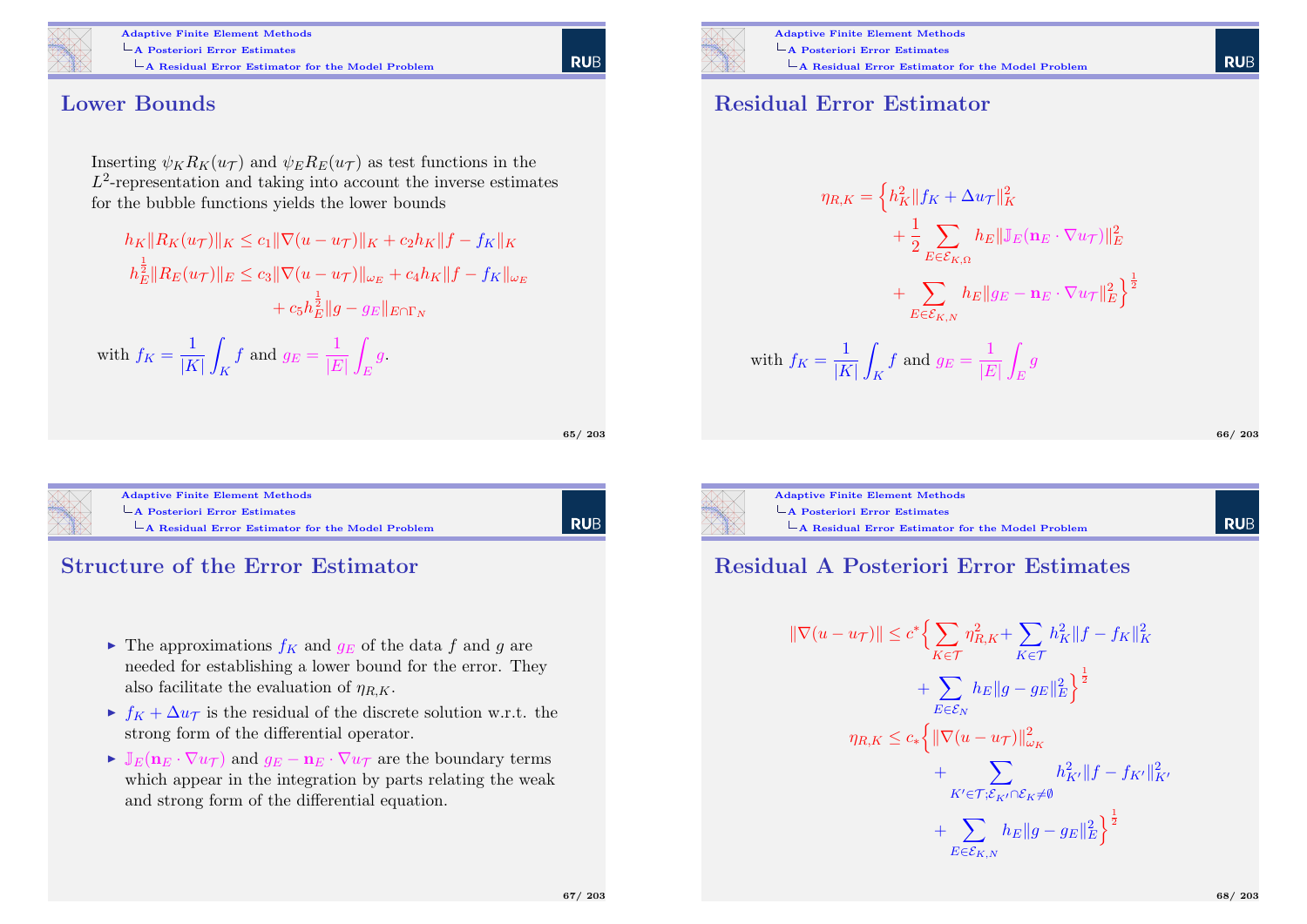## Lower Bounds

Inserting $\psi_K R_K(u_\mathcal{T})$ and $\psi_E R_E(u_\mathcal{T})$ as test functions in the $L^2$-representation and taking into account the inverse estimates for the bubble functions yields the lower bounds

$$h_K \|R_K(u_\mathcal{T})\|_K \le c_1 \|\nabla(u - u_\mathcal{T})\|_K + c_2 h_K \|f - f_K\|_K$$

$$h_E^{\frac{1}{2}} \|R_E(u_\mathcal{T})\|_E \le c_3 \|\nabla(u - u_\mathcal{T})\|_{\omega_E} + c_4 h_K \|f - f_K\|_{\omega_E} + c_5 h_E^{\frac{1}{2}} \|g - g_E\|_{E \cap \Gamma_N}$$

with $f_K = \dfrac{1}{|K|}\displaystyle\int_K f$ and $g_E = \dfrac{1}{|E|}\displaystyle\int_E g$.

## Residual Error Estimator

$$\eta_{R,K} = \Big\{ h_K^2 \|f_K + \Delta u_\mathcal{T}\|_K^2 + \frac{1}{2} \sum_{E \in \mathcal{E}_{K,\Omega}} h_E \|\mathbb{J}_E(\mathbf{n}_E \cdot \nabla u_\mathcal{T})\|_E^2 + \sum_{E \in \mathcal{E}_{K,N}} h_E \|g_E - \mathbf{n}_E \cdot \nabla u_\mathcal{T}\|_E^2 \Big\}^{\frac{1}{2}}$$

with $f_K = \dfrac{1}{|K|}\displaystyle\int_K f$ and $g_E = \dfrac{1}{|E|}\displaystyle\int_E g$

## Structure of the Error Estimator

- The approximations $f_K$ and $g_E$ of the data $f$ and $g$ are needed for establishing a lower bound for the error. They also facilitate the evaluation of $\eta_{R,K}$.
- $f_K + \Delta u_\mathcal{T}$ is the residual of the discrete solution w.r.t. the strong form of the differential operator.
- $\mathbb{J}_E(\mathbf{n}_E \cdot \nabla u_\mathcal{T})$ and $g_E - \mathbf{n}_E \cdot \nabla u_\mathcal{T}$ are the boundary terms which appear in the integration by parts relating the weak and strong form of the differential equation.

## Residual A Posteriori Error Estimates

$$\|\nabla(u - u_\mathcal{T})\| \le c^* \Big\{ \sum_{K \in \mathcal{T}} \eta_{R,K}^2 + \sum_{K \in \mathcal{T}} h_K^2 \|f - f_K\|_K^2 + \sum_{E \in \mathcal{E}_N} h_E \|g - g_E\|_E^2 \Big\}^{\frac{1}{2}}$$

$$\eta_{R,K} \le c_* \Big\{ \|\nabla(u - u_\mathcal{T})\|_{\omega_K}^2 + \sum_{K' \in \mathcal{T}; \mathcal{E}_{K'} \cap \mathcal{E}_K \ne \emptyset} h_{K'}^2 \|f - f_{K'}\|_{K'}^2 + \sum_{E \in \mathcal{E}_{K,N}} h_E \|g - g_E\|_E^2 \Big\}^{\frac{1}{2}}$$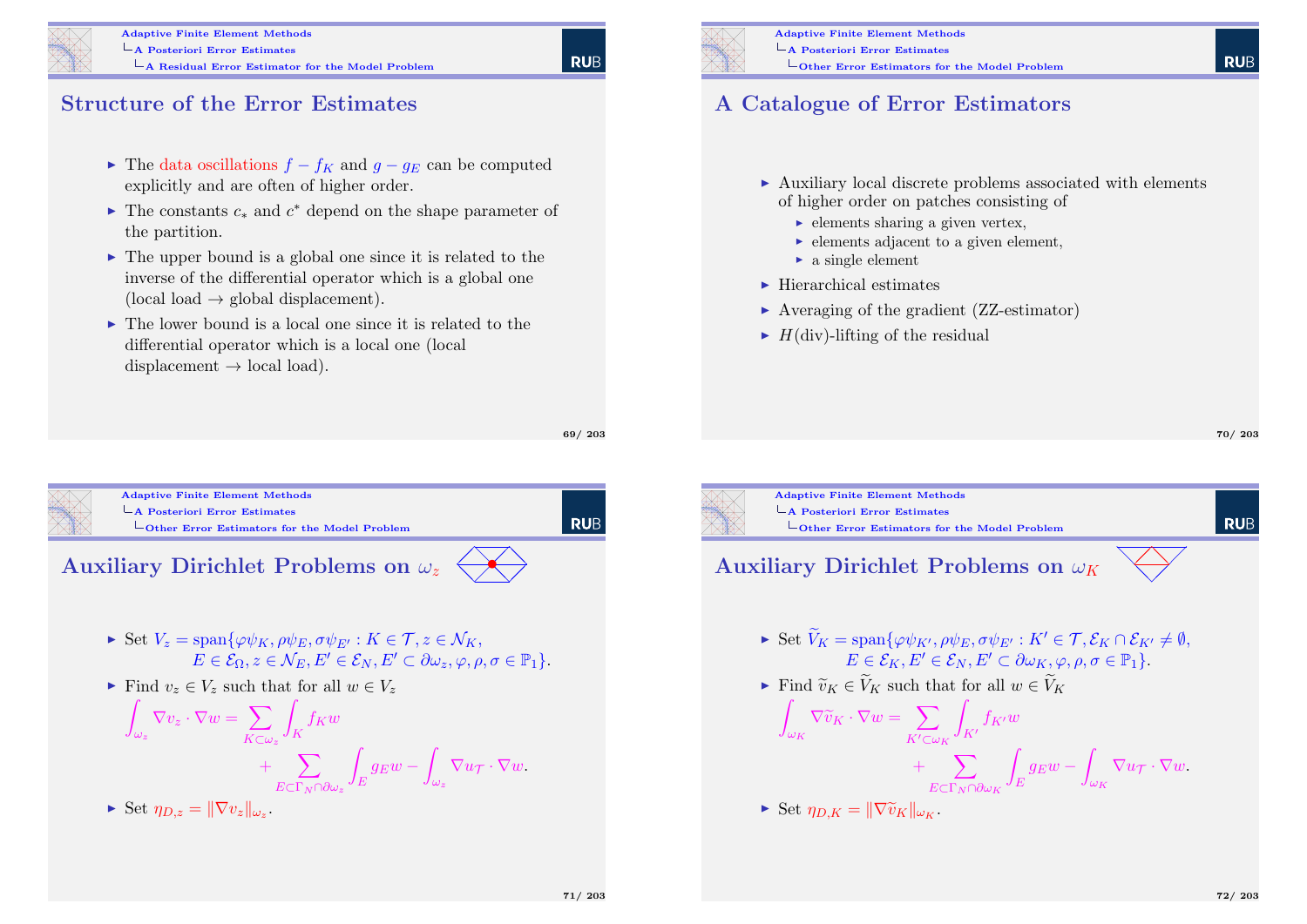## Structure of the Error Estimates

- The data oscillations $f - f_K$ and $g - g_E$ can be computed explicitly and are often of higher order.
- The constants $c_*$ and $c^*$ depend on the shape parameter of the partition.
- The upper bound is a global one since it is related to the inverse of the differential operator which is a global one (local load $\to$ global displacement).
- The lower bound is a local one since it is related to the differential operator which is a local one (local displacement $\to$ local load).

## A Catalogue of Error Estimators

- Auxiliary local discrete problems associated with elements of higher order on patches consisting of
  - elements sharing a given vertex,
  - elements adjacent to a given element,
  - a single element
- Hierarchical estimates
- Averaging of the gradient (ZZ-estimator)
- $H(\mathrm{div})$-lifting of the residual

## Auxiliary Dirichlet Problems on $\omega_z$

- Set $V_z = \operatorname{span}\{\varphi\psi_K, \rho\psi_E, \sigma\psi_{E'} : K \in \mathcal{T}, z \in \mathcal{N}_K, E \in \mathcal{E}_\Omega, z \in \mathcal{N}_E, E' \in \mathcal{E}_N, E' \subset \partial\omega_z, \varphi, \rho, \sigma \in \mathbb{P}_1\}$.
- Find $v_z \in V_z$ such that for all $w \in V_z$

$$\int_{\omega_z} \nabla v_z \cdot \nabla w = \sum_{K \subset \omega_z} \int_K f_K w + \sum_{E \subset \Gamma_N \cap \partial\omega_z} \int_E g_E w - \int_{\omega_z} \nabla u_{\mathcal{T}} \cdot \nabla w.$$

- Set $\eta_{D,z} = \|\nabla v_z\|_{\omega_z}$.

## Auxiliary Dirichlet Problems on $\omega_K$

- Set $\widetilde{V}_K = \operatorname{span}\{\varphi\psi_{K'}, \rho\psi_E, \sigma\psi_{E'} : K' \in \mathcal{T}, \mathcal{E}_K \cap \mathcal{E}_{K'} \neq \emptyset, E \in \mathcal{E}_K, E' \in \mathcal{E}_N, E' \subset \partial\omega_K, \varphi, \rho, \sigma \in \mathbb{P}_1\}$.
- Find $\widetilde{v}_K \in \widetilde{V}_K$ such that for all $w \in \widetilde{V}_K$

$$\int_{\omega_K} \nabla \widetilde{v}_K \cdot \nabla w = \sum_{K' \subset \omega_K} \int_{K'} f_{K'} w + \sum_{E \subset \Gamma_N \cap \partial\omega_K} \int_E g_E w - \int_{\omega_K} \nabla u_{\mathcal{T}} \cdot \nabla w.$$

- Set $\eta_{D,K} = \|\nabla \widetilde{v}_K\|_{\omega_K}$.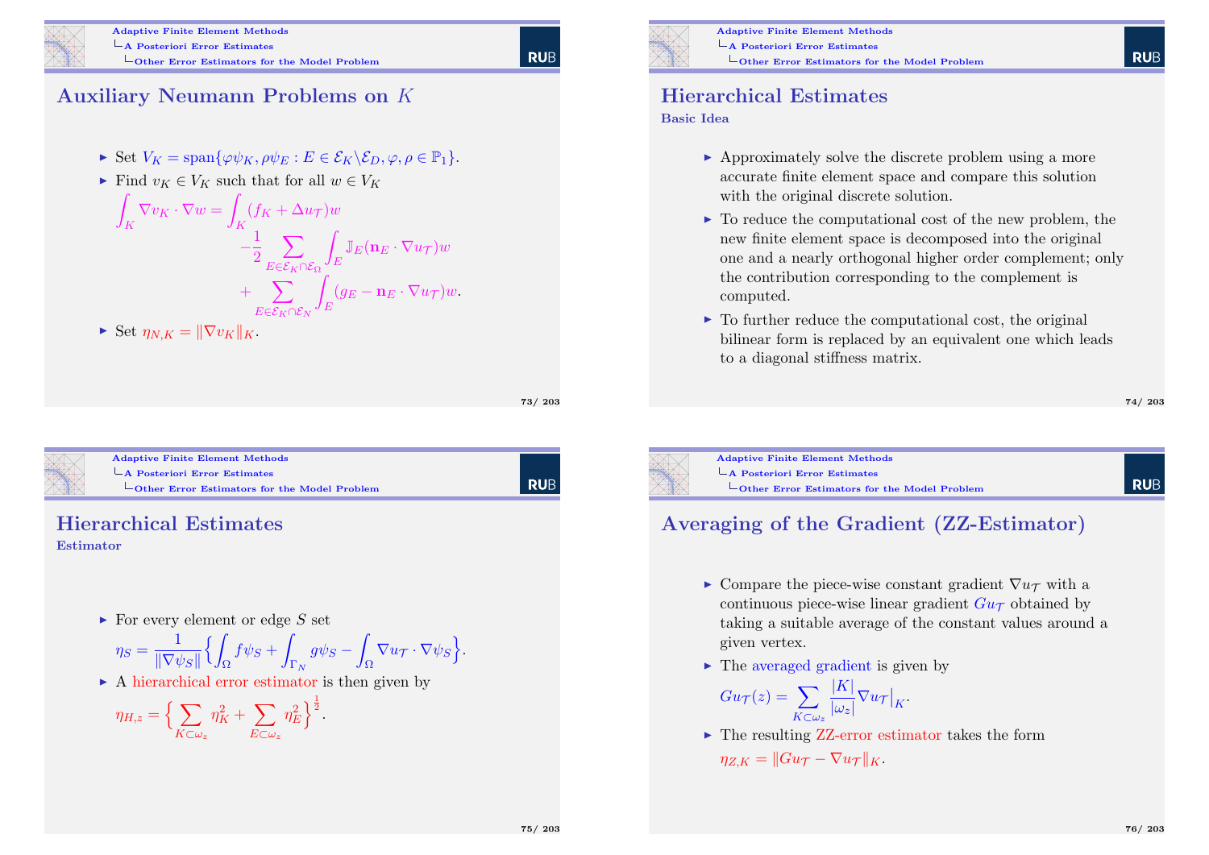## Auxiliary Neumann Problems on $K$

- Set $V_K = \operatorname{span}\{\varphi\psi_K, \rho\psi_E : E \in \mathcal{E}_K \backslash \mathcal{E}_D, \varphi, \rho \in \mathbb{P}_1\}$.
- Find $v_K \in V_K$ such that for all $w \in V_K$

$$
\begin{aligned}
\int_K \nabla v_K \cdot \nabla w = &\int_K (f_K + \Delta u_{\mathcal{T}}) w \\
&- \frac{1}{2} \sum_{E \in \mathcal{E}_K \cap \mathcal{E}_\Omega} \int_E \mathbb{J}_E(\mathbf{n}_E \cdot \nabla u_{\mathcal{T}}) w \\
&+ \sum_{E \in \mathcal{E}_K \cap \mathcal{E}_N} \int_E (g_E - \mathbf{n}_E \cdot \nabla u_{\mathcal{T}}) w.
\end{aligned}
$$

- Set $\eta_{N,K} = \|\nabla v_K\|_K$.

## Hierarchical Estimates

### Basic Idea

- Approximately solve the discrete problem using a more accurate finite element space and compare this solution with the original discrete solution.
- To reduce the computational cost of the new problem, the new finite element space is decomposed into the original one and a nearly orthogonal higher order complement; only the contribution corresponding to the complement is computed.
- To further reduce the computational cost, the original bilinear form is replaced by an equivalent one which leads to a diagonal stiffness matrix.

## Hierarchical Estimates

### Estimator

- For every element or edge $S$ set

$$
\eta_S = \frac{1}{\|\nabla \psi_S\|} \Big\{ \int_\Omega f\psi_S + \int_{\Gamma_N} g\psi_S - \int_\Omega \nabla u_{\mathcal{T}} \cdot \nabla \psi_S \Big\}.
$$

- A hierarchical error estimator is then given by

$$
\eta_{H,z} = \Big\{ \sum_{K \subset \omega_z} \eta_K^2 + \sum_{E \subset \omega_z} \eta_E^2 \Big\}^{\frac{1}{2}}.
$$

## Averaging of the Gradient (ZZ-Estimator)

- Compare the piece-wise constant gradient $\nabla u_{\mathcal{T}}$ with a continuous piece-wise linear gradient $Gu_{\mathcal{T}}$ obtained by taking a suitable average of the constant values around a given vertex.
- The averaged gradient is given by

$$
Gu_{\mathcal{T}}(z) = \sum_{K \subset \omega_z} \frac{|K|}{|\omega_z|} \nabla u_{\mathcal{T}}\big|_K.
$$

- The resulting ZZ-error estimator takes the form

$$
\eta_{Z,K} = \|Gu_{\mathcal{T}} - \nabla u_{\mathcal{T}}\|_K.
$$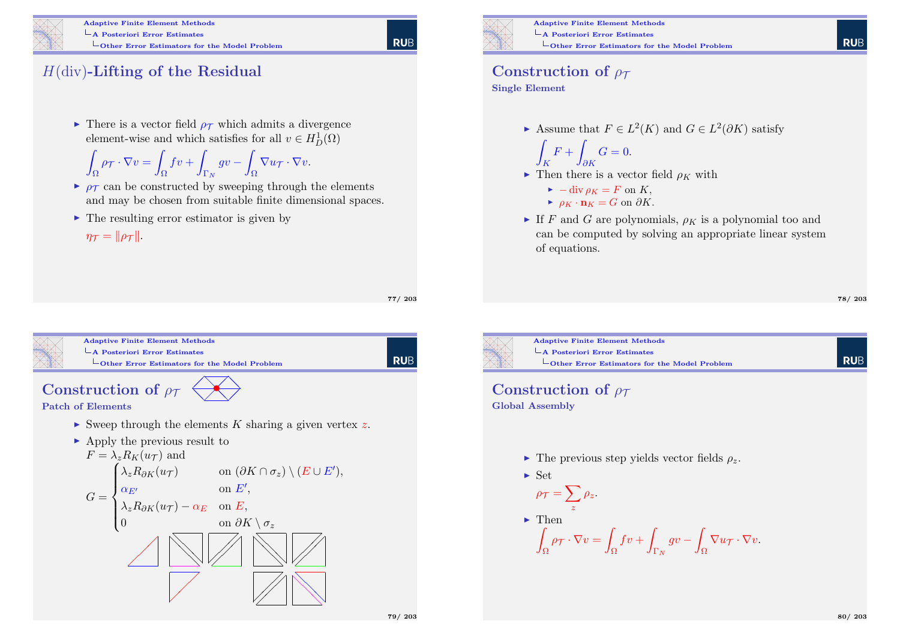## $H(\text{div})$-Lifting of the Residual

- There is a vector field $\rho_{\mathcal{T}}$ which admits a divergence element-wise and which satisfies for all $v \in H^1_D(\Omega)$
  $$\int_\Omega \rho_{\mathcal{T}} \cdot \nabla v = \int_\Omega fv + \int_{\Gamma_N} gv - \int_\Omega \nabla u_{\mathcal{T}} \cdot \nabla v.$$
- $\rho_{\mathcal{T}}$ can be constructed by sweeping through the elements and may be chosen from suitable finite dimensional spaces.
- The resulting error estimator is given by
  $$\eta_{\mathcal{T}} = \|\rho_{\mathcal{T}}\|.$$

## Construction of $\rho_{\mathcal{T}}$

### Single Element

- Assume that $F \in L^2(K)$ and $G \in L^2(\partial K)$ satisfy
  $$\int_K F + \int_{\partial K} G = 0.$$
- Then there is a vector field $\rho_K$ with
  - $-\operatorname{div} \rho_K = F$ on $K$,
  - $\rho_K \cdot \mathbf{n}_K = G$ on $\partial K$.
- If $F$ and $G$ are polynomials, $\rho_K$ is a polynomial too and can be computed by solving an appropriate linear system of equations.

## Construction of $\rho_{\mathcal{T}}$

### Patch of Elements

- Sweep through the elements $K$ sharing a given vertex $z$.
- Apply the previous result to $F = \lambda_z R_K(u_{\mathcal{T}})$ and
  $$G = \begin{cases} \lambda_z R_{\partial K}(u_{\mathcal{T}}) & \text{on } (\partial K \cap \sigma_z) \setminus (E \cup E'), \\ \alpha_{E'} & \text{on } E', \\ \lambda_z R_{\partial K}(u_{\mathcal{T}}) - \alpha_E & \text{on } E, \\ 0 & \text{on } \partial K \setminus \sigma_z \end{cases}$$

## Construction of $\rho_{\mathcal{T}}$

### Global Assembly

- The previous step yields vector fields $\rho_z$.
- Set
  $$\rho_{\mathcal{T}} = \sum_z \rho_z.$$
- Then
  $$\int_\Omega \rho_{\mathcal{T}} \cdot \nabla v = \int_\Omega fv + \int_{\Gamma_N} gv - \int_\Omega \nabla u_{\mathcal{T}} \cdot \nabla v.$$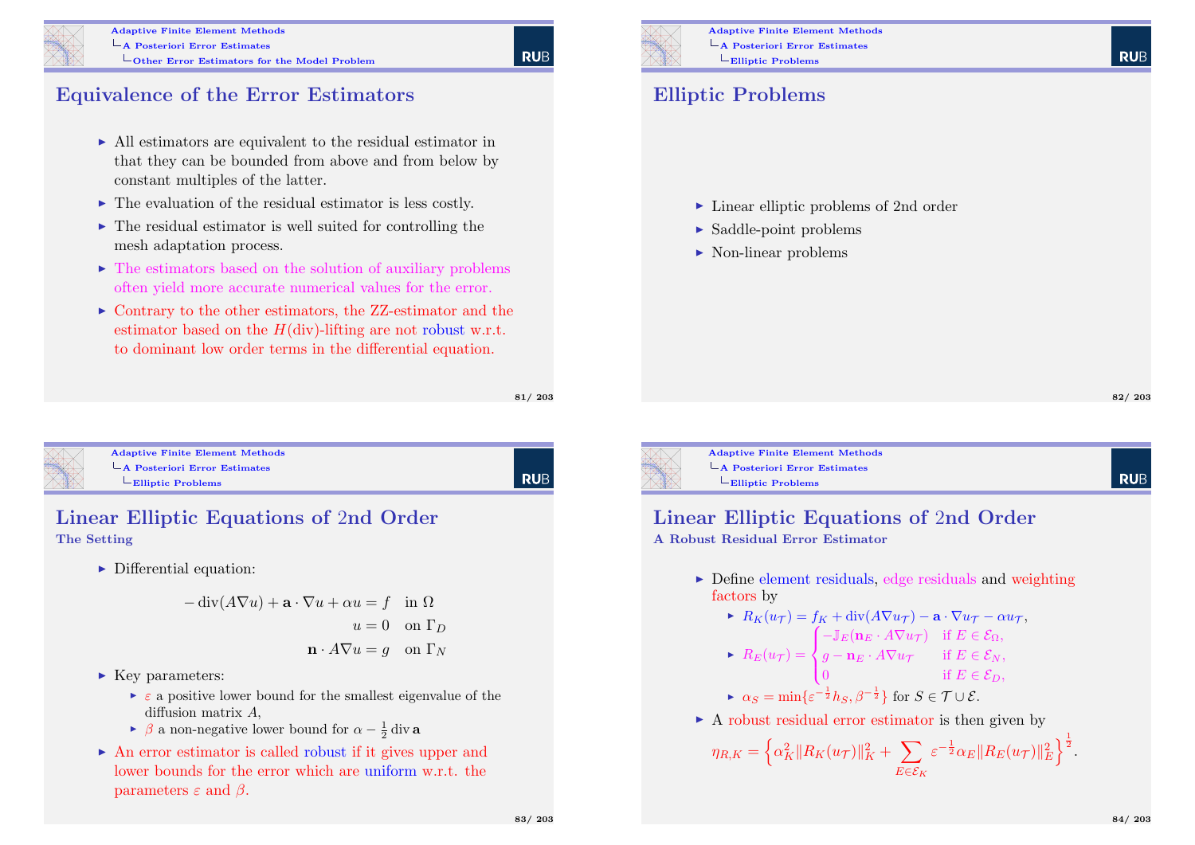## Equivalence of the Error Estimators

- All estimators are equivalent to the residual estimator in that they can be bounded from above and from below by constant multiples of the latter.
- The evaluation of the residual estimator is less costly.
- The residual estimator is well suited for controlling the mesh adaptation process.
- The estimators based on the solution of auxiliary problems often yield more accurate numerical values for the error.
- Contrary to the other estimators, the ZZ-estimator and the estimator based on the $H(\mathrm{div})$-lifting are not robust w.r.t. to dominant low order terms in the differential equation.

## Elliptic Problems

- Linear elliptic problems of 2nd order
- Saddle-point problems
- Non-linear problems

## Linear Elliptic Equations of 2nd Order

### The Setting

- Differential equation:

$$
\begin{aligned}
-\operatorname{div}(A\nabla u) + \mathbf{a}\cdot\nabla u + \alpha u &= f \quad \text{in } \Omega \\
u &= 0 \quad \text{on } \Gamma_D \\
\mathbf{n}\cdot A\nabla u &= g \quad \text{on } \Gamma_N
\end{aligned}
$$

- Key parameters:
  - $\varepsilon$ a positive lower bound for the smallest eigenvalue of the diffusion matrix $A$,
  - $\beta$ a non-negative lower bound for $\alpha - \frac{1}{2}\operatorname{div}\mathbf{a}$
- An error estimator is called robust if it gives upper and lower bounds for the error which are uniform w.r.t. the parameters $\varepsilon$ and $\beta$.

## Linear Elliptic Equations of 2nd Order

### A Robust Residual Error Estimator

- Define element residuals, edge residuals and weighting factors by
  - $R_K(u_{\mathcal{T}}) = f_K + \operatorname{div}(A\nabla u_{\mathcal{T}}) - \mathbf{a}\cdot\nabla u_{\mathcal{T}} - \alpha u_{\mathcal{T}}$,
  - $R_E(u_{\mathcal{T}}) = \begin{cases} -\mathbb{J}_E(\mathbf{n}_E\cdot A\nabla u_{\mathcal{T}}) & \text{if } E\in\mathcal{E}_\Omega, \\ g - \mathbf{n}_E\cdot A\nabla u_{\mathcal{T}} & \text{if } E\in\mathcal{E}_N, \\ 0 & \text{if } E\in\mathcal{E}_D, \end{cases}$
  - $\alpha_S = \min\{\varepsilon^{-\frac{1}{2}}h_S, \beta^{-\frac{1}{2}}\}$ for $S\in\mathcal{T}\cup\mathcal{E}$.
- A robust residual error estimator is then given by

$$
\eta_{R,K} = \Big\{\alpha_K^2\|R_K(u_{\mathcal{T}})\|_K^2 + \sum_{E\in\mathcal{E}_K}\varepsilon^{-\frac{1}{2}}\alpha_E\|R_E(u_{\mathcal{T}})\|_E^2\Big\}^{\frac{1}{2}}.
$$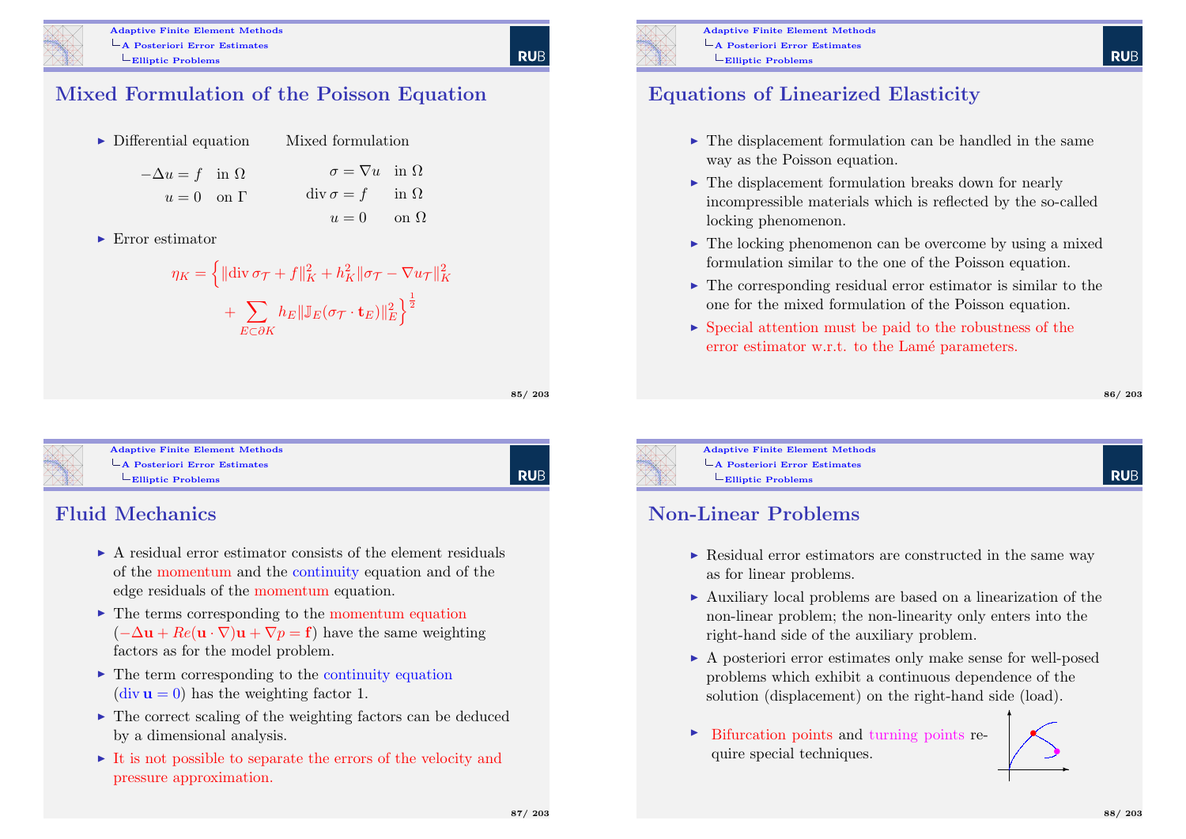## Mixed Formulation of the Poisson Equation

- Differential equation

$$-\Delta u = f \quad \text{in } \Omega$$
$$u = 0 \quad \text{on } \Gamma$$

Mixed formulation

$$\sigma = \nabla u \quad \text{in } \Omega$$
$$\operatorname{div} \sigma = f \quad \text{in } \Omega$$
$$u = 0 \quad \text{on } \Omega$$

- Error estimator

$$\eta_K = \Big\{ \|\operatorname{div} \sigma_{\mathcal{T}} + f\|_K^2 + h_K^2 \|\sigma_{\mathcal{T}} - \nabla u_{\mathcal{T}}\|_K^2 + \sum_{E \subset \partial K} h_E \|\mathbb{J}_E(\sigma_{\mathcal{T}} \cdot \mathbf{t}_E)\|_E^2 \Big\}^{\frac{1}{2}}$$

## Equations of Linearized Elasticity

- The displacement formulation can be handled in the same way as the Poisson equation.
- The displacement formulation breaks down for nearly incompressible materials which is reflected by the so-called locking phenomenon.
- The locking phenomenon can be overcome by using a mixed formulation similar to the one of the Poisson equation.
- The corresponding residual error estimator is similar to the one for the mixed formulation of the Poisson equation.
- Special attention must be paid to the robustness of the error estimator w.r.t. to the Lamé parameters.

## Fluid Mechanics

- A residual error estimator consists of the element residuals of the momentum and the continuity equation and of the edge residuals of the momentum equation.
- The terms corresponding to the momentum equation ($-\Delta \mathbf{u} + Re(\mathbf{u} \cdot \nabla)\mathbf{u} + \nabla p = \mathbf{f}$) have the same weighting factors as for the model problem.
- The term corresponding to the continuity equation ($\operatorname{div} \mathbf{u} = 0$) has the weighting factor 1.
- The correct scaling of the weighting factors can be deduced by a dimensional analysis.
- It is not possible to separate the errors of the velocity and pressure approximation.

## Non-Linear Problems

- Residual error estimators are constructed in the same way as for linear problems.
- Auxiliary local problems are based on a linearization of the non-linear problem; the non-linearity only enters into the right-hand side of the auxiliary problem.
- A posteriori error estimates only make sense for well-posed problems which exhibit a continuous dependence of the solution (displacement) on the right-hand side (load).
- Bifurcation points and turning points require special techniques.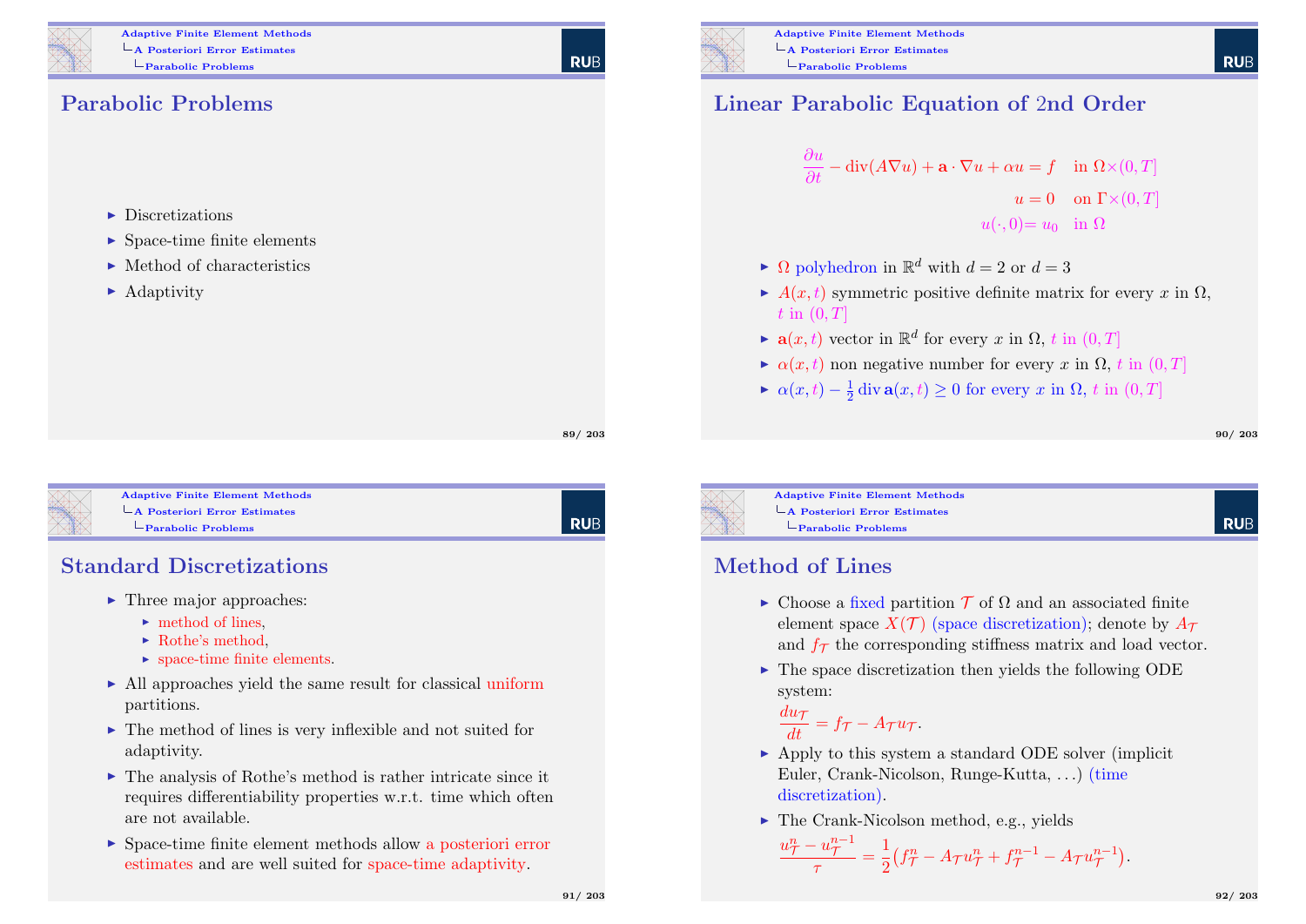## Parabolic Problems

- Discretizations
- Space-time finite elements
- Method of characteristics
- Adaptivity

## Linear Parabolic Equation of 2nd Order

$$
\begin{aligned}
\frac{\partial u}{\partial t} - \operatorname{div}(A\nabla u) + \mathbf{a}\cdot\nabla u + \alpha u &= f \quad \text{in } \Omega\times(0,T] \\
u &= 0 \quad \text{on } \Gamma\times(0,T] \\
u(\cdot,0) &= u_0 \quad \text{in } \Omega
\end{aligned}
$$

- $\Omega$ polyhedron in $\mathbb{R}^d$ with $d=2$ or $d=3$
- $A(x,t)$ symmetric positive definite matrix for every $x$ in $\Omega$, $t$ in $(0,T]$
- $\mathbf{a}(x,t)$ vector in $\mathbb{R}^d$ for every $x$ in $\Omega$, $t$ in $(0,T]$
- $\alpha(x,t)$ non negative number for every $x$ in $\Omega$, $t$ in $(0,T]$
- $\alpha(x,t) - \frac{1}{2}\operatorname{div}\mathbf{a}(x,t) \geq 0$ for every $x$ in $\Omega$, $t$ in $(0,T]$

## Standard Discretizations

- Three major approaches:
  - method of lines,
  - Rothe's method,
  - space-time finite elements.
- All approaches yield the same result for classical uniform partitions.
- The method of lines is very inflexible and not suited for adaptivity.
- The analysis of Rothe's method is rather intricate since it requires differentiability properties w.r.t. time which often are not available.
- Space-time finite element methods allow a posteriori error estimates and are well suited for space-time adaptivity.

## Method of Lines

- Choose a fixed partition $\mathcal{T}$ of $\Omega$ and an associated finite element space $X(\mathcal{T})$ (space discretization); denote by $A_{\mathcal{T}}$ and $f_{\mathcal{T}}$ the corresponding stiffness matrix and load vector.
- The space discretization then yields the following ODE system:
  $\frac{du_{\mathcal{T}}}{dt} = f_{\mathcal{T}} - A_{\mathcal{T}}u_{\mathcal{T}}$.
- Apply to this system a standard ODE solver (implicit Euler, Crank-Nicolson, Runge-Kutta, ...) (time discretization).
- The Crank-Nicolson method, e.g., yields
  $\frac{u_{\mathcal{T}}^n - u_{\mathcal{T}}^{n-1}}{\tau} = \frac{1}{2}\big(f_{\mathcal{T}}^n - A_{\mathcal{T}}u_{\mathcal{T}}^n + f_{\mathcal{T}}^{n-1} - A_{\mathcal{T}}u_{\mathcal{T}}^{n-1}\big)$.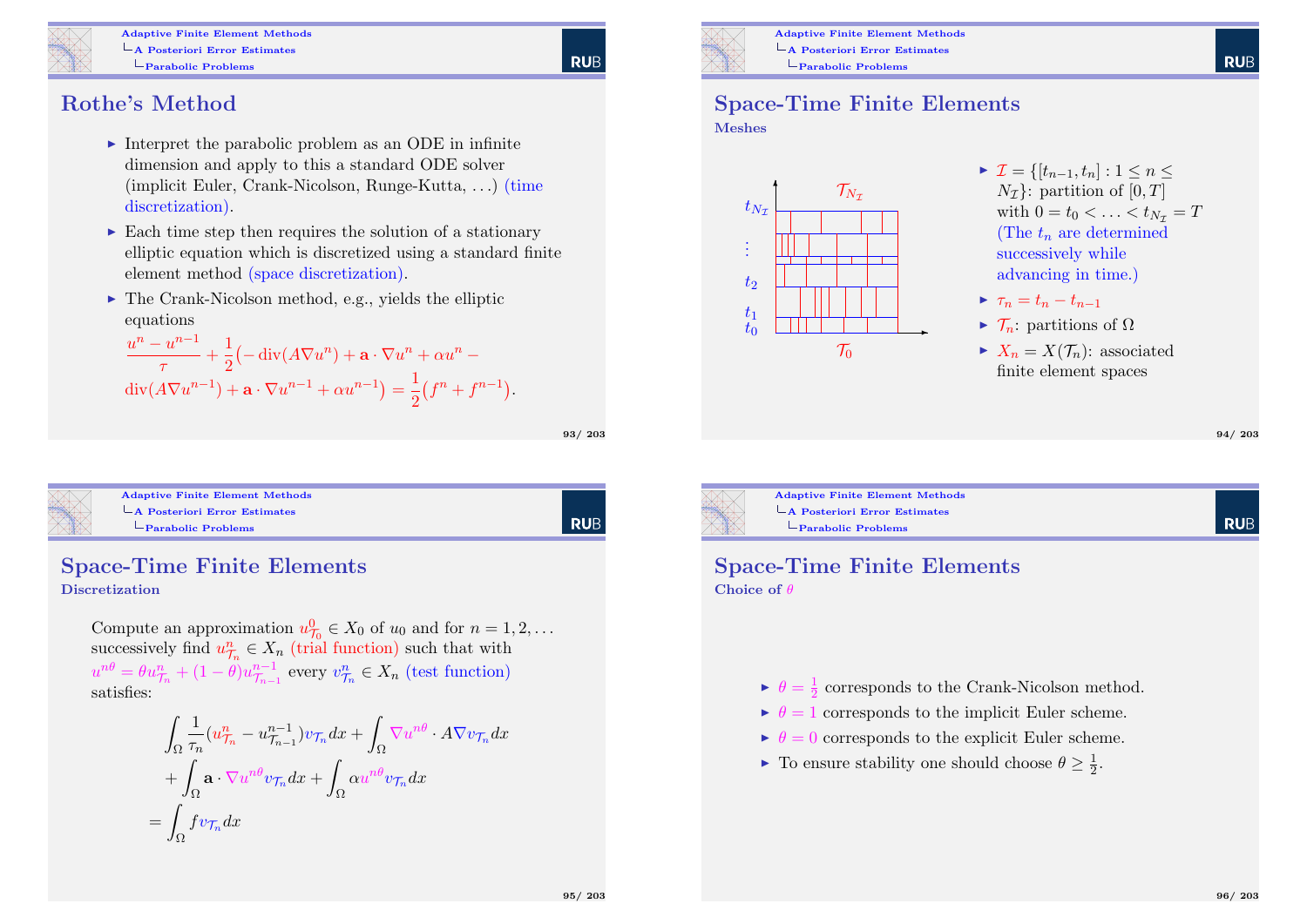## Rothe's Method

- Interpret the parabolic problem as an ODE in infinite dimension and apply to this a standard ODE solver (implicit Euler, Crank-Nicolson, Runge-Kutta, ...) (time discretization).
- Each time step then requires the solution of a stationary elliptic equation which is discretized using a standard finite element method (space discretization).
- The Crank-Nicolson method, e.g., yields the elliptic equations

$$\frac{u^n - u^{n-1}}{\tau} + \frac{1}{2}\big(-\operatorname{div}(A\nabla u^n) + \mathbf{a}\cdot\nabla u^n + \alpha u^n - \operatorname{div}(A\nabla u^{n-1}) + \mathbf{a}\cdot\nabla u^{n-1} + \alpha u^{n-1}\big) = \frac{1}{2}\big(f^n + f^{n-1}\big).$$

## Space-Time Finite Elements

### Meshes

(Figure: space-time mesh with time levels $t_0, t_1, t_2, \vdots, t_{N_\mathcal{I}}$ and partitions $\mathcal{T}_0, \dots, \mathcal{T}_{N_\mathcal{I}}$)

- $\mathcal{I} = \{[t_{n-1}, t_n] : 1 \le n \le N_\mathcal{I}\}$: partition of $[0,T]$ with $0 = t_0 < \ldots < t_{N_\mathcal{I}} = T$ (The $t_n$ are determined successively while advancing in time.)
- $\tau_n = t_n - t_{n-1}$
- $\mathcal{T}_n$: partitions of $\Omega$
- $X_n = X(\mathcal{T}_n)$: associated finite element spaces

## Space-Time Finite Elements

### Discretization

Compute an approximation $u^0_{\mathcal{T}_0} \in X_0$ of $u_0$ and for $n = 1, 2, \ldots$ successively find $u^n_{\mathcal{T}_n} \in X_n$ (trial function) such that with $u^{n\theta} = \theta u^n_{\mathcal{T}_n} + (1-\theta)u^{n-1}_{\mathcal{T}_{n-1}}$ every $v^n_{\mathcal{T}_n} \in X_n$ (test function) satisfies:

$$\begin{aligned}
&\int_\Omega \frac{1}{\tau_n}(u^n_{\mathcal{T}_n} - u^{n-1}_{\mathcal{T}_{n-1}})v_{\mathcal{T}_n}dx + \int_\Omega \nabla u^{n\theta}\cdot A\nabla v_{\mathcal{T}_n}dx \\
&+ \int_\Omega \mathbf{a}\cdot\nabla u^{n\theta} v_{\mathcal{T}_n}dx + \int_\Omega \alpha u^{n\theta} v_{\mathcal{T}_n}dx \\
&= \int_\Omega f v_{\mathcal{T}_n}dx
\end{aligned}$$

## Space-Time Finite Elements

### Choice of $\theta$

- $\theta = \frac{1}{2}$ corresponds to the Crank-Nicolson method.
- $\theta = 1$ corresponds to the implicit Euler scheme.
- $\theta = 0$ corresponds to the explicit Euler scheme.
- To ensure stability one should choose $\theta \ge \frac{1}{2}$.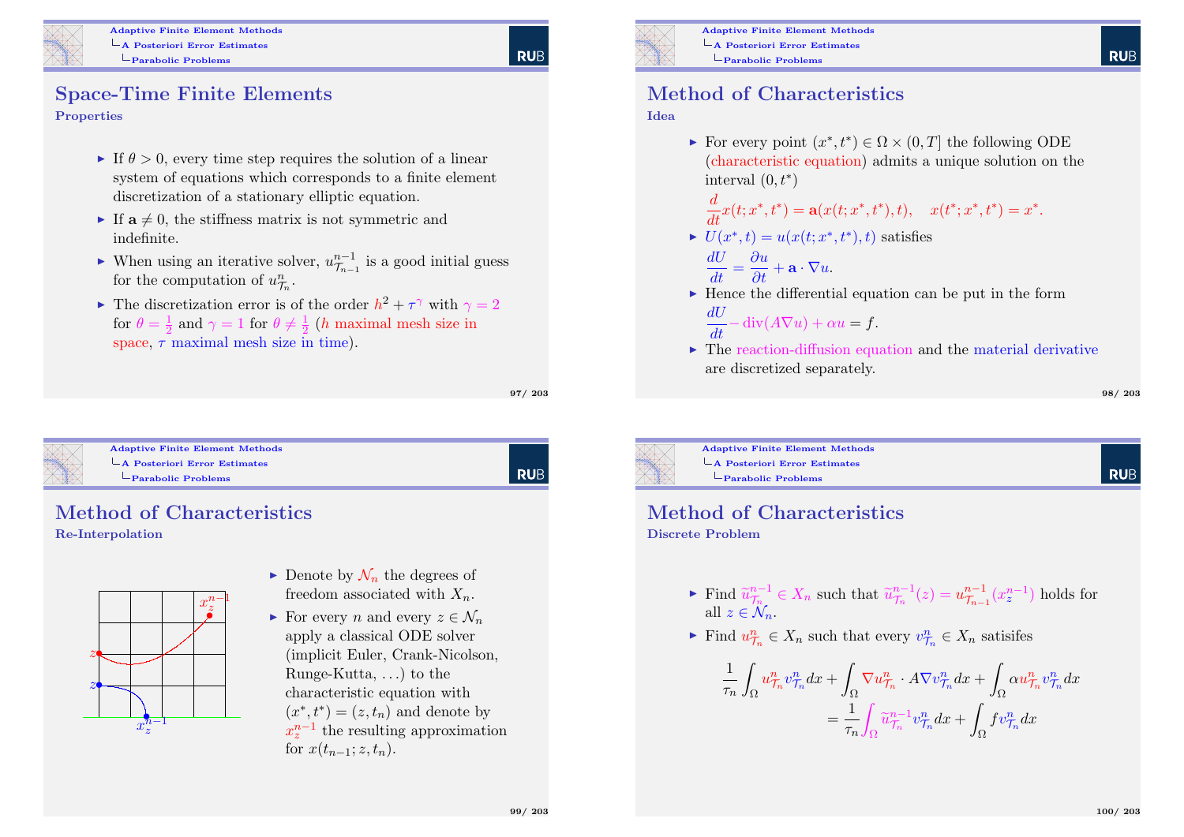## Space-Time Finite Elements

### Properties

- If $\theta > 0$, every time step requires the solution of a linear system of equations which corresponds to a finite element discretization of a stationary elliptic equation.
- If $\mathbf{a} \neq 0$, the stiffness matrix is not symmetric and indefinite.
- When using an iterative solver, $u^{n-1}_{\mathcal{T}_{n-1}}$ is a good initial guess for the computation of $u^n_{\mathcal{T}_n}$.
- The discretization error is of the order $h^2 + \tau^\gamma$ with $\gamma = 2$ for $\theta = \frac{1}{2}$ and $\gamma = 1$ for $\theta \neq \frac{1}{2}$ ($h$ maximal mesh size in space, $\tau$ maximal mesh size in time).

## Method of Characteristics

### Idea

- For every point $(x^*, t^*) \in \Omega \times (0, T]$ the following ODE (characteristic equation) admits a unique solution on the interval $(0, t^*)$
  $\frac{d}{dt} x(t; x^*, t^*) = \mathbf{a}(x(t; x^*, t^*), t), \quad x(t^*; x^*, t^*) = x^*.$
- $U(x^*, t) = u(x(t; x^*, t^*), t)$ satisfies
  $\frac{dU}{dt} = \frac{\partial u}{\partial t} + \mathbf{a} \cdot \nabla u.$
- Hence the differential equation can be put in the form
  $\frac{dU}{dt} - \operatorname{div}(A \nabla u) + \alpha u = f.$
- The reaction-diffusion equation and the material derivative are discretized separately.

## Method of Characteristics

### Re-Interpolation

- Denote by $\mathcal{N}_n$ the degrees of freedom associated with $X_n$.
- For every $n$ and every $z \in \mathcal{N}_n$ apply a classical ODE solver (implicit Euler, Crank-Nicolson, Runge-Kutta, ...) to the characteristic equation with $(x^*, t^*) = (z, t_n)$ and denote by $x_z^{n-1}$ the resulting approximation for $x(t_{n-1}; z, t_n)$.

## Method of Characteristics

### Discrete Problem

- Find $\widetilde{u}^{n-1}_{\mathcal{T}_n} \in X_n$ such that $\widetilde{u}^{n-1}_{\mathcal{T}_n}(z) = u^{n-1}_{\mathcal{T}_{n-1}}(x_z^{n-1})$ holds for all $z \in \mathcal{N}_n$.
- Find $u^n_{\mathcal{T}_n} \in X_n$ such that every $v^n_{\mathcal{T}_n} \in X_n$ satisifes

$$
\frac{1}{\tau_n} \int_\Omega u^n_{\mathcal{T}_n} v^n_{\mathcal{T}_n} dx + \int_\Omega \nabla u^n_{\mathcal{T}_n} \cdot A \nabla v^n_{\mathcal{T}_n} dx + \int_\Omega \alpha u^n_{\mathcal{T}_n} v^n_{\mathcal{T}_n} dx
= \frac{1}{\tau_n} \int_\Omega \widetilde{u}^{n-1}_{\mathcal{T}_n} v^n_{\mathcal{T}_n} dx + \int_\Omega f v^n_{\mathcal{T}_n} dx
$$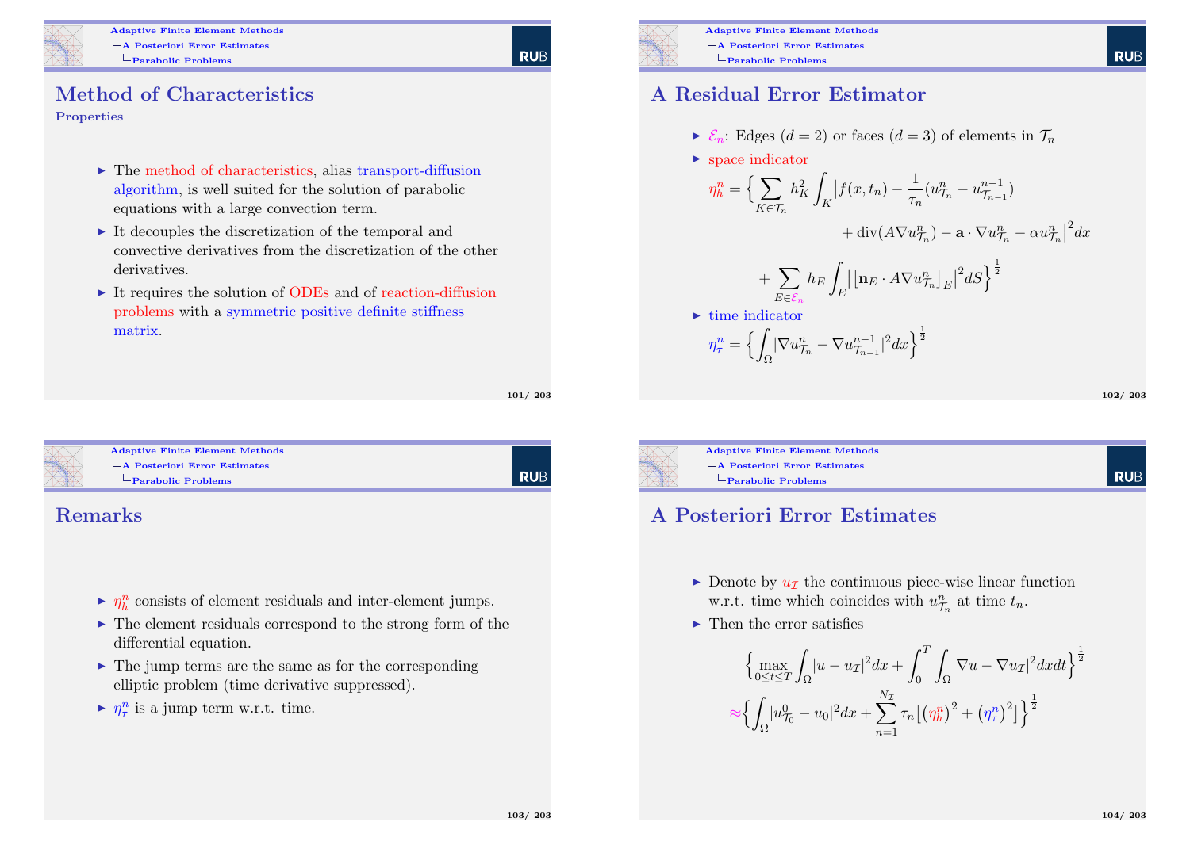## Method of Characteristics

### Properties

- The method of characteristics, alias transport-diffusion algorithm, is well suited for the solution of parabolic equations with a large convection term.
- It decouples the discretization of the temporal and convective derivatives from the discretization of the other derivatives.
- It requires the solution of ODEs and of reaction-diffusion problems with a symmetric positive definite stiffness matrix.

## A Residual Error Estimator

- $\mathcal{E}_n$: Edges ($d = 2$) or faces ($d = 3$) of elements in $\mathcal{T}_n$
- space indicator

$$\eta_h^n = \Big\{ \sum_{K \in \mathcal{T}_n} h_K^2 \int_K \big| f(x, t_n) - \frac{1}{\tau_n}(u_{\mathcal{T}_n}^n - u_{\mathcal{T}_{n-1}}^{n-1}) + \operatorname{div}(A \nabla u_{\mathcal{T}_n}^n) - \mathbf{a} \cdot \nabla u_{\mathcal{T}_n}^n - \alpha u_{\mathcal{T}_n}^n \big|^2 dx + \sum_{E \in \mathcal{E}_n} h_E \int_E \big| \big[ \mathbf{n}_E \cdot A \nabla u_{\mathcal{T}_n}^n \big]_E \big|^2 dS \Big\}^{\frac{1}{2}}$$

- time indicator

$$\eta_\tau^n = \Big\{ \int_\Omega |\nabla u_{\mathcal{T}_n}^n - \nabla u_{\mathcal{T}_{n-1}}^{n-1}|^2 dx \Big\}^{\frac{1}{2}}$$

## Remarks

- $\eta_h^n$ consists of element residuals and inter-element jumps.
- The element residuals correspond to the strong form of the differential equation.
- The jump terms are the same as for the corresponding elliptic problem (time derivative suppressed).
- $\eta_\tau^n$ is a jump term w.r.t. time.

## A Posteriori Error Estimates

- Denote by $u_\mathcal{I}$ the continuous piece-wise linear function w.r.t. time which coincides with $u_{\mathcal{T}_n}^n$ at time $t_n$.
- Then the error satisfies

$$\Big\{ \max_{0 \le t \le T} \int_\Omega |u - u_\mathcal{I}|^2 dx + \int_0^T \int_\Omega |\nabla u - \nabla u_\mathcal{I}|^2 dx dt \Big\}^{\frac{1}{2}}$$

$$\approx \Big\{ \int_\Omega |u_{\mathcal{T}_0}^0 - u_0|^2 dx + \sum_{n=1}^{N_\mathcal{I}} \tau_n \big[ \big(\eta_h^n\big)^2 + \big(\eta_\tau^n\big)^2 \big] \Big\}^{\frac{1}{2}}$$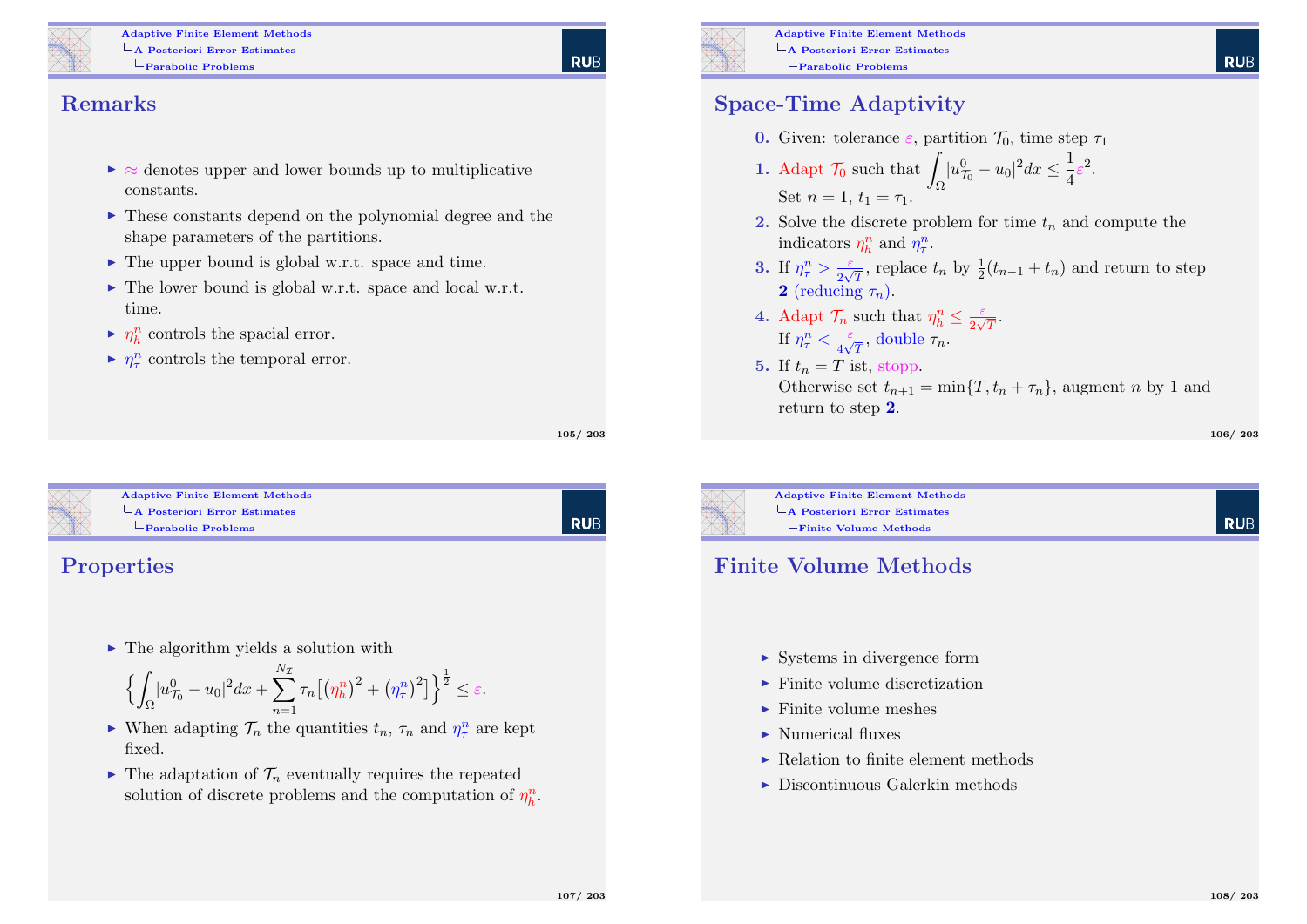## Remarks

- $\approx$ denotes upper and lower bounds up to multiplicative constants.
- These constants depend on the polynomial degree and the shape parameters of the partitions.
- The upper bound is global w.r.t. space and time.
- The lower bound is global w.r.t. space and local w.r.t. time.
- $\eta_h^n$ controls the spacial error.
- $\eta_\tau^n$ controls the temporal error.

## Space-Time Adaptivity

**0.** Given: tolerance $\varepsilon$, partition $\mathcal{T}_0$, time step $\tau_1$

**1.** Adapt $\mathcal{T}_0$ such that $\displaystyle\int_\Omega |u_{\mathcal{T}_0}^0 - u_0|^2 dx \leq \frac{1}{4}\varepsilon^2$.
Set $n = 1$, $t_1 = \tau_1$.

**2.** Solve the discrete problem for time $t_n$ and compute the indicators $\eta_h^n$ and $\eta_\tau^n$.

**3.** If $\eta_\tau^n > \frac{\varepsilon}{2\sqrt{T}}$, replace $t_n$ by $\frac{1}{2}(t_{n-1} + t_n)$ and return to step **2** (reducing $\tau_n$).

**4.** Adapt $\mathcal{T}_n$ such that $\eta_h^n \leq \frac{\varepsilon}{2\sqrt{T}}$.
If $\eta_\tau^n < \frac{\varepsilon}{4\sqrt{T}}$, double $\tau_n$.

**5.** If $t_n = T$ ist, stopp.
Otherwise set $t_{n+1} = \min\{T, t_n + \tau_n\}$, augment $n$ by 1 and return to step **2**.

## Properties

- The algorithm yields a solution with
$$\Big\{\int_\Omega |u_{\mathcal{T}_0}^0 - u_0|^2 dx + \sum_{n=1}^{N_{\mathcal{I}}} \tau_n \big[\big(\eta_h^n\big)^2 + \big(\eta_\tau^n\big)^2\big]\Big\}^{\frac{1}{2}} \leq \varepsilon.$$
- When adapting $\mathcal{T}_n$ the quantities $t_n$, $\tau_n$ and $\eta_\tau^n$ are kept fixed.
- The adaptation of $\mathcal{T}_n$ eventually requires the repeated solution of discrete problems and the computation of $\eta_h^n$.

## Finite Volume Methods

- Systems in divergence form
- Finite volume discretization
- Finite volume meshes
- Numerical fluxes
- Relation to finite element methods
- Discontinuous Galerkin methods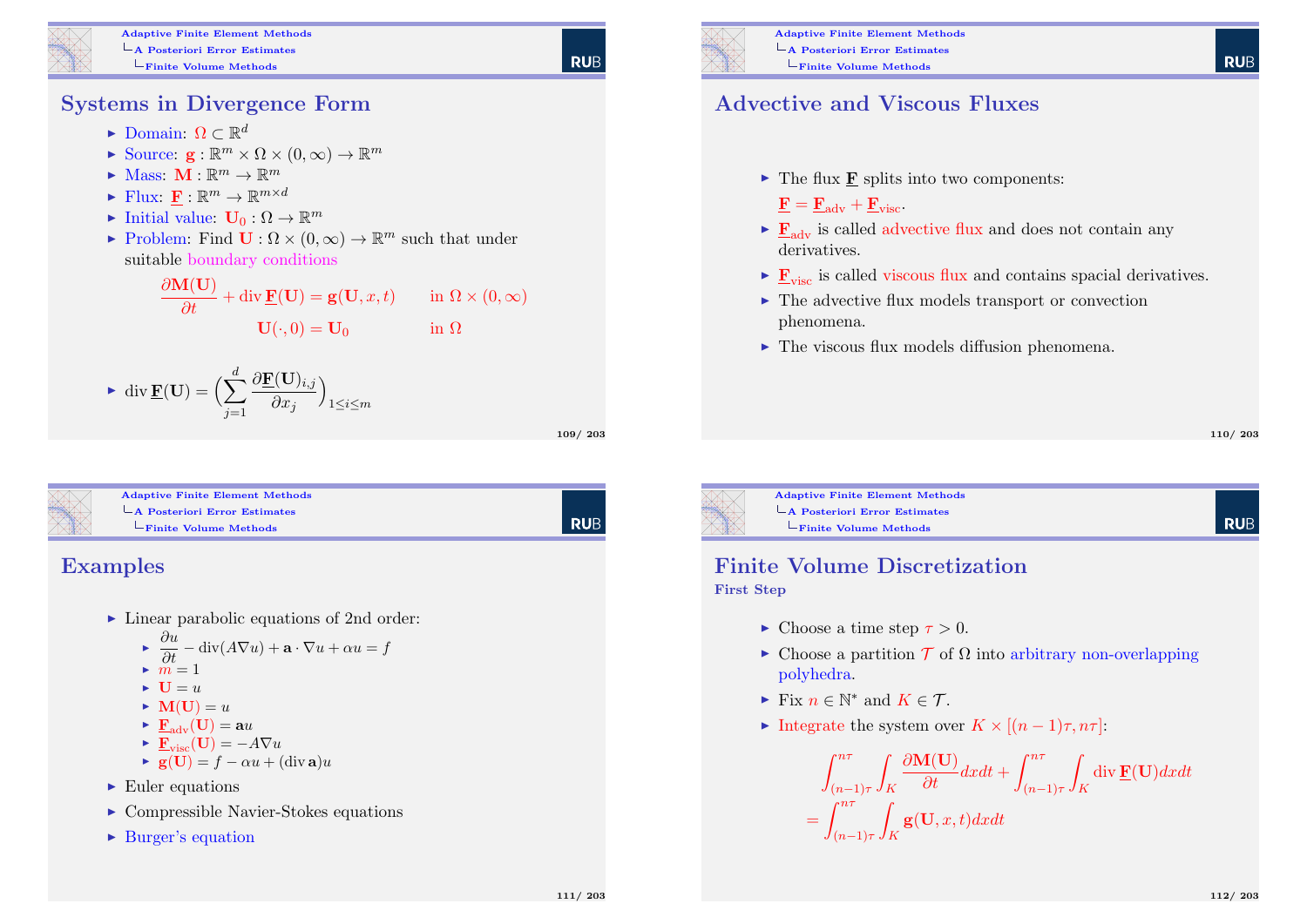## Systems in Divergence Form

- Domain: $\Omega \subset \mathbb{R}^d$
- Source: $\mathbf{g} : \mathbb{R}^m \times \Omega \times (0, \infty) \to \mathbb{R}^m$
- Mass: $\mathbf{M} : \mathbb{R}^m \to \mathbb{R}^m$
- Flux: $\underline{\mathbf{F}} : \mathbb{R}^m \to \mathbb{R}^{m \times d}$
- Initial value: $\mathbf{U}_0 : \Omega \to \mathbb{R}^m$
- Problem: Find $\mathbf{U} : \Omega \times (0, \infty) \to \mathbb{R}^m$ such that under suitable boundary conditions

$$
\begin{aligned}
\frac{\partial \mathbf{M}(\mathbf{U})}{\partial t} + \operatorname{div} \underline{\mathbf{F}}(\mathbf{U}) &= \mathbf{g}(\mathbf{U}, x, t) && \text{in } \Omega \times (0, \infty) \\
\mathbf{U}(\cdot, 0) &= \mathbf{U}_0 && \text{in } \Omega
\end{aligned}
$$

- $\operatorname{div} \underline{\mathbf{F}}(\mathbf{U}) = \Big( \sum_{j=1}^{d} \frac{\partial \underline{\mathbf{F}}(\mathbf{U})_{i,j}}{\partial x_j} \Big)_{1 \le i \le m}$

## Advective and Viscous Fluxes

- The flux $\underline{\mathbf{F}}$ splits into two components: $\underline{\mathbf{F}} = \underline{\mathbf{F}}_{\text{adv}} + \underline{\mathbf{F}}_{\text{visc}}$.
- $\underline{\mathbf{F}}_{\text{adv}}$ is called advective flux and does not contain any derivatives.
- $\underline{\mathbf{F}}_{\text{visc}}$ is called viscous flux and contains spacial derivatives.
- The advective flux models transport or convection phenomena.
- The viscous flux models diffusion phenomena.

## Examples

- Linear parabolic equations of 2nd order:
  - $\frac{\partial u}{\partial t} - \operatorname{div}(A \nabla u) + \mathbf{a} \cdot \nabla u + \alpha u = f$
  - $m = 1$
  - $\mathbf{U} = u$
  - $\mathbf{M}(\mathbf{U}) = u$
  - $\underline{\mathbf{F}}_{\text{adv}}(\mathbf{U}) = \mathbf{a} u$
  - $\underline{\mathbf{F}}_{\text{visc}}(\mathbf{U}) = -A \nabla u$
  - $\mathbf{g}(\mathbf{U}) = f - \alpha u + (\operatorname{div} \mathbf{a}) u$
- Euler equations
- Compressible Navier-Stokes equations
- Burger's equation

## Finite Volume Discretization

**First Step**

- Choose a time step $\tau > 0$.
- Choose a partition $\mathcal{T}$ of $\Omega$ into arbitrary non-overlapping polyhedra.
- Fix $n \in \mathbb{N}^*$ and $K \in \mathcal{T}$.
- Integrate the system over $K \times [(n-1)\tau, n\tau]$:

$$
\begin{aligned}
&\int_{(n-1)\tau}^{n\tau} \int_K \frac{\partial \mathbf{M}(\mathbf{U})}{\partial t} dx dt + \int_{(n-1)\tau}^{n\tau} \int_K \operatorname{div} \underline{\mathbf{F}}(\mathbf{U}) dx dt \\
&= \int_{(n-1)\tau}^{n\tau} \int_K \mathbf{g}(\mathbf{U}, x, t) dx dt
\end{aligned}
$$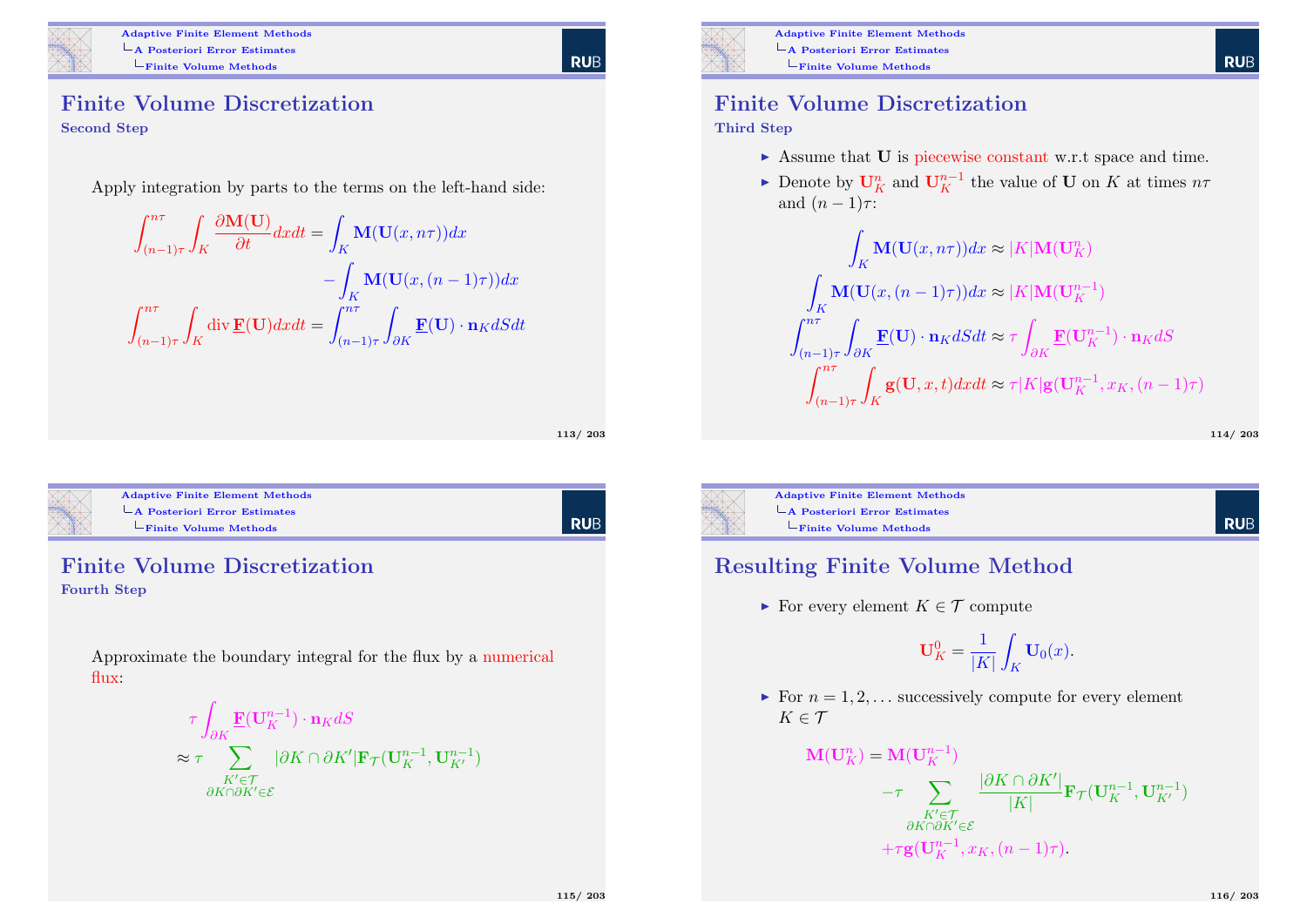## Finite Volume Discretization

### Second Step

Apply integration by parts to the terms on the left-hand side:

$$\int_{(n-1)\tau}^{n\tau} \int_K \frac{\partial \mathbf{M}(\mathbf{U})}{\partial t} dx dt = \int_K \mathbf{M}(\mathbf{U}(x, n\tau)) dx - \int_K \mathbf{M}(\mathbf{U}(x,(n-1)\tau)) dx$$

$$\int_{(n-1)\tau}^{n\tau} \int_K \operatorname{div} \underline{\mathbf{F}}(\mathbf{U}) dx dt = \int_{(n-1)\tau}^{n\tau} \int_{\partial K} \underline{\mathbf{F}}(\mathbf{U}) \cdot \mathbf{n}_K dS dt$$

## Finite Volume Discretization

### Third Step

- Assume that $\mathbf{U}$ is piecewise constant w.r.t space and time.
- Denote by $\mathbf{U}_K^n$ and $\mathbf{U}_K^{n-1}$ the value of $\mathbf{U}$ on $K$ at times $n\tau$ and $(n-1)\tau$:

$$\int_K \mathbf{M}(\mathbf{U}(x, n\tau)) dx \approx |K| \mathbf{M}(\mathbf{U}_K^n)$$

$$\int_K \mathbf{M}(\mathbf{U}(x,(n-1)\tau)) dx \approx |K| \mathbf{M}(\mathbf{U}_K^{n-1})$$

$$\int_{(n-1)\tau}^{n\tau} \int_{\partial K} \underline{\mathbf{F}}(\mathbf{U}) \cdot \mathbf{n}_K dS dt \approx \tau \int_{\partial K} \underline{\mathbf{F}}(\mathbf{U}_K^{n-1}) \cdot \mathbf{n}_K dS$$

$$\int_{(n-1)\tau}^{n\tau} \int_K \mathbf{g}(\mathbf{U}, x, t) dx dt \approx \tau |K| \mathbf{g}(\mathbf{U}_K^{n-1}, x_K, (n-1)\tau)$$

## Finite Volume Discretization

### Fourth Step

Approximate the boundary integral for the flux by a numerical flux:

$$\tau \int_{\partial K} \underline{\mathbf{F}}(\mathbf{U}_K^{n-1}) \cdot \mathbf{n}_K dS \approx \tau \sum_{\substack{K' \in \mathcal{T} \\ \partial K \cap \partial K' \in \mathcal{E}}} |\partial K \cap \partial K'| \mathbf{F}_{\mathcal{T}}(\mathbf{U}_K^{n-1}, \mathbf{U}_{K'}^{n-1})$$

## Resulting Finite Volume Method

- For every element $K \in \mathcal{T}$ compute

$$\mathbf{U}_K^0 = \frac{1}{|K|} \int_K \mathbf{U}_0(x).$$

- For $n = 1, 2, \ldots$ successively compute for every element $K \in \mathcal{T}$

$$\mathbf{M}(\mathbf{U}_K^n) = \mathbf{M}(\mathbf{U}_K^{n-1}) - \tau \sum_{\substack{K' \in \mathcal{T} \\ \partial K \cap \partial K' \in \mathcal{E}}} \frac{|\partial K \cap \partial K'|}{|K|} \mathbf{F}_{\mathcal{T}}(\mathbf{U}_K^{n-1}, \mathbf{U}_{K'}^{n-1}) + \tau \mathbf{g}(\mathbf{U}_K^{n-1}, x_K, (n-1)\tau).$$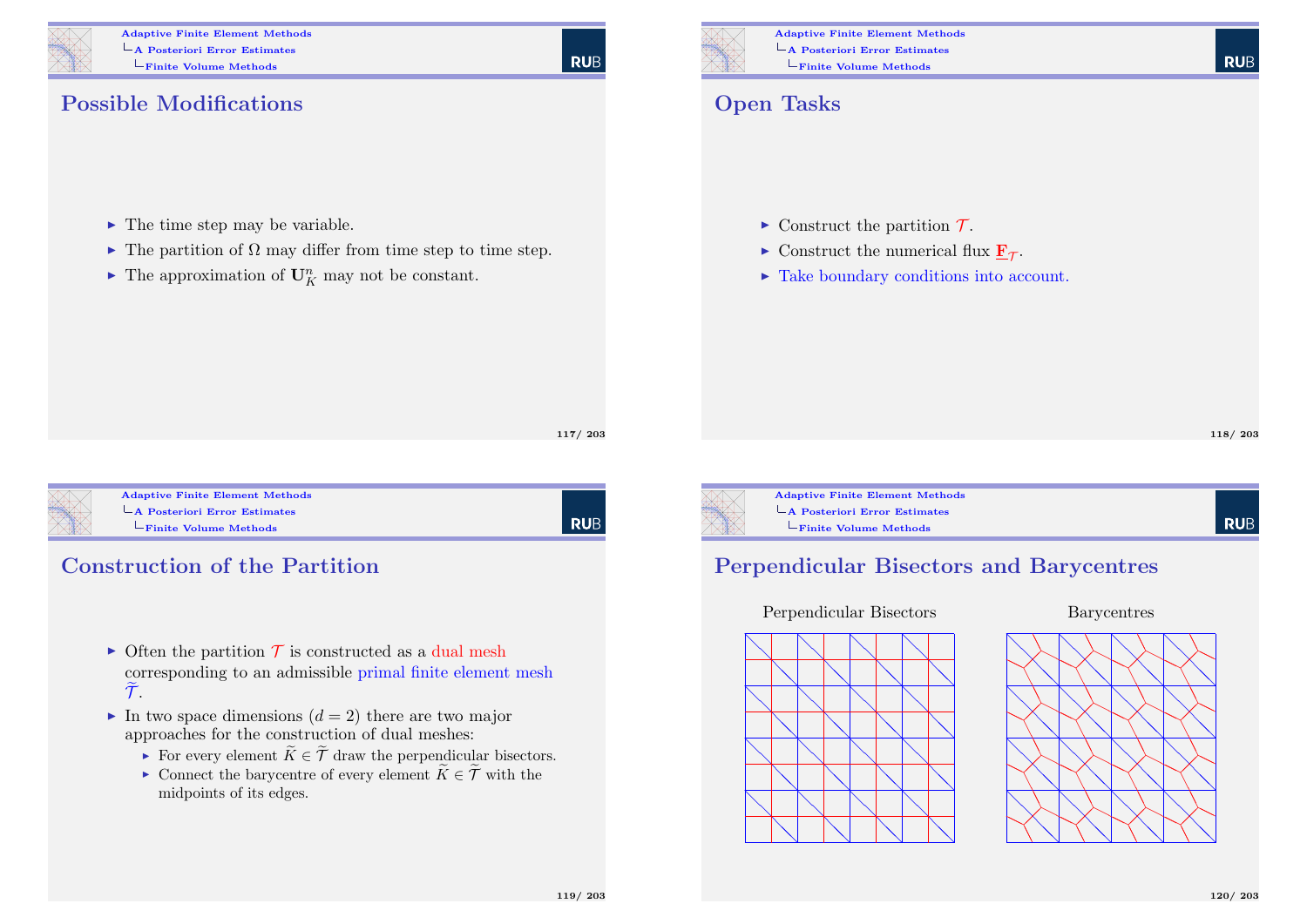## Possible Modifications

- The time step may be variable.
- The partition of $\Omega$ may differ from time step to time step.
- The approximation of $\mathbf{U}_K^n$ may not be constant.

## Open Tasks

- Construct the partition $\mathcal{T}$.
- Construct the numerical flux $\underline{\mathbf{F}}_{\mathcal{T}}$.
- Take boundary conditions into account.

## Construction of the Partition

- Often the partition $\mathcal{T}$ is constructed as a dual mesh corresponding to an admissible primal finite element mesh $\widetilde{\mathcal{T}}$.
- In two space dimensions ($d = 2$) there are two major approaches for the construction of dual meshes:
  - For every element $\widetilde{K} \in \widetilde{\mathcal{T}}$ draw the perpendicular bisectors.
  - Connect the barycentre of every element $\widetilde{K} \in \widetilde{\mathcal{T}}$ with the midpoints of its edges.

## Perpendicular Bisectors and Barycentres

Perpendicular Bisectors

Barycentres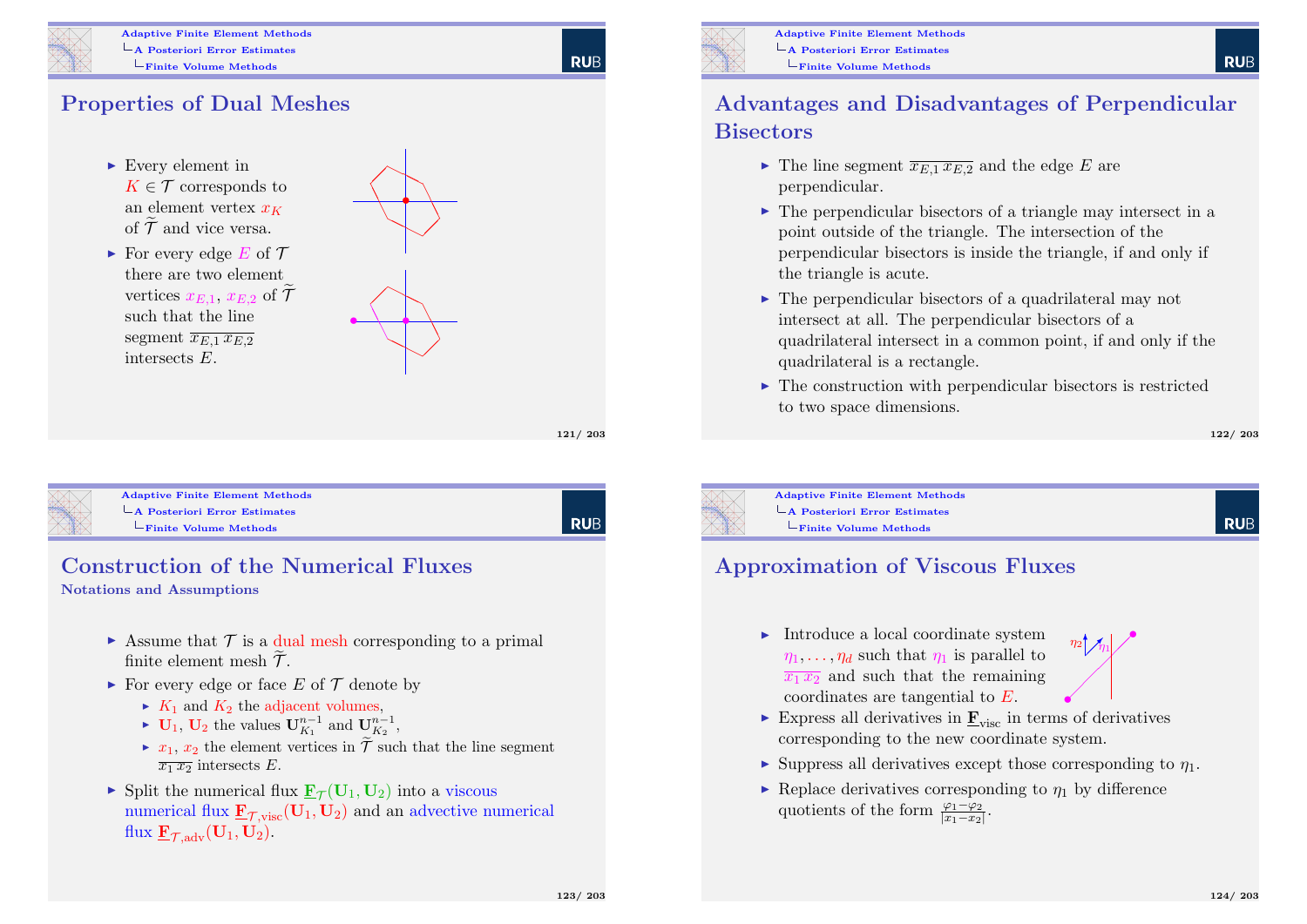## Properties of Dual Meshes

- Every element in $K \in \mathcal{T}$ corresponds to an element vertex $x_K$ of $\widetilde{\mathcal{T}}$ and vice versa.
- For every edge $E$ of $\mathcal{T}$ there are two element vertices $x_{E,1}$, $x_{E,2}$ of $\widetilde{\mathcal{T}}$ such that the line segment $\overline{x_{E,1}\,x_{E,2}}$ intersects $E$.

## Advantages and Disadvantages of Perpendicular Bisectors

- The line segment $\overline{x_{E,1}\,x_{E,2}}$ and the edge $E$ are perpendicular.
- The perpendicular bisectors of a triangle may intersect in a point outside of the triangle. The intersection of the perpendicular bisectors is inside the triangle, if and only if the triangle is acute.
- The perpendicular bisectors of a quadrilateral may not intersect at all. The perpendicular bisectors of a quadrilateral intersect in a common point, if and only if the quadrilateral is a rectangle.
- The construction with perpendicular bisectors is restricted to two space dimensions.

## Construction of the Numerical Fluxes

### Notations and Assumptions

- Assume that $\mathcal{T}$ is a dual mesh corresponding to a primal finite element mesh $\widetilde{\mathcal{T}}$.
- For every edge or face $E$ of $\mathcal{T}$ denote by
  - $K_1$ and $K_2$ the adjacent volumes,
  - $\mathbf{U}_1$, $\mathbf{U}_2$ the values $\mathbf{U}_{K_1}^{n-1}$ and $\mathbf{U}_{K_2}^{n-1}$,
  - $x_1$, $x_2$ the element vertices in $\widetilde{\mathcal{T}}$ such that the line segment $\overline{x_1\,x_2}$ intersects $E$.
- Split the numerical flux $\underline{\mathbf{F}}_{\mathcal{T}}(\mathbf{U}_1, \mathbf{U}_2)$ into a viscous numerical flux $\underline{\mathbf{F}}_{\mathcal{T},\text{visc}}(\mathbf{U}_1, \mathbf{U}_2)$ and an advective numerical flux $\underline{\mathbf{F}}_{\mathcal{T},\text{adv}}(\mathbf{U}_1, \mathbf{U}_2)$.

## Approximation of Viscous Fluxes

- Introduce a local coordinate system $\eta_1, \ldots, \eta_d$ such that $\eta_1$ is parallel to $\overline{x_1\,x_2}$ and such that the remaining coordinates are tangential to $E$.
- Express all derivatives in $\underline{\mathbf{F}}_{\text{visc}}$ in terms of derivatives corresponding to the new coordinate system.
- Suppress all derivatives except those corresponding to $\eta_1$.
- Replace derivatives corresponding to $\eta_1$ by difference quotients of the form $\frac{\varphi_1 - \varphi_2}{|x_1 - x_2|}$.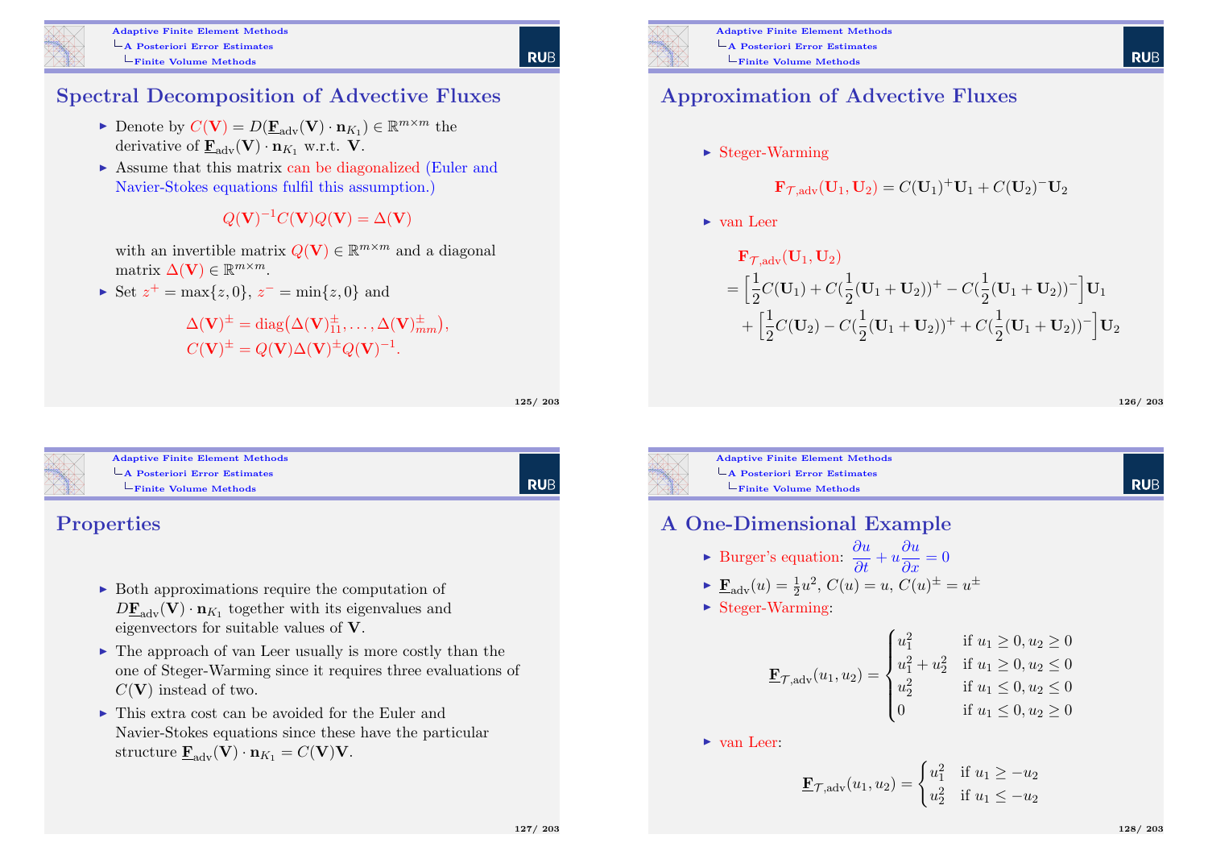## Spectral Decomposition of Advective Fluxes

- Denote by $C(\mathbf{V}) = D(\underline{\mathbf{F}}_{\text{adv}}(\mathbf{V}) \cdot \mathbf{n}_{K_1}) \in \mathbb{R}^{m \times m}$ the derivative of $\underline{\mathbf{F}}_{\text{adv}}(\mathbf{V}) \cdot \mathbf{n}_{K_1}$ w.r.t. $\mathbf{V}$.
- Assume that this matrix can be diagonalized (Euler and Navier-Stokes equations fulfil this assumption.)

$$Q(\mathbf{V})^{-1} C(\mathbf{V}) Q(\mathbf{V}) = \Delta(\mathbf{V})$$

  with an invertible matrix $Q(\mathbf{V}) \in \mathbb{R}^{m \times m}$ and a diagonal matrix $\Delta(\mathbf{V}) \in \mathbb{R}^{m \times m}$.
- Set $z^+ = \max\{z, 0\}$, $z^- = \min\{z, 0\}$ and

$$\Delta(\mathbf{V})^{\pm} = \operatorname{diag}\big(\Delta(\mathbf{V})_{11}^{\pm}, \ldots, \Delta(\mathbf{V})_{mm}^{\pm}\big),$$
$$C(\mathbf{V})^{\pm} = Q(\mathbf{V}) \Delta(\mathbf{V})^{\pm} Q(\mathbf{V})^{-1}.$$

## Approximation of Advective Fluxes

- Steger-Warming

$$\mathbf{F}_{\mathcal{T},\text{adv}}(\mathbf{U}_1, \mathbf{U}_2) = C(\mathbf{U}_1)^+ \mathbf{U}_1 + C(\mathbf{U}_2)^- \mathbf{U}_2$$

- van Leer

$$\begin{aligned}
&\mathbf{F}_{\mathcal{T},\text{adv}}(\mathbf{U}_1, \mathbf{U}_2) \\
&= \Big[\frac{1}{2} C(\mathbf{U}_1) + C(\frac{1}{2}(\mathbf{U}_1 + \mathbf{U}_2))^+ - C(\frac{1}{2}(\mathbf{U}_1 + \mathbf{U}_2))^-\Big] \mathbf{U}_1 \\
&\quad + \Big[\frac{1}{2} C(\mathbf{U}_2) - C(\frac{1}{2}(\mathbf{U}_1 + \mathbf{U}_2))^+ + C(\frac{1}{2}(\mathbf{U}_1 + \mathbf{U}_2))^-\Big] \mathbf{U}_2
\end{aligned}$$

## Properties

- Both approximations require the computation of $D\underline{\mathbf{F}}_{\text{adv}}(\mathbf{V}) \cdot \mathbf{n}_{K_1}$ together with its eigenvalues and eigenvectors for suitable values of $\mathbf{V}$.
- The approach of van Leer usually is more costly than the one of Steger-Warming since it requires three evaluations of $C(\mathbf{V})$ instead of two.
- This extra cost can be avoided for the Euler and Navier-Stokes equations since these have the particular structure $\underline{\mathbf{F}}_{\text{adv}}(\mathbf{V}) \cdot \mathbf{n}_{K_1} = C(\mathbf{V})\mathbf{V}$.

## A One-Dimensional Example

- Burger's equation: $\dfrac{\partial u}{\partial t} + u \dfrac{\partial u}{\partial x} = 0$
- $\underline{\mathbf{F}}_{\text{adv}}(u) = \frac{1}{2} u^2$, $C(u) = u$, $C(u)^{\pm} = u^{\pm}$
- Steger-Warming:

$$\underline{\mathbf{F}}_{\mathcal{T},\text{adv}}(u_1, u_2) = \begin{cases} u_1^2 & \text{if } u_1 \geq 0, u_2 \geq 0 \\ u_1^2 + u_2^2 & \text{if } u_1 \geq 0, u_2 \leq 0 \\ u_2^2 & \text{if } u_1 \leq 0, u_2 \leq 0 \\ 0 & \text{if } u_1 \leq 0, u_2 \geq 0 \end{cases}$$

- van Leer:

$$\underline{\mathbf{F}}_{\mathcal{T},\text{adv}}(u_1, u_2) = \begin{cases} u_1^2 & \text{if } u_1 \geq -u_2 \\ u_2^2 & \text{if } u_1 \leq -u_2 \end{cases}$$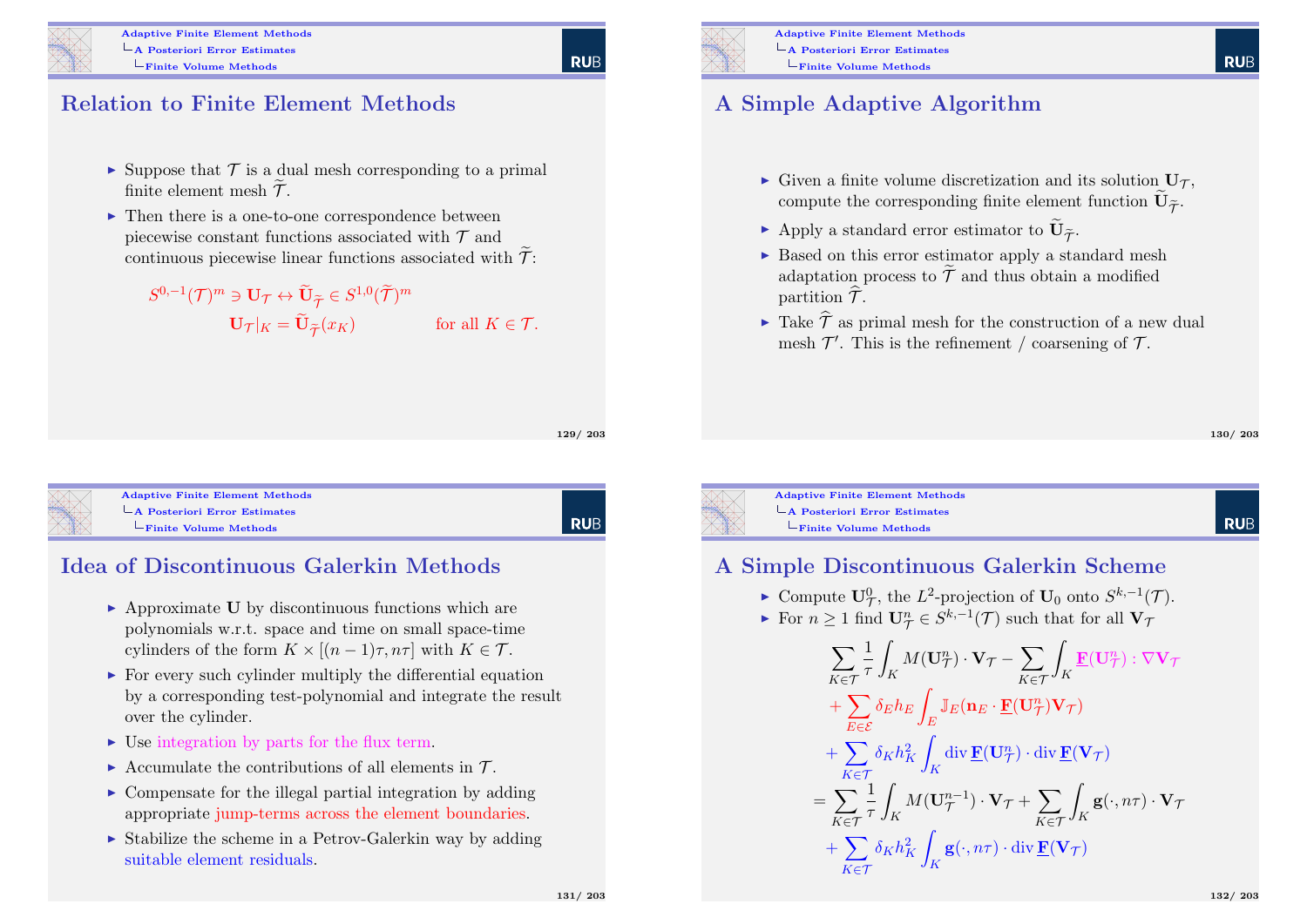## Relation to Finite Element Methods

- Suppose that $\mathcal{T}$ is a dual mesh corresponding to a primal finite element mesh $\widetilde{\mathcal{T}}$.
- Then there is a one-to-one correspondence between piecewise constant functions associated with $\mathcal{T}$ and continuous piecewise linear functions associated with $\widetilde{\mathcal{T}}$:

$$S^{0,-1}(\mathcal{T})^m \ni \mathbf{U}_{\mathcal{T}} \leftrightarrow \widetilde{\mathbf{U}}_{\widetilde{\mathcal{T}}} \in S^{1,0}(\widetilde{\mathcal{T}})^m$$

$$\mathbf{U}_{\mathcal{T}}|_K = \widetilde{\mathbf{U}}_{\widetilde{\mathcal{T}}}(x_K) \qquad \text{for all } K \in \mathcal{T}.$$

## A Simple Adaptive Algorithm

- Given a finite volume discretization and its solution $\mathbf{U}_{\mathcal{T}}$, compute the corresponding finite element function $\widetilde{\mathbf{U}}_{\widetilde{\mathcal{T}}}$.
- Apply a standard error estimator to $\widetilde{\mathbf{U}}_{\widetilde{\mathcal{T}}}$.
- Based on this error estimator apply a standard mesh adaptation process to $\widetilde{\mathcal{T}}$ and thus obtain a modified partition $\widehat{\mathcal{T}}$.
- Take $\widehat{\mathcal{T}}$ as primal mesh for the construction of a new dual mesh $\mathcal{T}'$. This is the refinement / coarsening of $\mathcal{T}$.

## Idea of Discontinuous Galerkin Methods

- Approximate $\mathbf{U}$ by discontinuous functions which are polynomials w.r.t. space and time on small space-time cylinders of the form $K \times [(n-1)\tau, n\tau]$ with $K \in \mathcal{T}$.
- For every such cylinder multiply the differential equation by a corresponding test-polynomial and integrate the result over the cylinder.
- Use integration by parts for the flux term.
- Accumulate the contributions of all elements in $\mathcal{T}$.
- Compensate for the illegal partial integration by adding appropriate jump-terms across the element boundaries.
- Stabilize the scheme in a Petrov-Galerkin way by adding suitable element residuals.

## A Simple Discontinuous Galerkin Scheme

- Compute $\mathbf{U}^0_{\mathcal{T}}$, the $L^2$-projection of $\mathbf{U}_0$ onto $S^{k,-1}(\mathcal{T})$.
- For $n \geq 1$ find $\mathbf{U}^n_{\mathcal{T}} \in S^{k,-1}(\mathcal{T})$ such that for all $\mathbf{V}_{\mathcal{T}}$

$$\begin{aligned}
&\sum_{K\in\mathcal{T}} \frac{1}{\tau} \int_K M(\mathbf{U}^n_{\mathcal{T}}) \cdot \mathbf{V}_{\mathcal{T}} - \sum_{K\in\mathcal{T}} \int_K \underline{\mathbf{F}}(\mathbf{U}^n_{\mathcal{T}}) : \nabla \mathbf{V}_{\mathcal{T}} \\
&\quad + \sum_{E\in\mathcal{E}} \delta_E h_E \int_E \mathbb{J}_E(\mathbf{n}_E \cdot \underline{\mathbf{F}}(\mathbf{U}^n_{\mathcal{T}}) \mathbf{V}_{\mathcal{T}}) \\
&\quad + \sum_{K\in\mathcal{T}} \delta_K h_K^2 \int_K \operatorname{div} \underline{\mathbf{F}}(\mathbf{U}^n_{\mathcal{T}}) \cdot \operatorname{div} \underline{\mathbf{F}}(\mathbf{V}_{\mathcal{T}}) \\
&= \sum_{K\in\mathcal{T}} \frac{1}{\tau} \int_K M(\mathbf{U}^{n-1}_{\mathcal{T}}) \cdot \mathbf{V}_{\mathcal{T}} + \sum_{K\in\mathcal{T}} \int_K \mathbf{g}(\cdot, n\tau) \cdot \mathbf{V}_{\mathcal{T}} \\
&\quad + \sum_{K\in\mathcal{T}} \delta_K h_K^2 \int_K \mathbf{g}(\cdot, n\tau) \cdot \operatorname{div} \underline{\mathbf{F}}(\mathbf{V}_{\mathcal{T}})
\end{aligned}$$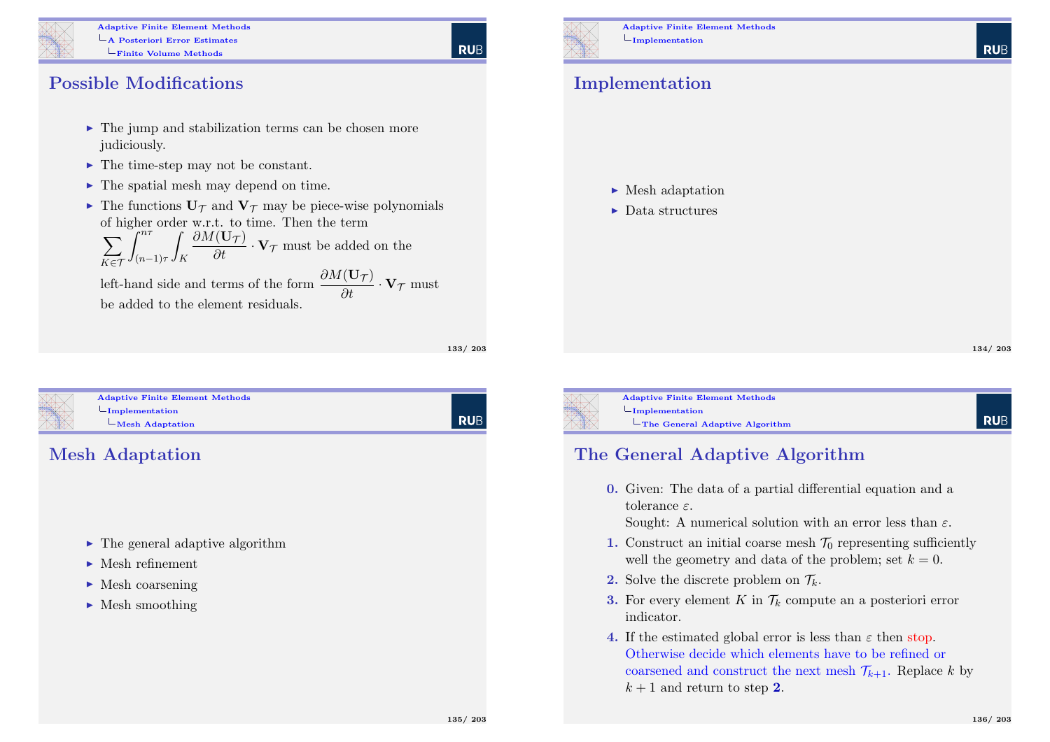## Possible Modifications

- The jump and stabilization terms can be chosen more judiciously.
- The time-step may not be constant.
- The spatial mesh may depend on time.
- The functions $\mathbf{U}_{\mathcal{T}}$ and $\mathbf{V}_{\mathcal{T}}$ may be piece-wise polynomials of higher order w.r.t. to time. Then the term $\sum_{K \in \mathcal{T}} \int_{(n-1)\tau}^{n\tau} \int_K \frac{\partial M(\mathbf{U}_{\mathcal{T}})}{\partial t} \cdot \mathbf{V}_{\mathcal{T}}$ must be added on the left-hand side and terms of the form $\frac{\partial M(\mathbf{U}_{\mathcal{T}})}{\partial t} \cdot \mathbf{V}_{\mathcal{T}}$ must be added to the element residuals.

## Implementation

- Mesh adaptation
- Data structures

## Mesh Adaptation

- The general adaptive algorithm
- Mesh refinement
- Mesh coarsening
- Mesh smoothing

## The General Adaptive Algorithm

**0.** Given: The data of a partial differential equation and a tolerance $\varepsilon$.
Sought: A numerical solution with an error less than $\varepsilon$.

**1.** Construct an initial coarse mesh $\mathcal{T}_0$ representing sufficiently well the geometry and data of the problem; set $k = 0$.

**2.** Solve the discrete problem on $\mathcal{T}_k$.

**3.** For every element $K$ in $\mathcal{T}_k$ compute an a posteriori error indicator.

**4.** If the estimated global error is less than $\varepsilon$ then stop. Otherwise decide which elements have to be refined or coarsened and construct the next mesh $\mathcal{T}_{k+1}$. Replace $k$ by $k + 1$ and return to step **2**.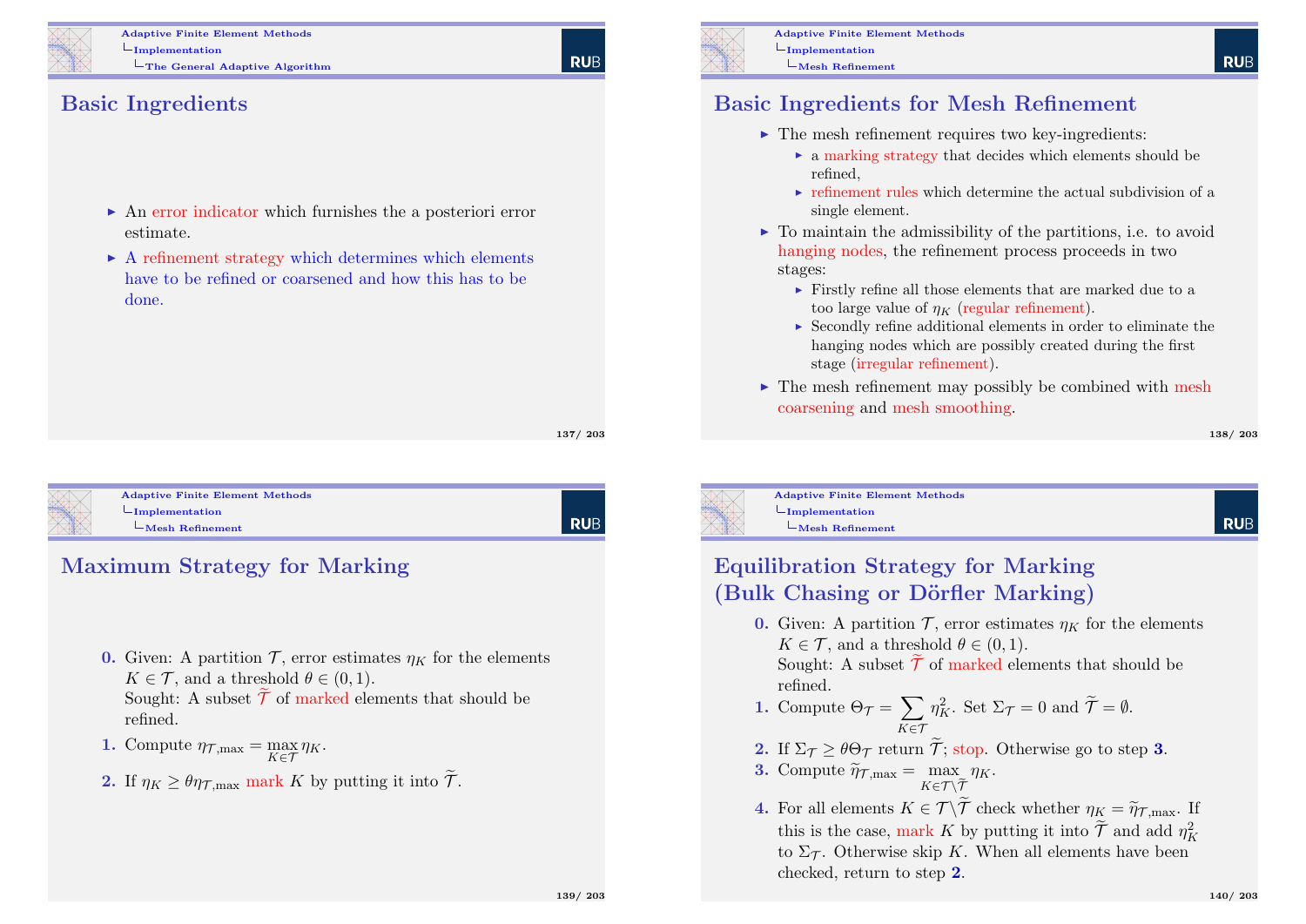## Basic Ingredients

- An error indicator which furnishes the a posteriori error estimate.
- A refinement strategy which determines which elements have to be refined or coarsened and how this has to be done.

## Basic Ingredients for Mesh Refinement

- The mesh refinement requires two key-ingredients:
  - a marking strategy that decides which elements should be refined,
  - refinement rules which determine the actual subdivision of a single element.
- To maintain the admissibility of the partitions, i.e. to avoid hanging nodes, the refinement process proceeds in two stages:
  - Firstly refine all those elements that are marked due to a too large value of $\eta_K$ (regular refinement).
  - Secondly refine additional elements in order to eliminate the hanging nodes which are possibly created during the first stage (irregular refinement).
- The mesh refinement may possibly be combined with mesh coarsening and mesh smoothing.

## Maximum Strategy for Marking

**0.** Given: A partition $\mathcal{T}$, error estimates $\eta_K$ for the elements $K \in \mathcal{T}$, and a threshold $\theta \in (0,1)$.
Sought: A subset $\widetilde{\mathcal{T}}$ of marked elements that should be refined.

**1.** Compute $\eta_{\mathcal{T},\max} = \max\limits_{K \in \mathcal{T}} \eta_K$.

**2.** If $\eta_K \geq \theta \eta_{\mathcal{T},\max}$ mark $K$ by putting it into $\widetilde{\mathcal{T}}$.

## Equilibration Strategy for Marking (Bulk Chasing or Dörfler Marking)

**0.** Given: A partition $\mathcal{T}$, error estimates $\eta_K$ for the elements $K \in \mathcal{T}$, and a threshold $\theta \in (0,1)$.
Sought: A subset $\widetilde{\mathcal{T}}$ of marked elements that should be refined.

**1.** Compute $\Theta_{\mathcal{T}} = \sum\limits_{K \in \mathcal{T}} \eta_K^2$. Set $\Sigma_{\mathcal{T}} = 0$ and $\widetilde{\mathcal{T}} = \emptyset$.

**2.** If $\Sigma_{\mathcal{T}} \geq \theta \Theta_{\mathcal{T}}$ return $\widetilde{\mathcal{T}}$; stop. Otherwise go to step **3**.

**3.** Compute $\widetilde{\eta}_{\mathcal{T},\max} = \max\limits_{K \in \mathcal{T} \setminus \widetilde{\mathcal{T}}} \eta_K$.

**4.** For all elements $K \in \mathcal{T} \setminus \widetilde{\mathcal{T}}$ check whether $\eta_K = \widetilde{\eta}_{\mathcal{T},\max}$. If this is the case, mark $K$ by putting it into $\widetilde{\mathcal{T}}$ and add $\eta_K^2$ to $\Sigma_{\mathcal{T}}$. Otherwise skip $K$. When all elements have been checked, return to step **2**.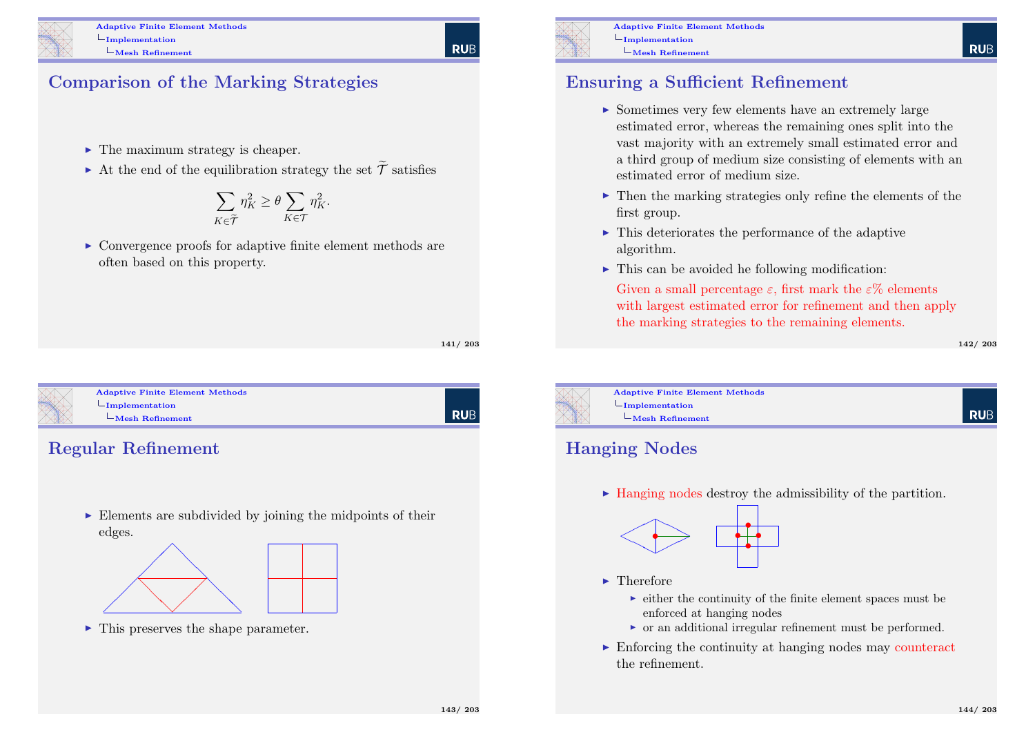## Comparison of the Marking Strategies

- The maximum strategy is cheaper.
- At the end of the equilibration strategy the set $\widetilde{\mathcal{T}}$ satisfies

$$\sum_{K \in \widetilde{\mathcal{T}}} \eta_K^2 \geq \theta \sum_{K \in \mathcal{T}} \eta_K^2.$$

- Convergence proofs for adaptive finite element methods are often based on this property.

## Ensuring a Sufficient Refinement

- Sometimes very few elements have an extremely large estimated error, whereas the remaining ones split into the vast majority with an extremely small estimated error and a third group of medium size consisting of elements with an estimated error of medium size.
- Then the marking strategies only refine the elements of the first group.
- This deteriorates the performance of the adaptive algorithm.
- This can be avoided he following modification:

  Given a small percentage $\varepsilon$, first mark the $\varepsilon$% elements with largest estimated error for refinement and then apply the marking strategies to the remaining elements.

## Regular Refinement

- Elements are subdivided by joining the midpoints of their edges.
- This preserves the shape parameter.

## Hanging Nodes

- Hanging nodes destroy the admissibility of the partition.
- Therefore
  - either the continuity of the finite element spaces must be enforced at hanging nodes
  - or an additional irregular refinement must be performed.
- Enforcing the continuity at hanging nodes may counteract the refinement.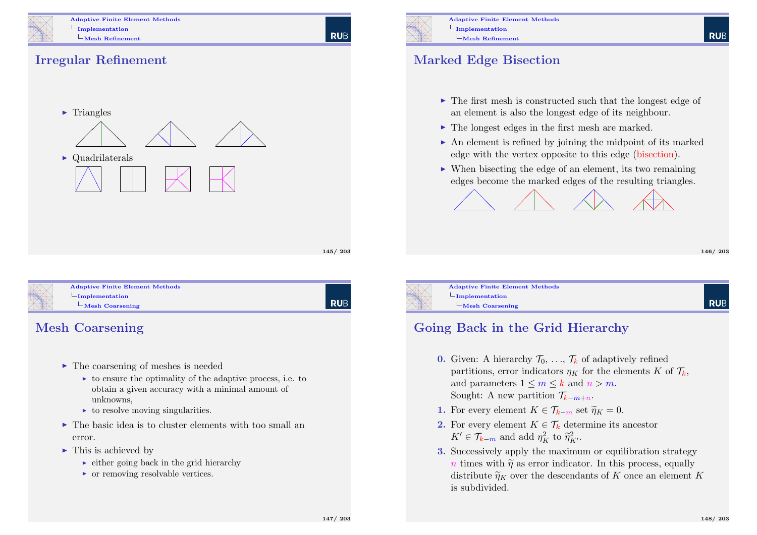## Irregular Refinement

- Triangles
- Quadrilaterals

## Marked Edge Bisection

- The first mesh is constructed such that the longest edge of an element is also the longest edge of its neighbour.
- The longest edges in the first mesh are marked.
- An element is refined by joining the midpoint of its marked edge with the vertex opposite to this edge (bisection).
- When bisecting the edge of an element, its two remaining edges become the marked edges of the resulting triangles.

## Mesh Coarsening

- The coarsening of meshes is needed
  - to ensure the optimality of the adaptive process, i.e. to obtain a given accuracy with a minimal amount of unknowns,
  - to resolve moving singularities.
- The basic idea is to cluster elements with too small an error.
- This is achieved by
  - either going back in the grid hierarchy
  - or removing resolvable vertices.

## Going Back in the Grid Hierarchy

**0.** Given: A hierarchy $\mathcal{T}_0, \ldots, \mathcal{T}_k$ of adaptively refined partitions, error indicators $\eta_K$ for the elements $K$ of $\mathcal{T}_k$, and parameters $1 \le m \le k$ and $n > m$.
Sought: A new partition $\mathcal{T}_{k-m+n}$.

**1.** For every element $K \in \mathcal{T}_{k-m}$ set $\widetilde{\eta}_K = 0$.

**2.** For every element $K \in \mathcal{T}_k$ determine its ancestor $K' \in \mathcal{T}_{k-m}$ and add $\eta_K^2$ to $\widetilde{\eta}_{K'}^2$.

**3.** Successively apply the maximum or equilibration strategy $n$ times with $\widetilde{\eta}$ as error indicator. In this process, equally distribute $\widetilde{\eta}_K$ over the descendants of $K$ once an element $K$ is subdivided.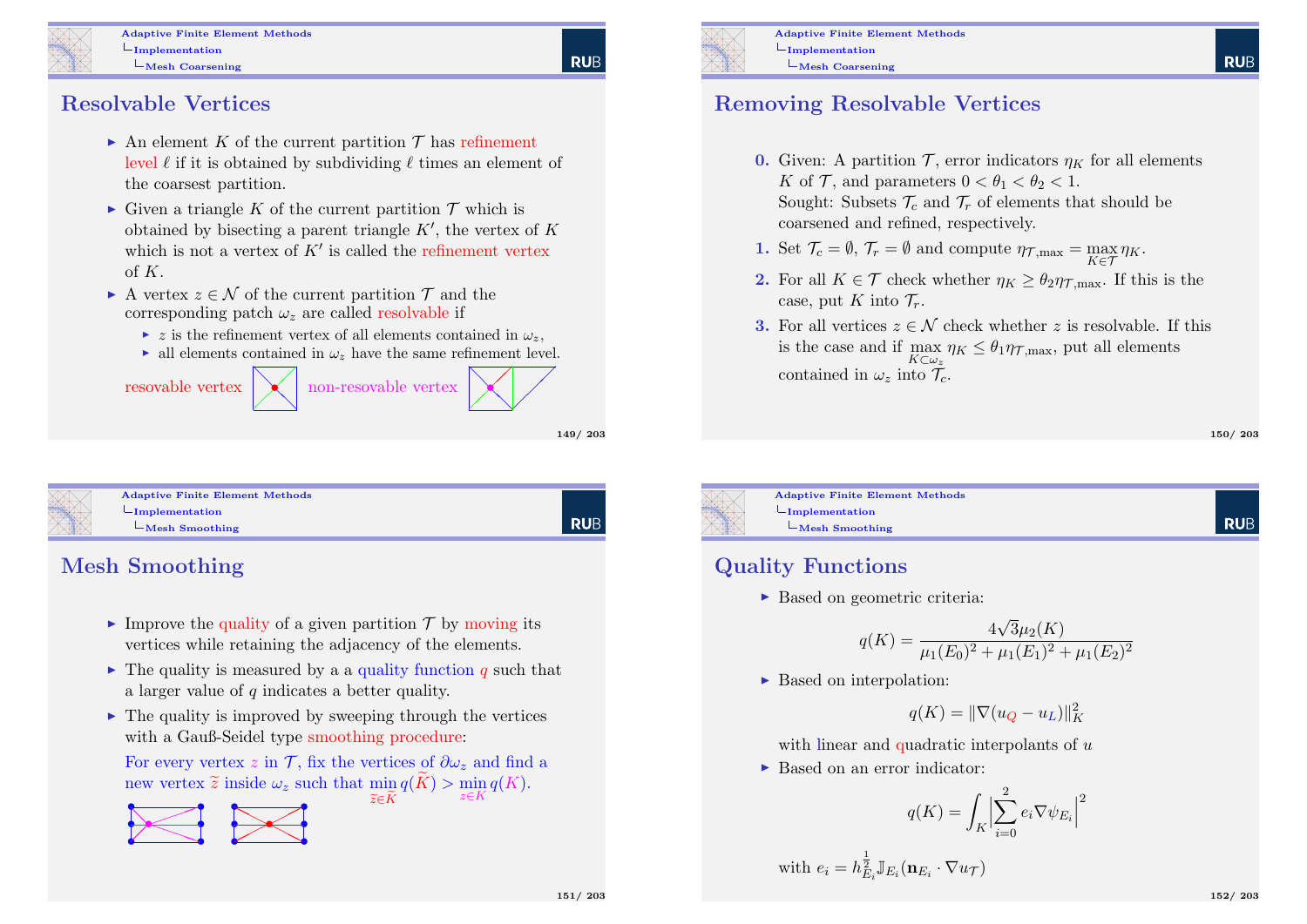## Resolvable Vertices

- An element $K$ of the current partition $\mathcal{T}$ has refinement level $\ell$ if it is obtained by subdividing $\ell$ times an element of the coarsest partition.
- Given a triangle $K$ of the current partition $\mathcal{T}$ which is obtained by bisecting a parent triangle $K'$, the vertex of $K$ which is not a vertex of $K'$ is called the refinement vertex of $K$.
- A vertex $z \in \mathcal{N}$ of the current partition $\mathcal{T}$ and the corresponding patch $\omega_z$ are called resolvable if
  - $z$ is the refinement vertex of all elements contained in $\omega_z$,
  - all elements contained in $\omega_z$ have the same refinement level.

resovable vertex non-resovable vertex

## Removing Resolvable Vertices

**0.** Given: A partition $\mathcal{T}$, error indicators $\eta_K$ for all elements $K$ of $\mathcal{T}$, and parameters $0 < \theta_1 < \theta_2 < 1$.
Sought: Subsets $\mathcal{T}_c$ and $\mathcal{T}_r$ of elements that should be coarsened and refined, respectively.

**1.** Set $\mathcal{T}_c = \emptyset$, $\mathcal{T}_r = \emptyset$ and compute $\eta_{\mathcal{T},\max} = \max_{K \in \mathcal{T}} \eta_K$.

**2.** For all $K \in \mathcal{T}$ check whether $\eta_K \geq \theta_2 \eta_{\mathcal{T},\max}$. If this is the case, put $K$ into $\mathcal{T}_r$.

**3.** For all vertices $z \in \mathcal{N}$ check whether $z$ is resolvable. If this is the case and if $\max_{K \subset \omega_z} \eta_K \leq \theta_1 \eta_{\mathcal{T},\max}$, put all elements contained in $\omega_z$ into $\mathcal{T}_c$.

## Mesh Smoothing

- Improve the quality of a given partition $\mathcal{T}$ by moving its vertices while retaining the adjacency of the elements.
- The quality is measured by a a quality function $q$ such that a larger value of $q$ indicates a better quality.
- The quality is improved by sweeping through the vertices with a Gauß-Seidel type smoothing procedure:

  For every vertex $z$ in $\mathcal{T}$, fix the vertices of $\partial\omega_z$ and find a new vertex $\widetilde{z}$ inside $\omega_z$ such that $\min_{\widetilde{z} \in \widetilde{K}} q(\widetilde{K}) > \min_{z \in K} q(K)$.

## Quality Functions

- Based on geometric criteria:

$$q(K) = \frac{4\sqrt{3}\mu_2(K)}{\mu_1(E_0)^2 + \mu_1(E_1)^2 + \mu_1(E_2)^2}$$

- Based on interpolation:

$$q(K) = \|\nabla(u_Q - u_L)\|_K^2$$

  with linear and quadratic interpolants of $u$

- Based on an error indicator:

$$q(K) = \int_K \Big| \sum_{i=0}^{2} e_i \nabla \psi_{E_i} \Big|^2$$

  with $e_i = h_{E_i}^{\frac{1}{2}} \mathbb{J}_{E_i}(\mathbf{n}_{E_i} \cdot \nabla u_{\mathcal{T}})$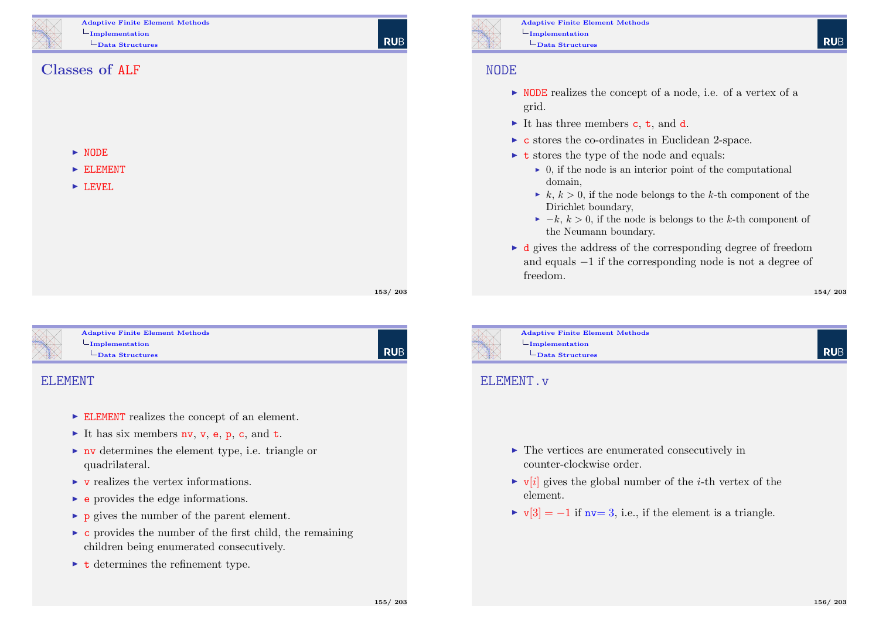## Classes of ALF

- NODE
- ELEMENT
- LEVEL

## NODE

- NODE realizes the concept of a node, i.e. of a vertex of a grid.
- It has three members c, t, and d.
- c stores the co-ordinates in Euclidean 2-space.
- t stores the type of the node and equals:
  - 0, if the node is an interior point of the computational domain,
  - $k$, $k > 0$, if the node belongs to the $k$-th component of the Dirichlet boundary,
  - $-k$, $k > 0$, if the node is belongs to the $k$-th component of the Neumann boundary.
- d gives the address of the corresponding degree of freedom and equals $-1$ if the corresponding node is not a degree of freedom.

## ELEMENT

- ELEMENT realizes the concept of an element.
- It has six members nv, v, e, p, c, and t.
- nv determines the element type, i.e. triangle or quadrilateral.
- v realizes the vertex informations.
- e provides the edge informations.
- p gives the number of the parent element.
- c provides the number of the first child, the remaining children being enumerated consecutively.
- t determines the refinement type.

## ELEMENT.v

- The vertices are enumerated consecutively in counter-clockwise order.
- $\mathtt{v}[i]$ gives the global number of the $i$-th vertex of the element.
- $\mathtt{v}[3] = -1$ if $\mathtt{nv} = 3$, i.e., if the element is a triangle.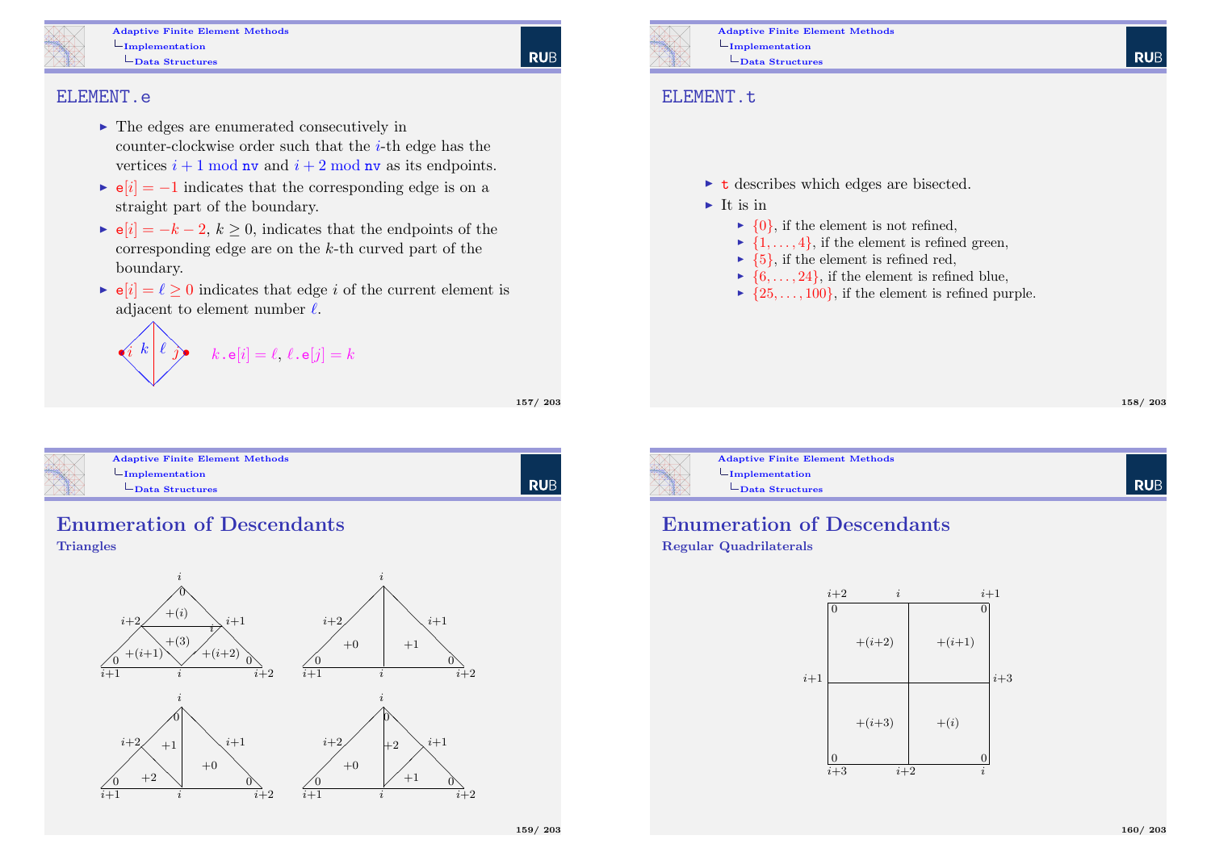## ELEMENT.e

- The edges are enumerated consecutively in counter-clockwise order such that the $i$-th edge has the vertices $i+1 \bmod \texttt{nv}$ and $i+2 \bmod \texttt{nv}$ as its endpoints.
- $\texttt{e}[i] = -1$ indicates that the corresponding edge is on a straight part of the boundary.
- $\texttt{e}[i] = -k-2$, $k \geq 0$, indicates that the endpoints of the corresponding edge are on the $k$-th curved part of the boundary.
- $\texttt{e}[i] = \ell \geq 0$ indicates that edge $i$ of the current element is adjacent to element number $\ell$.

$k.\texttt{e}[i] = \ell$, $\ell.\texttt{e}[j] = k$

## ELEMENT.t

- t describes which edges are bisected.
- It is in
  - $\{0\}$, if the element is not refined,
  - $\{1, \ldots, 4\}$, if the element is refined green,
  - $\{5\}$, if the element is refined red,
  - $\{6, \ldots, 24\}$, if the element is refined blue,
  - $\{25, \ldots, 100\}$, if the element is refined purple.

## Enumeration of Descendants

### Triangles

## Enumeration of Descendants

### Regular Quadrilaterals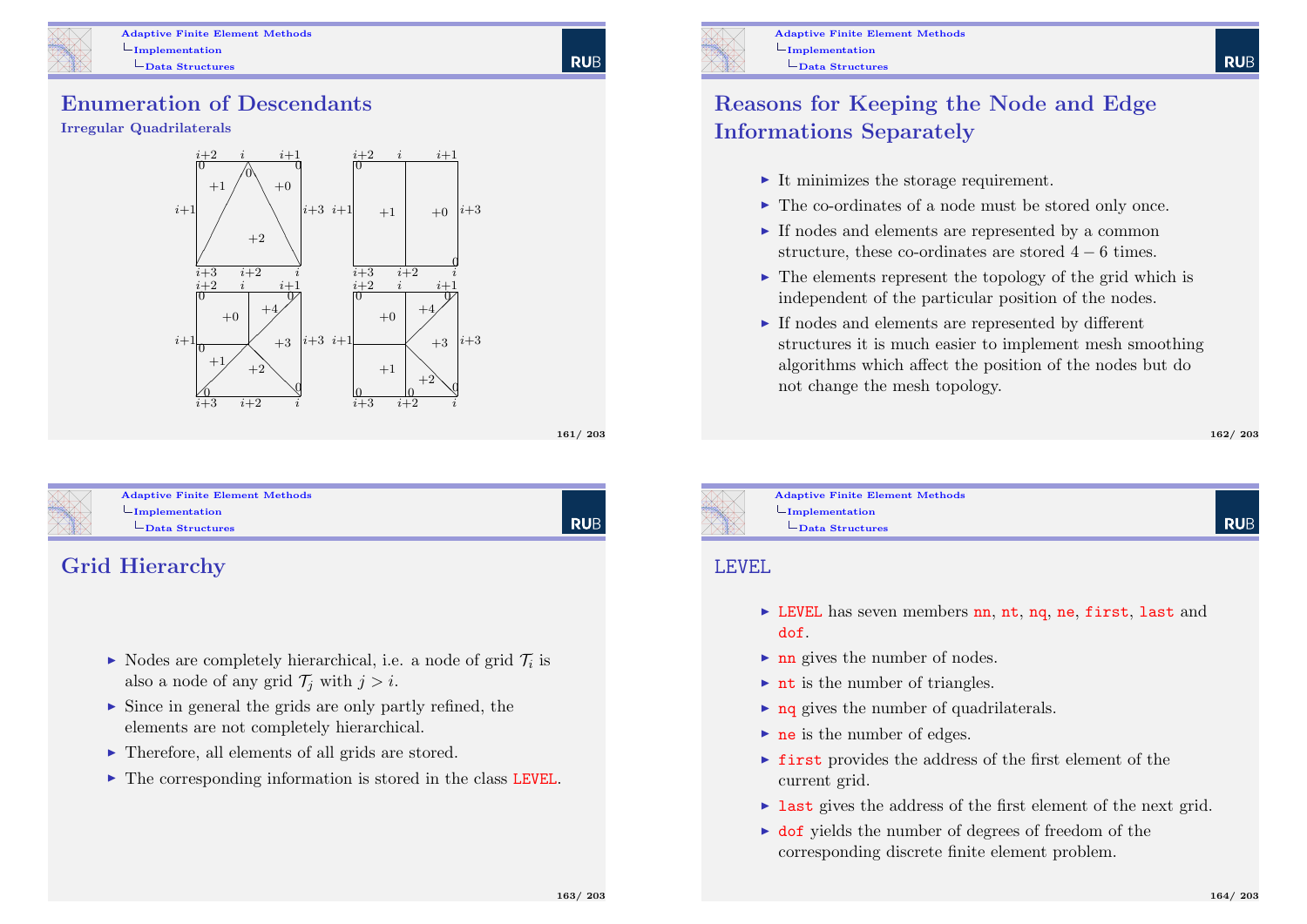## Enumeration of Descendants

### Irregular Quadrilaterals

## Reasons for Keeping the Node and Edge Informations Separately

- It minimizes the storage requirement.
- The co-ordinates of a node must be stored only once.
- If nodes and elements are represented by a common structure, these co-ordinates are stored $4-6$ times.
- The elements represent the topology of the grid which is independent of the particular position of the nodes.
- If nodes and elements are represented by different structures it is much easier to implement mesh smoothing algorithms which affect the position of the nodes but do not change the mesh topology.

## Grid Hierarchy

- Nodes are completely hierarchical, i.e. a node of grid $\mathcal{T}_i$ is also a node of any grid $\mathcal{T}_j$ with $j > i$.
- Since in general the grids are only partly refined, the elements are not completely hierarchical.
- Therefore, all elements of all grids are stored.
- The corresponding information is stored in the class `LEVEL`.

## `LEVEL`

- `LEVEL` has seven members `nn`, `nt`, `nq`, `ne`, `first`, `last` and `dof`.
- `nn` gives the number of nodes.
- `nt` is the number of triangles.
- `nq` gives the number of quadrilaterals.
- `ne` is the number of edges.
- `first` provides the address of the first element of the current grid.
- `last` gives the address of the first element of the next grid.
- `dof` yields the number of degrees of freedom of the corresponding discrete finite element problem.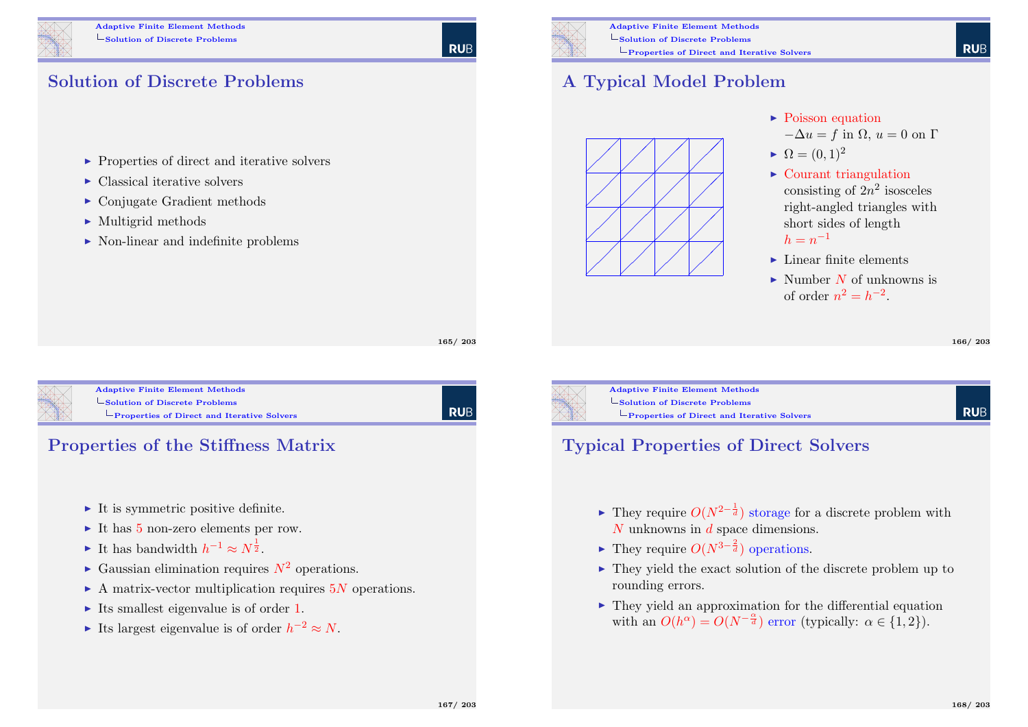## Solution of Discrete Problems

- Properties of direct and iterative solvers
- Classical iterative solvers
- Conjugate Gradient methods
- Multigrid methods
- Non-linear and indefinite problems

## A Typical Model Problem

- Poisson equation $-\Delta u = f$ in $\Omega$, $u = 0$ on $\Gamma$
- $\Omega = (0,1)^2$
- Courant triangulation consisting of $2n^2$ isosceles right-angled triangles with short sides of length $h = n^{-1}$
- Linear finite elements
- Number $N$ of unknowns is of order $n^2 = h^{-2}$.

## Properties of the Stiffness Matrix

- It is symmetric positive definite.
- It has 5 non-zero elements per row.
- It has bandwidth $h^{-1} \approx N^{\frac{1}{2}}$.
- Gaussian elimination requires $N^2$ operations.
- A matrix-vector multiplication requires $5N$ operations.
- Its smallest eigenvalue is of order 1.
- Its largest eigenvalue is of order $h^{-2} \approx N$.

## Typical Properties of Direct Solvers

- They require $O(N^{2-\frac{1}{d}})$ storage for a discrete problem with $N$ unknowns in $d$ space dimensions.
- They require $O(N^{3-\frac{2}{d}})$ operations.
- They yield the exact solution of the discrete problem up to rounding errors.
- They yield an approximation for the differential equation with an $O(h^\alpha) = O(N^{-\frac{\alpha}{d}})$ error (typically: $\alpha \in \{1, 2\}$).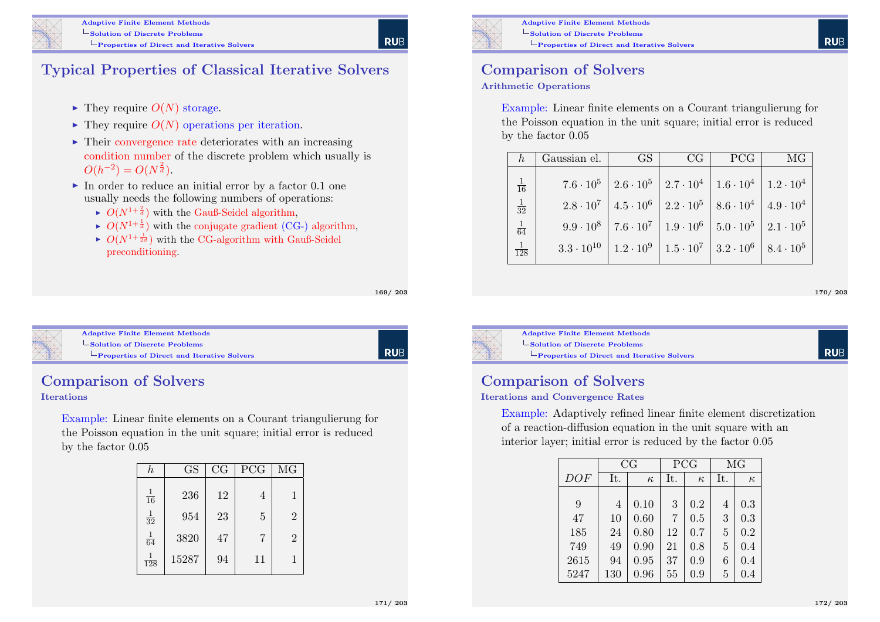## Typical Properties of Classical Iterative Solvers

- They require $O(N)$ storage.
- They require $O(N)$ operations per iteration.
- Their convergence rate deteriorates with an increasing condition number of the discrete problem which usually is $O(h^{-2}) = O(N^{\frac{2}{d}})$.
- In order to reduce an initial error by a factor 0.1 one usually needs the following numbers of operations:
  - $O(N^{1+\frac{2}{d}})$ with the Gauß-Seidel algorithm,
  - $O(N^{1+\frac{1}{d}})$ with the conjugate gradient (CG-) algorithm,
  - $O(N^{1+\frac{1}{2d}})$ with the CG-algorithm with Gauß-Seidel preconditioning.

## Comparison of Solvers

### Arithmetic Operations

Example: Linear finite elements on a Courant triangulierung for the Poisson equation in the unit square; initial error is reduced by the factor 0.05

| $h$ | Gaussian el. | GS | CG | PCG | MG |
|---|---|---|---|---|---|
| $\frac{1}{16}$ | $7.6 \cdot 10^5$ | $2.6 \cdot 10^5$ | $2.7 \cdot 10^4$ | $1.6 \cdot 10^4$ | $1.2 \cdot 10^4$ |
| $\frac{1}{32}$ | $2.8 \cdot 10^7$ | $4.5 \cdot 10^6$ | $2.2 \cdot 10^5$ | $8.6 \cdot 10^4$ | $4.9 \cdot 10^4$ |
| $\frac{1}{64}$ | $9.9 \cdot 10^8$ | $7.6 \cdot 10^7$ | $1.9 \cdot 10^6$ | $5.0 \cdot 10^5$ | $2.1 \cdot 10^5$ |
| $\frac{1}{128}$ | $3.3 \cdot 10^{10}$ | $1.2 \cdot 10^9$ | $1.5 \cdot 10^7$ | $3.2 \cdot 10^6$ | $8.4 \cdot 10^5$ |

## Comparison of Solvers

### Iterations

Example: Linear finite elements on a Courant triangulierung for the Poisson equation in the unit square; initial error is reduced by the factor 0.05

| $h$ | GS | CG | PCG | MG |
|---|---|---|---|---|
| $\frac{1}{16}$ | 236 | 12 | 4 | 1 |
| $\frac{1}{32}$ | 954 | 23 | 5 | 2 |
| $\frac{1}{64}$ | 3820 | 47 | 7 | 2 |
| $\frac{1}{128}$ | 15287 | 94 | 11 | 1 |

## Comparison of Solvers

### Iterations and Convergence Rates

Example: Adaptively refined linear finite element discretization of a reaction-diffusion equation in the unit square with an interior layer; initial error is reduced by the factor 0.05

| | CG | | PCG | | MG | |
|---|---|---|---|---|---|---|
| $DOF$ | It. | $\kappa$ | It. | $\kappa$ | It. | $\kappa$ |
| 9 | 4 | 0.10 | 3 | 0.2 | 4 | 0.3 |
| 47 | 10 | 0.60 | 7 | 0.5 | 3 | 0.3 |
| 185 | 24 | 0.80 | 12 | 0.7 | 5 | 0.2 |
| 749 | 49 | 0.90 | 21 | 0.8 | 5 | 0.4 |
| 2615 | 94 | 0.95 | 37 | 0.9 | 6 | 0.4 |
| 5247 | 130 | 0.96 | 55 | 0.9 | 5 | 0.4 |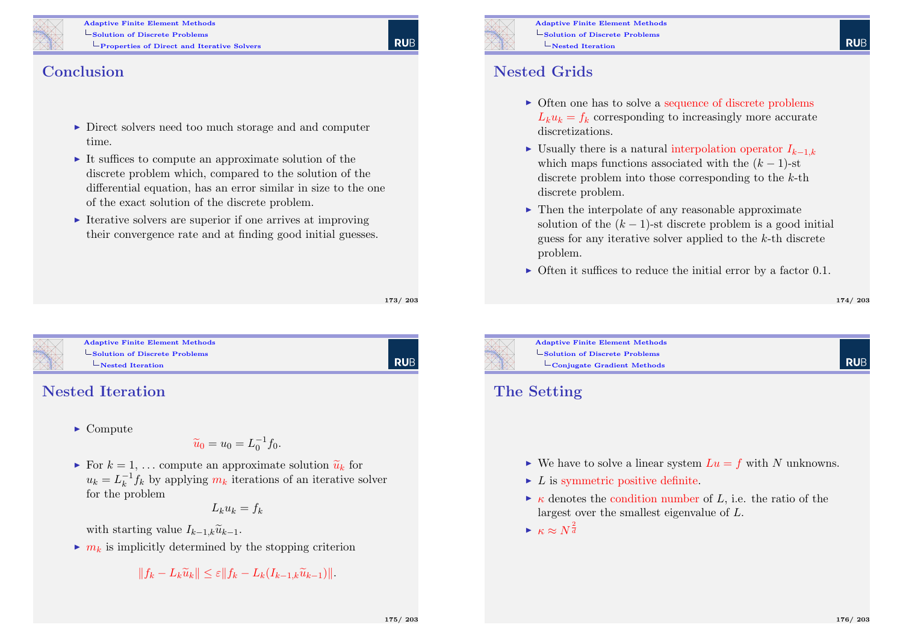## Conclusion

- Direct solvers need too much storage and and computer time.
- It suffices to compute an approximate solution of the discrete problem which, compared to the solution of the differential equation, has an error similar in size to the one of the exact solution of the discrete problem.
- Iterative solvers are superior if one arrives at improving their convergence rate and at finding good initial guesses.

## Nested Grids

- Often one has to solve a sequence of discrete problems $L_k u_k = f_k$ corresponding to increasingly more accurate discretizations.
- Usually there is a natural interpolation operator $I_{k-1,k}$ which maps functions associated with the $(k-1)$-st discrete problem into those corresponding to the $k$-th discrete problem.
- Then the interpolate of any reasonable approximate solution of the $(k-1)$-st discrete problem is a good initial guess for any iterative solver applied to the $k$-th discrete problem.
- Often it suffices to reduce the initial error by a factor 0.1.

## Nested Iteration

- Compute
$$\widetilde{u}_0 = u_0 = L_0^{-1} f_0.$$
- For $k = 1, \ldots$ compute an approximate solution $\widetilde{u}_k$ for $u_k = L_k^{-1} f_k$ by applying $m_k$ iterations of an iterative solver for the problem
$$L_k u_k = f_k$$
with starting value $I_{k-1,k}\widetilde{u}_{k-1}$.
- $m_k$ is implicitly determined by the stopping criterion
$$\|f_k - L_k \widetilde{u}_k\| \le \varepsilon \|f_k - L_k(I_{k-1,k}\widetilde{u}_{k-1})\|.$$

## The Setting

- We have to solve a linear system $Lu = f$ with $N$ unknowns.
- $L$ is symmetric positive definite.
- $\kappa$ denotes the condition number of $L$, i.e. the ratio of the largest over the smallest eigenvalue of $L$.
- $\kappa \approx N^{\frac{2}{d}}$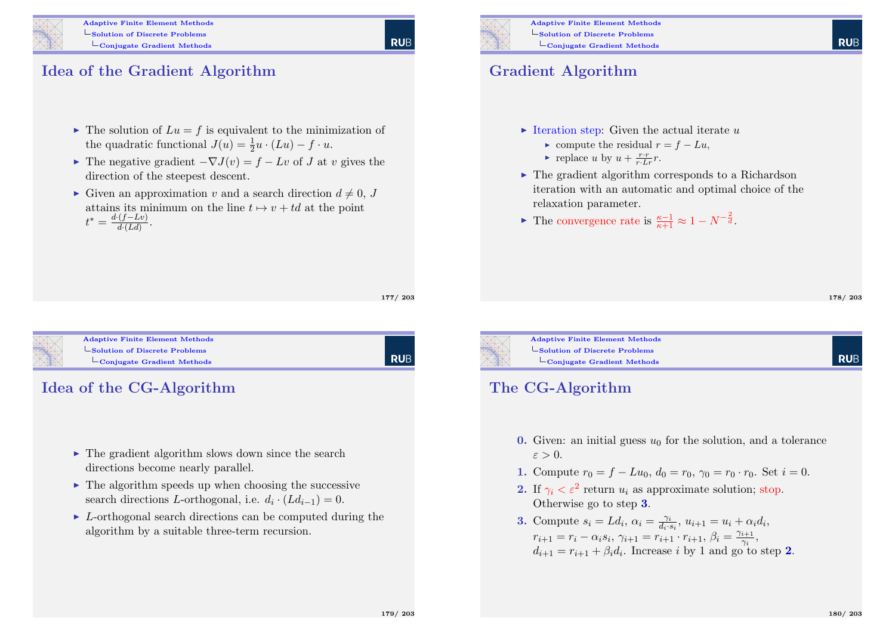## Idea of the Gradient Algorithm

- The solution of $Lu = f$ is equivalent to the minimization of the quadratic functional $J(u) = \frac{1}{2} u \cdot (Lu) - f \cdot u$.
- The negative gradient $-\nabla J(v) = f - Lv$ of $J$ at $v$ gives the direction of the steepest descent.
- Given an approximation $v$ and a search direction $d \neq 0$, $J$ attains its minimum on the line $t \mapsto v + td$ at the point $t^* = \frac{d \cdot (f - Lv)}{d \cdot (Ld)}$.

## Gradient Algorithm

- Iteration step: Given the actual iterate $u$
  - compute the residual $r = f - Lu$,
  - replace $u$ by $u + \frac{r \cdot r}{r \cdot Lr} r$.
- The gradient algorithm corresponds to a Richardson iteration with an automatic and optimal choice of the relaxation parameter.
- The convergence rate is $\frac{\kappa - 1}{\kappa + 1} \approx 1 - N^{-\frac{2}{d}}$.

## Idea of the CG-Algorithm

- The gradient algorithm slows down since the search directions become nearly parallel.
- The algorithm speeds up when choosing the successive search directions $L$-orthogonal, i.e. $d_i \cdot (Ld_{i-1}) = 0$.
- $L$-orthogonal search directions can be computed during the algorithm by a suitable three-term recursion.

## The CG-Algorithm

**0.** Given: an initial guess $u_0$ for the solution, and a tolerance $\varepsilon > 0$.

**1.** Compute $r_0 = f - Lu_0$, $d_0 = r_0$, $\gamma_0 = r_0 \cdot r_0$. Set $i = 0$.

**2.** If $\gamma_i < \varepsilon^2$ return $u_i$ as approximate solution; stop. Otherwise go to step **3**.

**3.** Compute $s_i = Ld_i$, $\alpha_i = \frac{\gamma_i}{d_i \cdot s_i}$, $u_{i+1} = u_i + \alpha_i d_i$, $r_{i+1} = r_i - \alpha_i s_i$, $\gamma_{i+1} = r_{i+1} \cdot r_{i+1}$, $\beta_i = \frac{\gamma_{i+1}}{\gamma_i}$, $d_{i+1} = r_{i+1} + \beta_i d_i$. Increase $i$ by 1 and go to step **2**.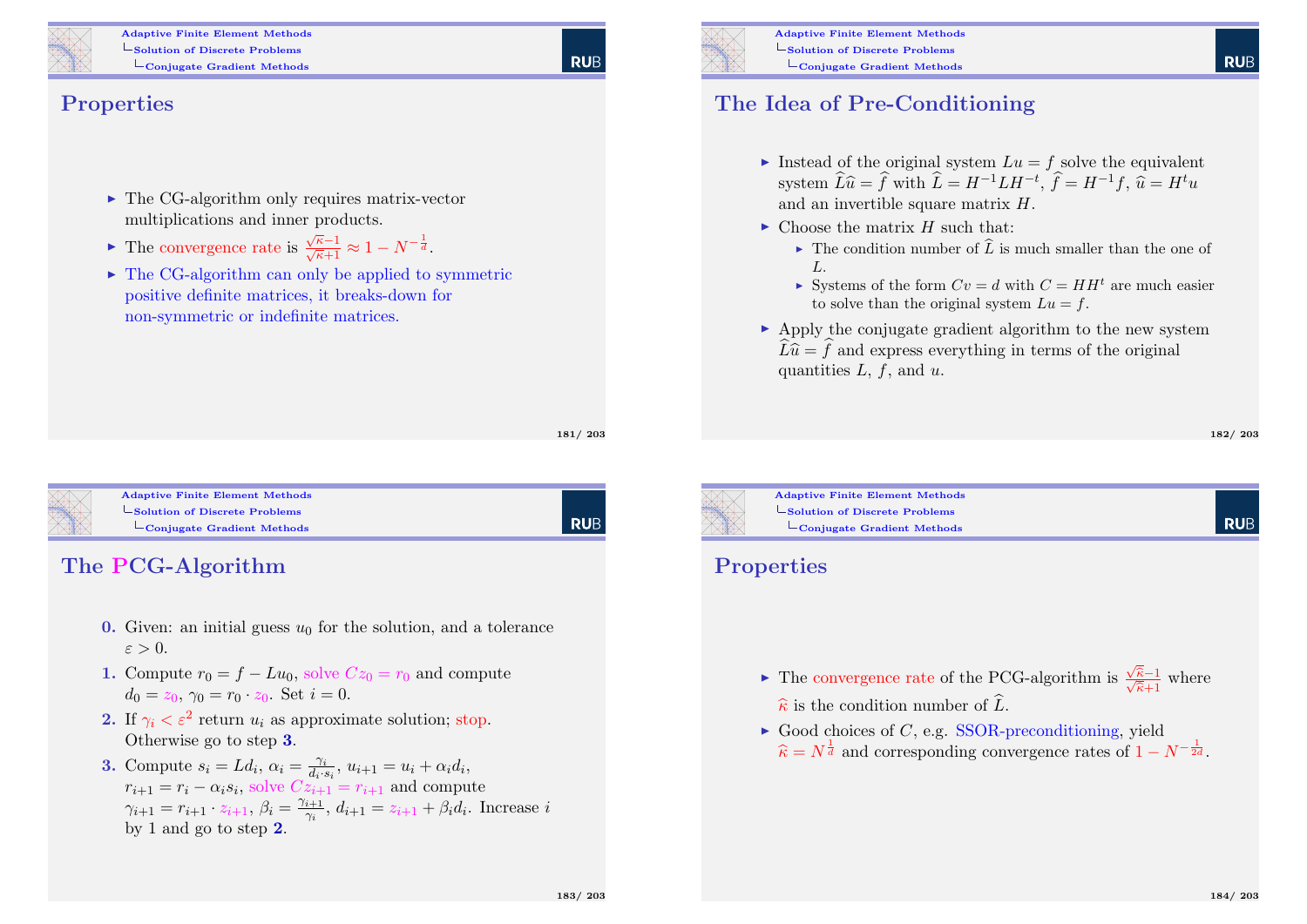## Properties

- The CG-algorithm only requires matrix-vector multiplications and inner products.
- The convergence rate is $\frac{\sqrt{\kappa}-1}{\sqrt{\kappa}+1} \approx 1 - N^{-\frac{1}{d}}$.
- The CG-algorithm can only be applied to symmetric positive definite matrices, it breaks-down for non-symmetric or indefinite matrices.

## The Idea of Pre-Conditioning

- Instead of the original system $Lu = f$ solve the equivalent system $\widehat{L}\widehat{u} = \widehat{f}$ with $\widehat{L} = H^{-1}LH^{-t}$, $\widehat{f} = H^{-1}f$, $\widehat{u} = H^t u$ and an invertible square matrix $H$.
- Choose the matrix $H$ such that:
  - The condition number of $\widehat{L}$ is much smaller than the one of $L$.
  - Systems of the form $Cv = d$ with $C = HH^t$ are much easier to solve than the original system $Lu = f$.
- Apply the conjugate gradient algorithm to the new system $\widehat{L}\widehat{u} = \widehat{f}$ and express everything in terms of the original quantities $L$, $f$, and $u$.

## The PCG-Algorithm

**0.** Given: an initial guess $u_0$ for the solution, and a tolerance $\varepsilon > 0$.

**1.** Compute $r_0 = f - Lu_0$, solve $Cz_0 = r_0$ and compute $d_0 = z_0$, $\gamma_0 = r_0 \cdot z_0$. Set $i = 0$.

**2.** If $\gamma_i < \varepsilon^2$ return $u_i$ as approximate solution; stop. Otherwise go to step **3**.

**3.** Compute $s_i = Ld_i$, $\alpha_i = \frac{\gamma_i}{d_i \cdot s_i}$, $u_{i+1} = u_i + \alpha_i d_i$, $r_{i+1} = r_i - \alpha_i s_i$, solve $Cz_{i+1} = r_{i+1}$ and compute $\gamma_{i+1} = r_{i+1} \cdot z_{i+1}$, $\beta_i = \frac{\gamma_{i+1}}{\gamma_i}$, $d_{i+1} = z_{i+1} + \beta_i d_i$. Increase $i$ by 1 and go to step **2**.

## Properties

- The convergence rate of the PCG-algorithm is $\frac{\sqrt{\widehat{\kappa}}-1}{\sqrt{\widehat{\kappa}}+1}$ where $\widehat{\kappa}$ is the condition number of $\widehat{L}$.
- Good choices of $C$, e.g. SSOR-preconditioning, yield $\widehat{\kappa} = N^{\frac{1}{d}}$ and corresponding convergence rates of $1 - N^{-\frac{1}{2d}}$.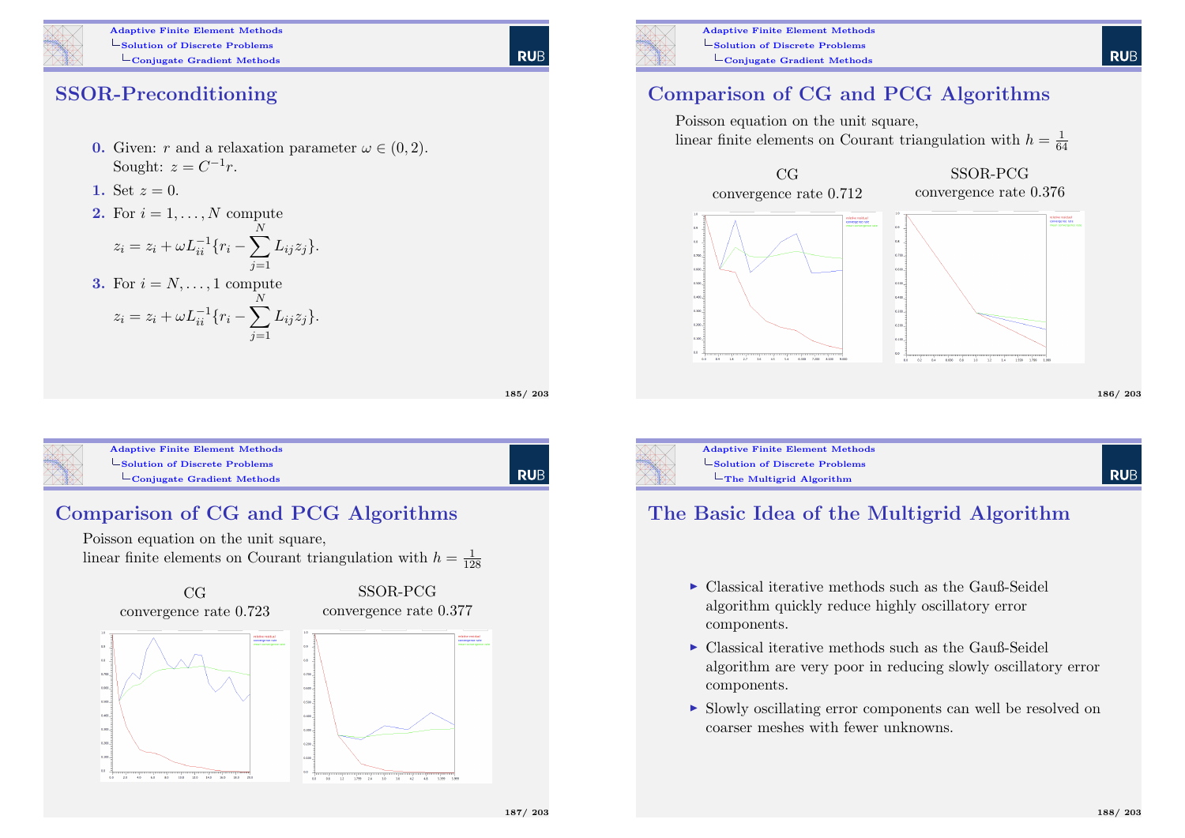## SSOR-Preconditioning

**0.** Given: $r$ and a relaxation parameter $\omega \in (0, 2)$.
Sought: $z = C^{-1}r$.

**1.** Set $z = 0$.

**2.** For $i = 1, \ldots, N$ compute

$$z_i = z_i + \omega L_{ii}^{-1}\{r_i - \sum_{j=1}^{N} L_{ij} z_j\}.$$

**3.** For $i = N, \ldots, 1$ compute

$$z_i = z_i + \omega L_{ii}^{-1}\{r_i - \sum_{j=1}^{N} L_{ij} z_j\}.$$

## Comparison of CG and PCG Algorithms

Poisson equation on the unit square,
linear finite elements on Courant triangulation with $h = \frac{1}{64}$

| CG | SSOR-PCG |
| --- | --- |
| convergence rate 0.712 | convergence rate 0.376 |

## Comparison of CG and PCG Algorithms

Poisson equation on the unit square,
linear finite elements on Courant triangulation with $h = \frac{1}{128}$

| CG | SSOR-PCG |
| --- | --- |
| convergence rate 0.723 | convergence rate 0.377 |

## The Basic Idea of the Multigrid Algorithm

- Classical iterative methods such as the Gauß-Seidel algorithm quickly reduce highly oscillatory error components.
- Classical iterative methods such as the Gauß-Seidel algorithm are very poor in reducing slowly oscillatory error components.
- Slowly oscillating error components can well be resolved on coarser meshes with fewer unknowns.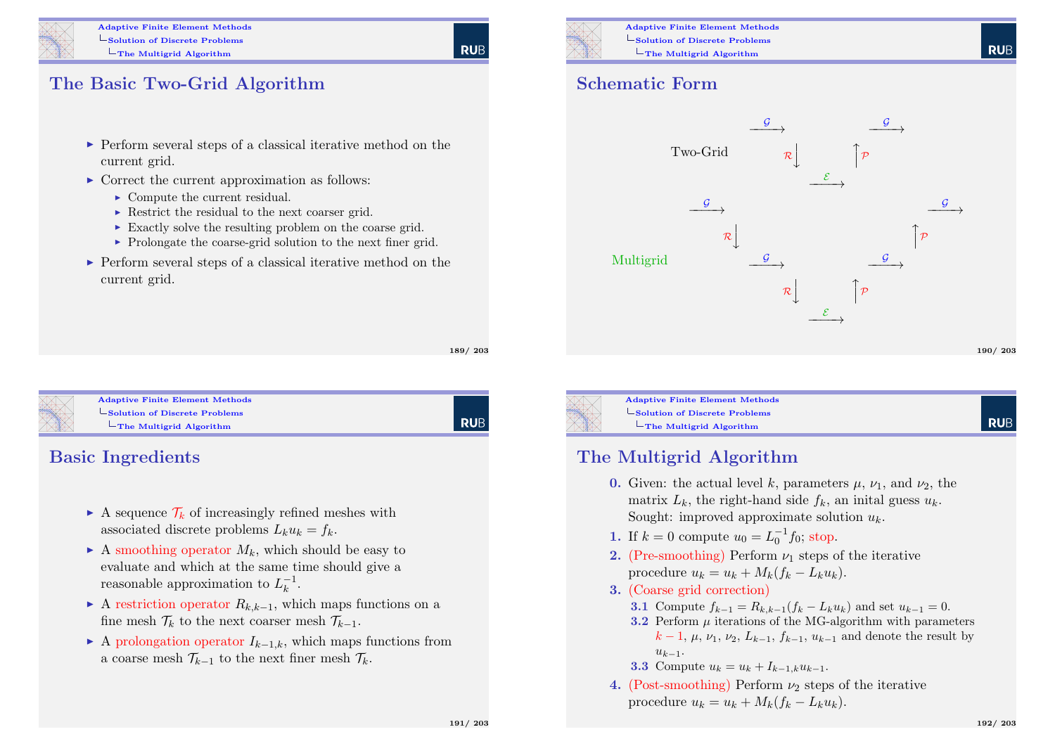## The Basic Two-Grid Algorithm

- Perform several steps of a classical iterative method on the current grid.
- Correct the current approximation as follows:
  - Compute the current residual.
  - Restrict the residual to the next coarser grid.
  - Exactly solve the resulting problem on the coarse grid.
  - Prolongate the coarse-grid solution to the next finer grid.
- Perform several steps of a classical iterative method on the current grid.

## Schematic Form

Two-Grid: $\xrightarrow{\mathcal{G}}$ $\mathcal{R}\downarrow$ $\xrightarrow{\mathcal{E}}$ $\uparrow\mathcal{P}$ $\xrightarrow{\mathcal{G}}$

Multigrid: $\xrightarrow{\mathcal{G}}$ $\mathcal{R}\downarrow$ $\xrightarrow{\mathcal{G}}$ $\mathcal{R}\downarrow$ $\xrightarrow{\mathcal{E}}$ $\uparrow\mathcal{P}$ $\xrightarrow{\mathcal{G}}$ $\uparrow\mathcal{P}$ $\xrightarrow{\mathcal{G}}$

## Basic Ingredients

- A sequence $\mathcal{T}_k$ of increasingly refined meshes with associated discrete problems $L_k u_k = f_k$.
- A smoothing operator $M_k$, which should be easy to evaluate and which at the same time should give a reasonable approximation to $L_k^{-1}$.
- A restriction operator $R_{k,k-1}$, which maps functions on a fine mesh $\mathcal{T}_k$ to the next coarser mesh $\mathcal{T}_{k-1}$.
- A prolongation operator $I_{k-1,k}$, which maps functions from a coarse mesh $\mathcal{T}_{k-1}$ to the next finer mesh $\mathcal{T}_k$.

## The Multigrid Algorithm

**0.** Given: the actual level $k$, parameters $\mu$, $\nu_1$, and $\nu_2$, the matrix $L_k$, the right-hand side $f_k$, an inital guess $u_k$. Sought: improved approximate solution $u_k$.

**1.** If $k = 0$ compute $u_0 = L_0^{-1} f_0$; stop.

**2.** (Pre-smoothing) Perform $\nu_1$ steps of the iterative procedure $u_k = u_k + M_k(f_k - L_k u_k)$.

**3.** (Coarse grid correction)

- **3.1** Compute $f_{k-1} = R_{k,k-1}(f_k - L_k u_k)$ and set $u_{k-1} = 0$.
- **3.2** Perform $\mu$ iterations of the MG-algorithm with parameters $k-1$, $\mu$, $\nu_1$, $\nu_2$, $L_{k-1}$, $f_{k-1}$, $u_{k-1}$ and denote the result by $u_{k-1}$.
- **3.3** Compute $u_k = u_k + I_{k-1,k} u_{k-1}$.

**4.** (Post-smoothing) Perform $\nu_2$ steps of the iterative procedure $u_k = u_k + M_k(f_k - L_k u_k)$.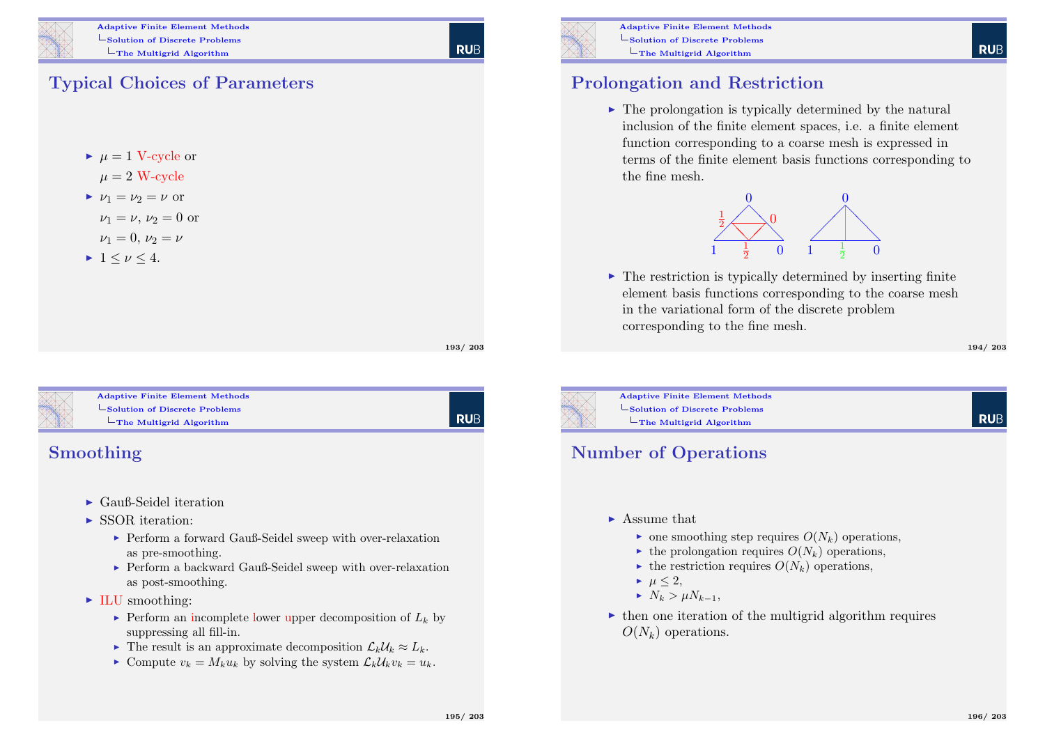## Typical Choices of Parameters

- $\mu = 1$ V-cycle or
  $\mu = 2$ W-cycle
- $\nu_1 = \nu_2 = \nu$ or
  $\nu_1 = \nu$, $\nu_2 = 0$ or
  $\nu_1 = 0$, $\nu_2 = \nu$
- $1 \leq \nu \leq 4$.

## Prolongation and Restriction

- The prolongation is typically determined by the natural inclusion of the finite element spaces, i.e. a finite element function corresponding to a coarse mesh is expressed in terms of the finite element basis functions corresponding to the fine mesh.

- The restriction is typically determined by inserting finite element basis functions corresponding to the coarse mesh in the variational form of the discrete problem corresponding to the fine mesh.

## Smoothing

- Gauß-Seidel iteration
- SSOR iteration:
  - Perform a forward Gauß-Seidel sweep with over-relaxation as pre-smoothing.
  - Perform a backward Gauß-Seidel sweep with over-relaxation as post-smoothing.
- ILU smoothing:
  - Perform an incomplete lower upper decomposition of $L_k$ by suppressing all fill-in.
  - The result is an approximate decomposition $\mathcal{L}_k \mathcal{U}_k \approx L_k$.
  - Compute $v_k = M_k u_k$ by solving the system $\mathcal{L}_k \mathcal{U}_k v_k = u_k$.

## Number of Operations

- Assume that
  - one smoothing step requires $O(N_k)$ operations,
  - the prolongation requires $O(N_k)$ operations,
  - the restriction requires $O(N_k)$ operations,
  - $\mu \leq 2$,
  - $N_k > \mu N_{k-1}$,
- then one iteration of the multigrid algorithm requires $O(N_k)$ operations.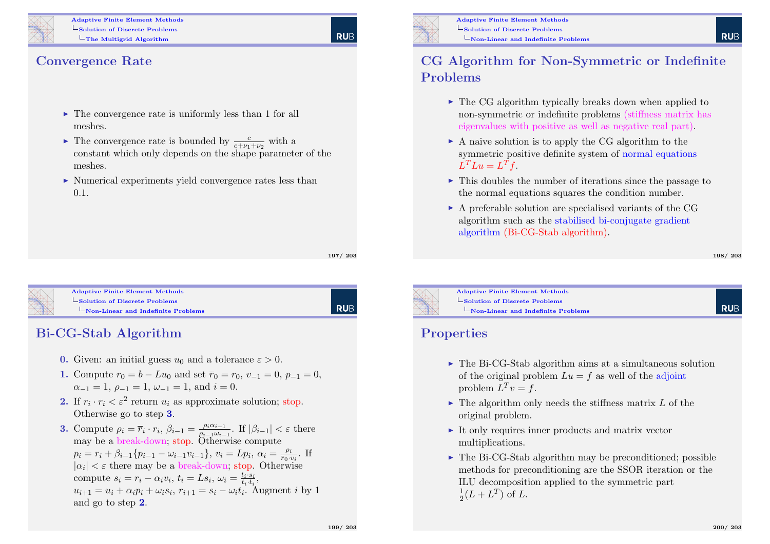## Convergence Rate

- The convergence rate is uniformly less than 1 for all meshes.
- The convergence rate is bounded by $\frac{c}{c+\nu_1+\nu_2}$ with a constant which only depends on the shape parameter of the meshes.
- Numerical experiments yield convergence rates less than 0.1.

## CG Algorithm for Non-Symmetric or Indefinite Problems

- The CG algorithm typically breaks down when applied to non-symmetric or indefinite problems (stiffness matrix has eigenvalues with positive as well as negative real part).
- A naive solution is to apply the CG algorithm to the symmetric positive definite system of normal equations $L^T L u = L^T f$.
- This doubles the number of iterations since the passage to the normal equations squares the condition number.
- A preferable solution are specialised variants of the CG algorithm such as the stabilised bi-conjugate gradient algorithm (Bi-CG-Stab algorithm).

## Bi-CG-Stab Algorithm

**0.** Given: an initial guess $u_0$ and a tolerance $\varepsilon > 0$.

**1.** Compute $r_0 = b - Lu_0$ and set $\overline{r}_0 = r_0$, $v_{-1} = 0$, $p_{-1} = 0$, $\alpha_{-1} = 1$, $\rho_{-1} = 1$, $\omega_{-1} = 1$, and $i = 0$.

**2.** If $r_i \cdot r_i < \varepsilon^2$ return $u_i$ as approximate solution; stop. Otherwise go to step **3**.

**3.** Compute $\rho_i = \overline{r}_i \cdot r_i$, $\beta_{i-1} = \frac{\rho_i \alpha_{i-1}}{\rho_{i-1}\omega_{i-1}}$. If $|\beta_{i-1}| < \varepsilon$ there may be a break-down; stop. Otherwise compute $p_i = r_i + \beta_{i-1}\{p_{i-1} - \omega_{i-1}v_{i-1}\}$, $v_i = Lp_i$, $\alpha_i = \frac{\rho_i}{\overline{r}_0 \cdot v_i}$. If $|\alpha_i| < \varepsilon$ there may be a break-down; stop. Otherwise compute $s_i = r_i - \alpha_i v_i$, $t_i = Ls_i$, $\omega_i = \frac{t_i \cdot s_i}{t_i \cdot t_i}$, $u_{i+1} = u_i + \alpha_i p_i + \omega_i s_i$, $r_{i+1} = s_i - \omega_i t_i$. Augment $i$ by 1 and go to step **2**.

## Properties

- The Bi-CG-Stab algorithm aims at a simultaneous solution of the original problem $Lu = f$ as well of the adjoint problem $L^T v = f$.
- The algorithm only needs the stiffness matrix $L$ of the original problem.
- It only requires inner products and matrix vector multiplications.
- The Bi-CG-Stab algorithm may be preconditioned; possible methods for preconditioning are the SSOR iteration or the ILU decomposition applied to the symmetric part $\frac{1}{2}(L + L^T)$ of $L$.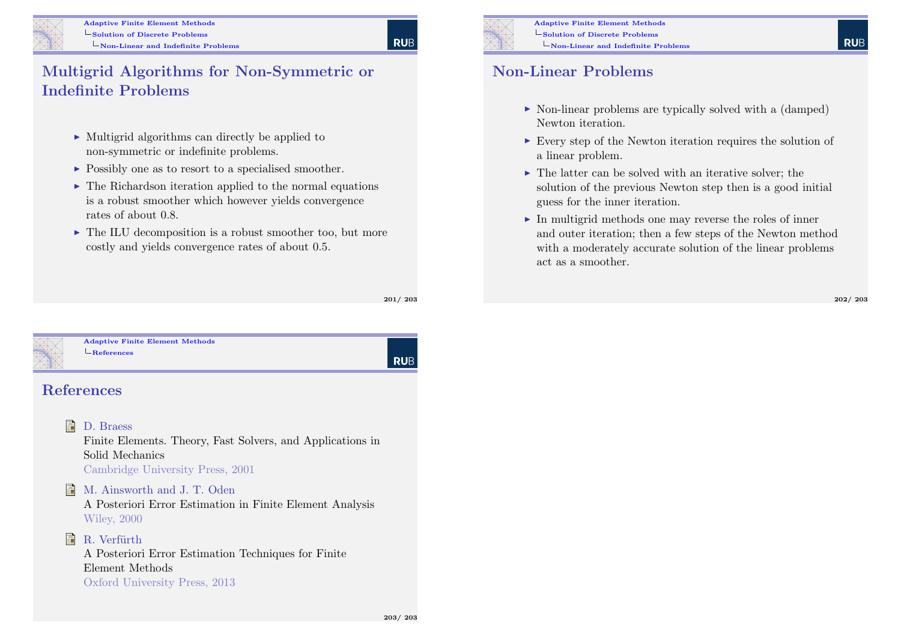## Multigrid Algorithms for Non-Symmetric or Indefinite Problems

- Multigrid algorithms can directly be applied to non-symmetric or indefinite problems.
- Possibly one as to resort to a specialised smoother.
- The Richardson iteration applied to the normal equations is a robust smoother which however yields convergence rates of about 0.8.
- The ILU decomposition is a robust smoother too, but more costly and yields convergence rates of about 0.5.

## Non-Linear Problems

- Non-linear problems are typically solved with a (damped) Newton iteration.
- Every step of the Newton iteration requires the solution of a linear problem.
- The latter can be solved with an iterative solver; the solution of the previous Newton step then is a good initial guess for the inner iteration.
- In multigrid methods one may reverse the roles of inner and outer iteration; then a few steps of the Newton method with a moderately accurate solution of the linear problems act as a smoother.

## References

- D. Braess
  Finite Elements. Theory, Fast Solvers, and Applications in Solid Mechanics
  Cambridge University Press, 2001
- M. Ainsworth and J. T. Oden
  A Posteriori Error Estimation in Finite Element Analysis
  Wiley, 2000
- R. Verfürth
  A Posteriori Error Estimation Techniques for Finite Element Methods
  Oxford University Press, 2013